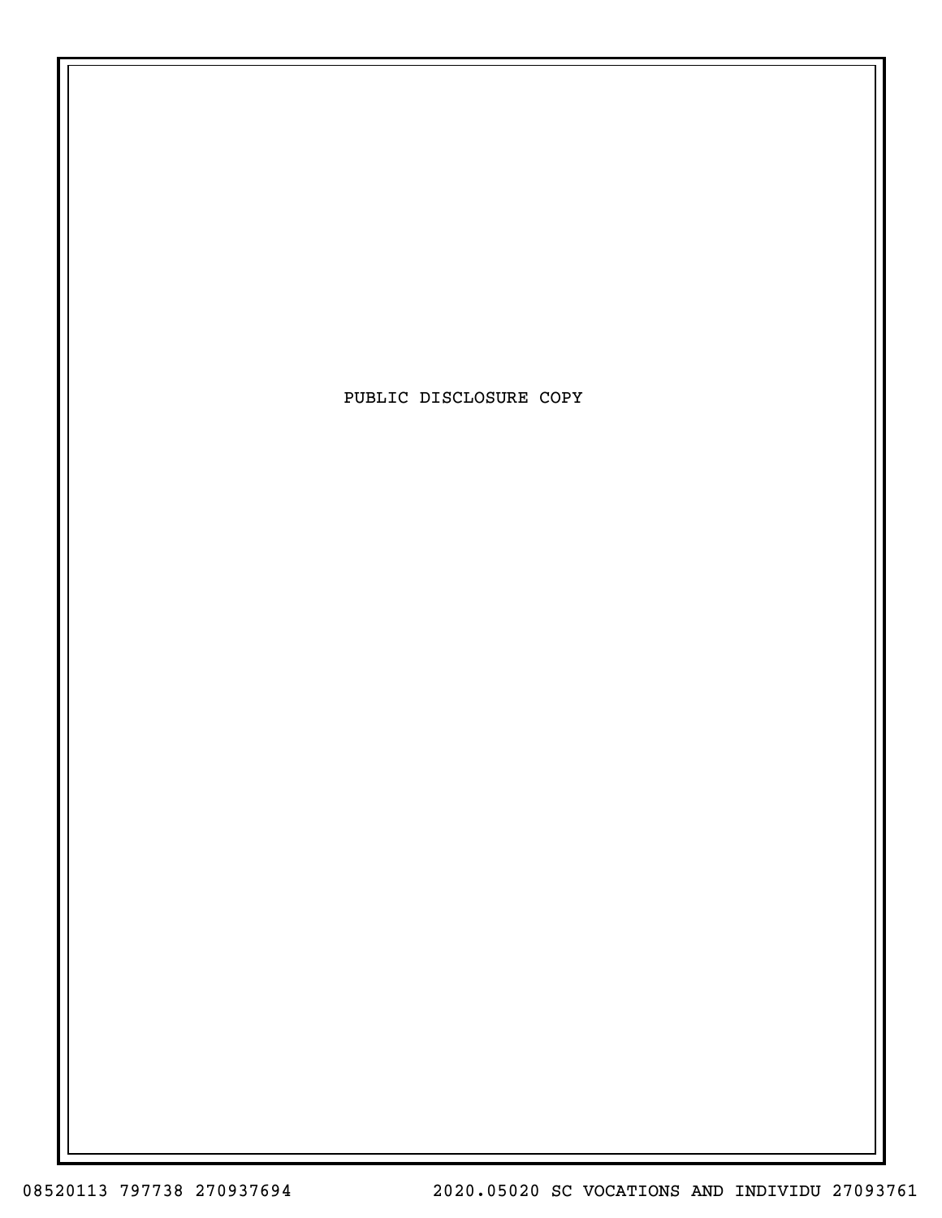PUBLIC DISCLOSURE COPY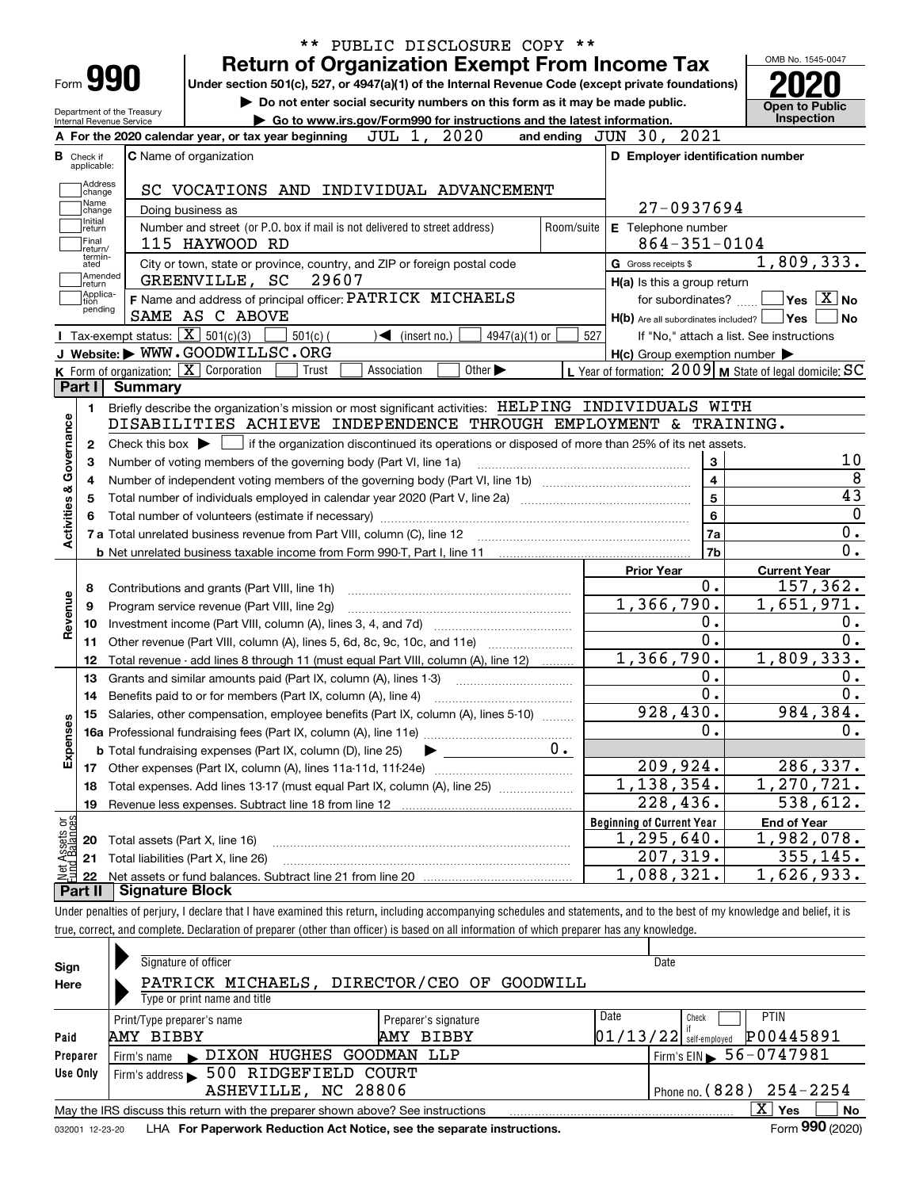\*\* PUBLIC DISCLOSURE COPY \*\*

# Form 990 — Return of Organization Exempt From Income Tax

**2020**

OMB No. 1545-0047

Under section 501(c), 527, or 4947(a)(1) of the Internal Revenue Code (except private foundations)

▶ Do not enter social security numbers on this form as it may be made public.

▶ Go to www.irs.gov/Form990 for instructions and the latest information.

Department of the Treasury
Internal Revenue Service

**Open to Public Inspection**

**A** For the 2020 calendar year, or tax year beginning JUL 1, 2020 and ending JUN 30, 2021

**B** Check if applicable: Address change, Name change, Initial return, Final return/terminated, Amended return, Application pending

**C** Name of organization: SC VOCATIONS AND INDIVIDUAL ADVANCEMENT

Doing business as

Number and street (or P.O. box if mail is not delivered to street address): 115 HAYWOOD RD — Room/suite

City or town, state or province, country, and ZIP or foreign postal code: GREENVILLE, SC 29607

**D** Employer identification number: 27-0937694

**E** Telephone number: 864-351-0104

**G** Gross receipts $ 1,809,333.

**F** Name and address of principal officer: PATRICK MICHAELS, SAME AS C ABOVE

**H(a)** Is this a group return for subordinates? ☐ Yes ☒ No

**H(b)** Are all subordinates included? ☐ Yes ☐ No — If "No," attach a list. See instructions

**H(c)** Group exemption number ▶

**I** Tax-exempt status: ☒ 501(c)(3) ☐ 501(c) ( ) ◀ (insert no.) ☐ 4947(a)(1) or ☐ 527

**J** Website: ▶ WWW.GOODWILLSC.ORG

**K** Form of organization: ☒ Corporation ☐ Trust ☐ Association ☐ Other ▶

**L** Year of formation: 2009 **M** State of legal domicile: SC

## Part I Summary

### Activities & Governance

1. Briefly describe the organization's mission or most significant activities: HELPING INDIVIDUALS WITH DISABILITIES ACHIEVE INDEPENDENCE THROUGH EMPLOYMENT & TRAINING.
2. Check this box ▶ ☐ if the organization discontinued its operations or disposed of more than 25% of its net assets.

| | | Line | |
|---|---|---|---|
| 3 | Number of voting members of the governing body (Part VI, line 1a) | 3 | 10 |
| 4 | Number of independent voting members of the governing body (Part VI, line 1b) | 4 | 8 |
| 5 | Total number of individuals employed in calendar year 2020 (Part V, line 2a) | 5 | 43 |
| 6 | Total number of volunteers (estimate if necessary) | 6 | 0 |
| 7a | Total unrelated business revenue from Part VIII, column (C), line 12 | 7a | 0. |
| 7b | Net unrelated business taxable income from Form 990-T, Part I, line 11 | 7b | 0. |

### Revenue / Expenses

| | | Prior Year | Current Year |
|---|---|---|---|
| 8 | Contributions and grants (Part VIII, line 1h) | 0. | 157,362. |
| 9 | Program service revenue (Part VIII, line 2g) | 1,366,790. | 1,651,971. |
| 10 | Investment income (Part VIII, column (A), lines 3, 4, and 7d) | 0. | 0. |
| 11 | Other revenue (Part VIII, column (A), lines 5, 6d, 8c, 9c, 10c, and 11e) | 0. | 0. |
| 12 | Total revenue - add lines 8 through 11 (must equal Part VIII, column (A), line 12) | 1,366,790. | 1,809,333. |
| 13 | Grants and similar amounts paid (Part IX, column (A), lines 1-3) | 0. | 0. |
| 14 | Benefits paid to or for members (Part IX, column (A), line 4) | 0. | 0. |
| 15 | Salaries, other compensation, employee benefits (Part IX, column (A), lines 5-10) | 928,430. | 984,384. |
| 16a | Professional fundraising fees (Part IX, column (A), line 11e) | 0. | 0. |
| b | Total fundraising expenses (Part IX, column (D), line 25) ▶ 0. | | |
| 17 | Other expenses (Part IX, column (A), lines 11a-11d, 11f-24e) | 209,924. | 286,337. |
| 18 | Total expenses. Add lines 13-17 (must equal Part IX, column (A), line 25) | 1,138,354. | 1,270,721. |
| 19 | Revenue less expenses. Subtract line 18 from line 12 | 228,436. | 538,612. |

### Net Assets or Fund Balances

| | | Beginning of Current Year | End of Year |
|---|---|---|---|
| 20 | Total assets (Part X, line 16) | 1,295,640. | 1,982,078. |
| 21 | Total liabilities (Part X, line 26) | 207,319. | 355,145. |
| 22 | Net assets or fund balances. Subtract line 21 from line 20 | 1,088,321. | 1,626,933. |

## Part II Signature Block

Under penalties of perjury, I declare that I have examined this return, including accompanying schedules and statements, and to the best of my knowledge and belief, it is true, correct, and complete. Declaration of preparer (other than officer) is based on all information of which preparer has any knowledge.

**Sign Here**

Signature of officer — Date

PATRICK MICHAELS, DIRECTOR/CEO OF GOODWILL
Type or print name and title

**Paid Preparer Use Only**

| Print/Type preparer's name | Preparer's signature | Date | Check if self-employed | PTIN |
|---|---|---|---|---|
| AMY BIBBY | AMY BIBBY | 01/13/22 | ☐ | P00445891 |

Firm's name ▶ DIXON HUGHES GOODMAN LLP — Firm's EIN ▶ 56-0747981

Firm's address ▶ 500 RIDGEFIELD COURT, ASHEVILLE, NC 28806 — Phone no. (828) 254-2254

May the IRS discuss this return with the preparer shown above? See instructions ☒ Yes ☐ No

032001 12-23-20 LHA For Paperwork Reduction Act Notice, see the separate instructions. Form **990** (2020)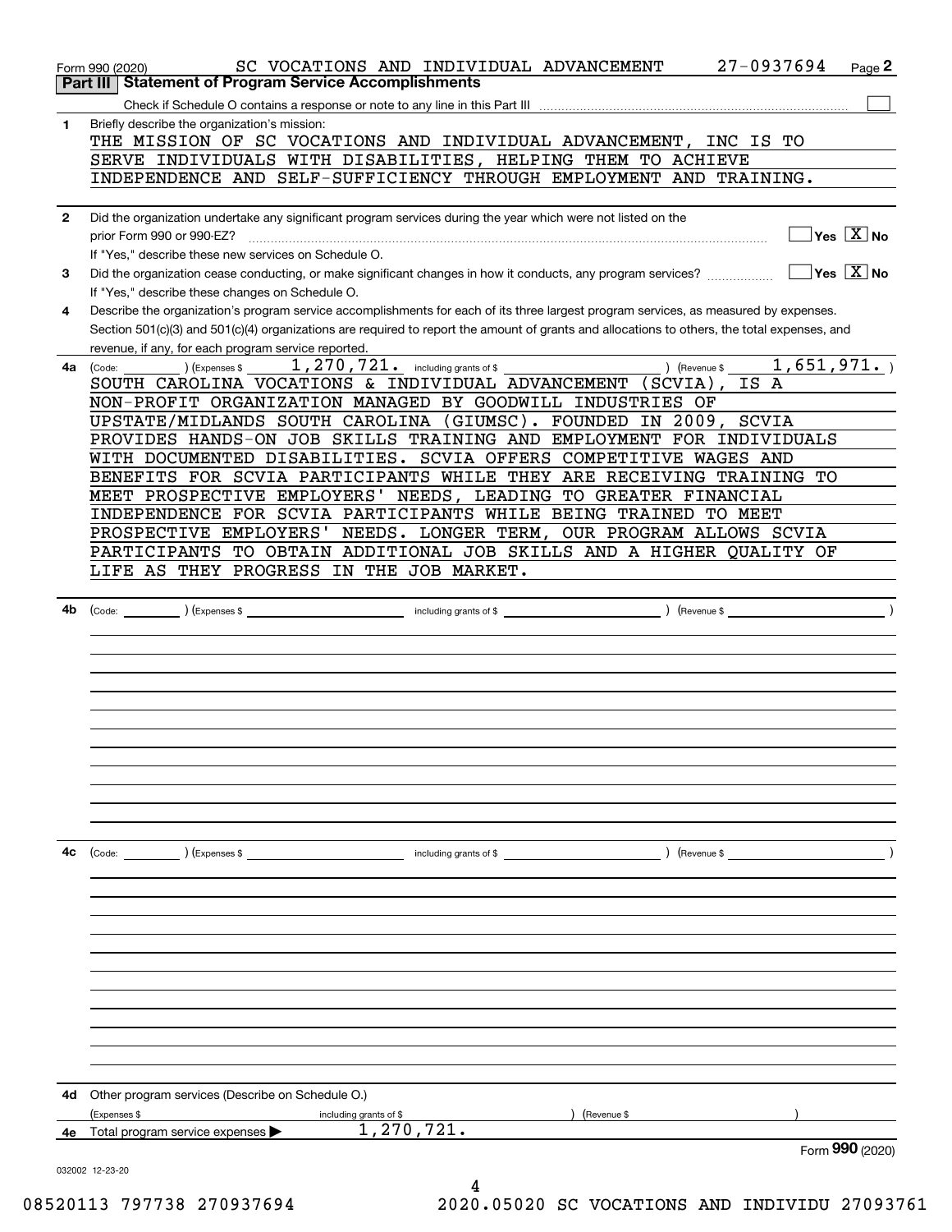Form 990 (2020) SC VOCATIONS AND INDIVIDUAL ADVANCEMENT 27-0937694 Page **2**

## Part III | Statement of Program Service Accomplishments

Check if Schedule O contains a response or note to any line in this Part III ☐

**1** Briefly describe the organization's mission:

THE MISSION OF SC VOCATIONS AND INDIVIDUAL ADVANCEMENT, INC IS TO SERVE INDIVIDUALS WITH DISABILITIES, HELPING THEM TO ACHIEVE INDEPENDENCE AND SELF-SUFFICIENCY THROUGH EMPLOYMENT AND TRAINING.

**2** Did the organization undertake any significant program services during the year which were not listed on the prior Form 990 or 990-EZ? ☐ Yes ☒ No

If "Yes," describe these new services on Schedule O.

**3** Did the organization cease conducting, or make significant changes in how it conducts, any program services? ☐ Yes ☒ No

If "Yes," describe these changes on Schedule O.

**4** Describe the organization's program service accomplishments for each of its three largest program services, as measured by expenses. Section 501(c)(3) and 501(c)(4) organizations are required to report the amount of grants and allocations to others, the total expenses, and revenue, if any, for each program service reported.

**4a** (Code: ) (Expenses $ 1,270,721. including grants of $ ) (Revenue $ 1,651,971. )

SOUTH CAROLINA VOCATIONS & INDIVIDUAL ADVANCEMENT (SCVIA), IS A NON-PROFIT ORGANIZATION MANAGED BY GOODWILL INDUSTRIES OF UPSTATE/MIDLANDS SOUTH CAROLINA (GIUMSC). FOUNDED IN 2009, SCVIA PROVIDES HANDS-ON JOB SKILLS TRAINING AND EMPLOYMENT FOR INDIVIDUALS WITH DOCUMENTED DISABILITIES. SCVIA OFFERS COMPETITIVE WAGES AND BENEFITS FOR SCVIA PARTICIPANTS WHILE THEY ARE RECEIVING TRAINING TO MEET PROSPECTIVE EMPLOYERS' NEEDS, LEADING TO GREATER FINANCIAL INDEPENDENCE FOR SCVIA PARTICIPANTS WHILE BEING TRAINED TO MEET PROSPECTIVE EMPLOYERS' NEEDS. LONGER TERM, OUR PROGRAM ALLOWS SCVIA PARTICIPANTS TO OBTAIN ADDITIONAL JOB SKILLS AND A HIGHER QUALITY OF LIFE AS THEY PROGRESS IN THE JOB MARKET.

**4b** (Code: ) (Expenses $ including grants of $ ) (Revenue $ )

**4c** (Code: ) (Expenses $ including grants of $ ) (Revenue $ )

**4d** Other program services (Describe on Schedule O.)

(Expenses $ including grants of $ ) (Revenue $ )

**4e** Total program service expenses ▶ 1,270,721.

Form **990** (2020)

032002 12-23-20

08520113 797738 270937694 2020.05020 SC VOCATIONS AND INDIVIDU 27093761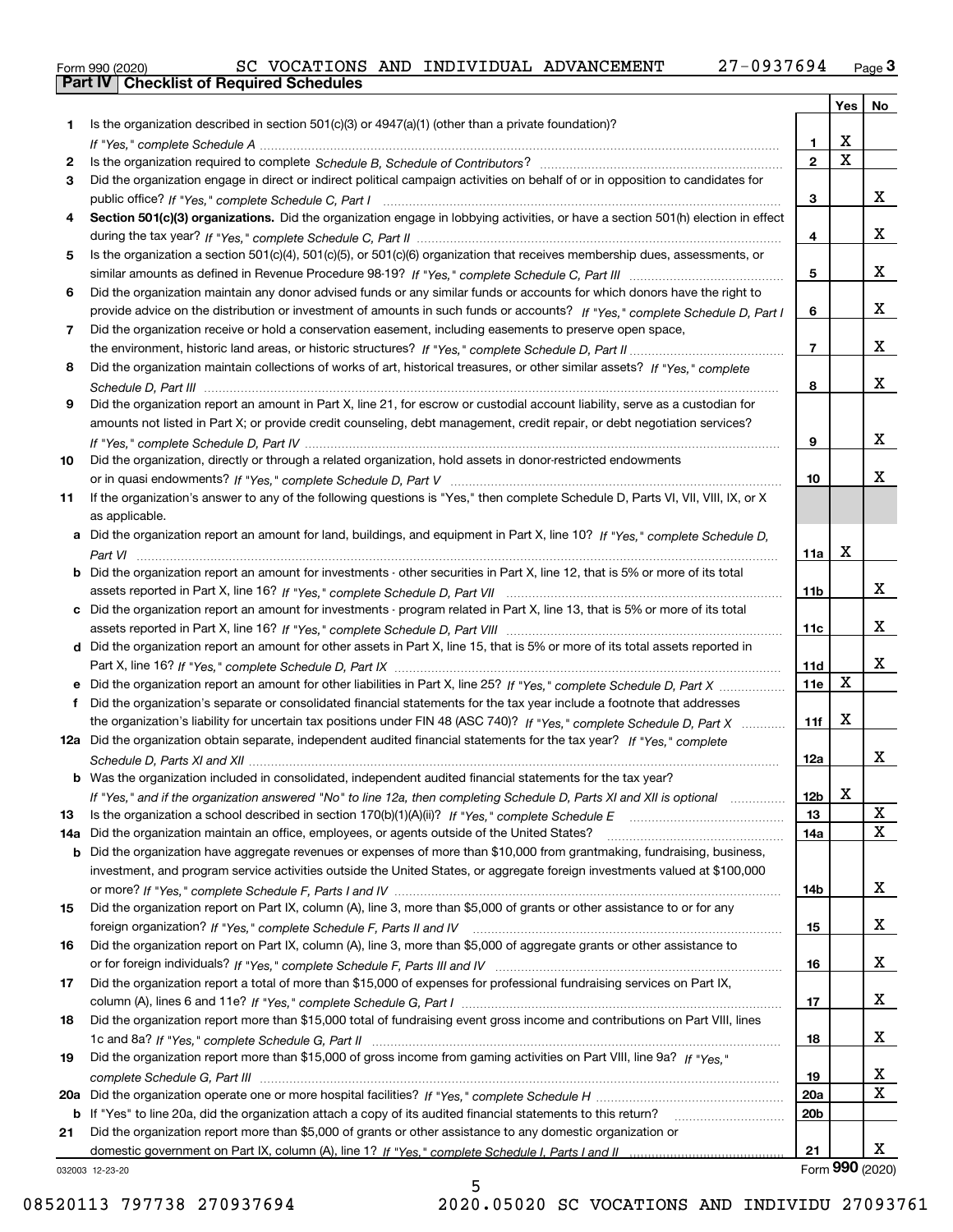Form 990 (2020) SC VOCATIONS AND INDIVIDUAL ADVANCEMENT 27-0937694 Page 3

## Part IV Checklist of Required Schedules

| | | | Yes | No |
|---|---|---|---|---|
| 1 | Is the organization described in section 501(c)(3) or 4947(a)(1) (other than a private foundation)? *If "Yes," complete Schedule A* | 1 | X | |
| 2 | Is the organization required to complete *Schedule B, Schedule of Contributors*? | 2 | X | |
| 3 | Did the organization engage in direct or indirect political campaign activities on behalf of or in opposition to candidates for public office? *If "Yes," complete Schedule C, Part I* | 3 | | X |
| 4 | **Section 501(c)(3) organizations.** Did the organization engage in lobbying activities, or have a section 501(h) election in effect during the tax year? *If "Yes," complete Schedule C, Part II* | 4 | | X |
| 5 | Is the organization a section 501(c)(4), 501(c)(5), or 501(c)(6) organization that receives membership dues, assessments, or similar amounts as defined in Revenue Procedure 98-19? *If "Yes," complete Schedule C, Part III* | 5 | | X |
| 6 | Did the organization maintain any donor advised funds or any similar funds or accounts for which donors have the right to provide advice on the distribution or investment of amounts in such funds or accounts? *If "Yes," complete Schedule D, Part I* | 6 | | X |
| 7 | Did the organization receive or hold a conservation easement, including easements to preserve open space, the environment, historic land areas, or historic structures? *If "Yes," complete Schedule D, Part II* | 7 | | X |
| 8 | Did the organization maintain collections of works of art, historical treasures, or other similar assets? *If "Yes," complete Schedule D, Part III* | 8 | | X |
| 9 | Did the organization report an amount in Part X, line 21, for escrow or custodial account liability, serve as a custodian for amounts not listed in Part X; or provide credit counseling, debt management, credit repair, or debt negotiation services? *If "Yes," complete Schedule D, Part IV* | 9 | | X |
| 10 | Did the organization, directly or through a related organization, hold assets in donor-restricted endowments or in quasi endowments? *If "Yes," complete Schedule D, Part V* | 10 | | X |
| 11 | If the organization's answer to any of the following questions is "Yes," then complete Schedule D, Parts VI, VII, VIII, IX, or X as applicable. | | | |
| a | Did the organization report an amount for land, buildings, and equipment in Part X, line 10? *If "Yes," complete Schedule D, Part VI* | 11a | X | |
| b | Did the organization report an amount for investments - other securities in Part X, line 12, that is 5% or more of its total assets reported in Part X, line 16? *If "Yes," complete Schedule D, Part VII* | 11b | | X |
| c | Did the organization report an amount for investments - program related in Part X, line 13, that is 5% or more of its total assets reported in Part X, line 16? *If "Yes," complete Schedule D, Part VIII* | 11c | | X |
| d | Did the organization report an amount for other assets in Part X, line 15, that is 5% or more of its total assets reported in Part X, line 16? *If "Yes," complete Schedule D, Part IX* | 11d | | X |
| e | Did the organization report an amount for other liabilities in Part X, line 25? *If "Yes," complete Schedule D, Part X* | 11e | X | |
| f | Did the organization's separate or consolidated financial statements for the tax year include a footnote that addresses the organization's liability for uncertain tax positions under FIN 48 (ASC 740)? *If "Yes," complete Schedule D, Part X* | 11f | X | |
| 12a | Did the organization obtain separate, independent audited financial statements for the tax year? *If "Yes," complete Schedule D, Parts XI and XII* | 12a | | X |
| b | Was the organization included in consolidated, independent audited financial statements for the tax year? *If "Yes," and if the organization answered "No" to line 12a, then completing Schedule D, Parts XI and XII is optional* | 12b | X | |
| 13 | Is the organization a school described in section 170(b)(1)(A)(ii)? *If "Yes," complete Schedule E* | 13 | | X |
| 14a | Did the organization maintain an office, employees, or agents outside of the United States? | 14a | | X |
| b | Did the organization have aggregate revenues or expenses of more than $10,000 from grantmaking, fundraising, business, investment, and program service activities outside the United States, or aggregate foreign investments valued at $100,000 or more? *If "Yes," complete Schedule F, Parts I and IV* | 14b | | X |
| 15 | Did the organization report on Part IX, column (A), line 3, more than $5,000 of grants or other assistance to or for any foreign organization? *If "Yes," complete Schedule F, Parts II and IV* | 15 | | X |
| 16 | Did the organization report on Part IX, column (A), line 3, more than $5,000 of aggregate grants or other assistance to or for foreign individuals? *If "Yes," complete Schedule F, Parts III and IV* | 16 | | X |
| 17 | Did the organization report a total of more than $15,000 of expenses for professional fundraising services on Part IX, column (A), lines 6 and 11e? *If "Yes," complete Schedule G, Part I* | 17 | | X |
| 18 | Did the organization report more than $15,000 total of fundraising event gross income and contributions on Part VIII, lines 1c and 8a? *If "Yes," complete Schedule G, Part II* | 18 | | X |
| 19 | Did the organization report more than $15,000 of gross income from gaming activities on Part VIII, line 9a? *If "Yes," complete Schedule G, Part III* | 19 | | X |
| 20a | Did the organization operate one or more hospital facilities? *If "Yes," complete Schedule H* | 20a | | X |
| b | If "Yes" to line 20a, did the organization attach a copy of its audited financial statements to this return? | 20b | | |
| 21 | Did the organization report more than $5,000 of grants or other assistance to any domestic organization or domestic government on Part IX, column (A), line 1? *If "Yes," complete Schedule I, Parts I and II* | 21 | | X |

032003 12-23-20 Form **990** (2020)

08520113 797738 270937694 2020.05020 SC VOCATIONS AND INDIVIDU 27093761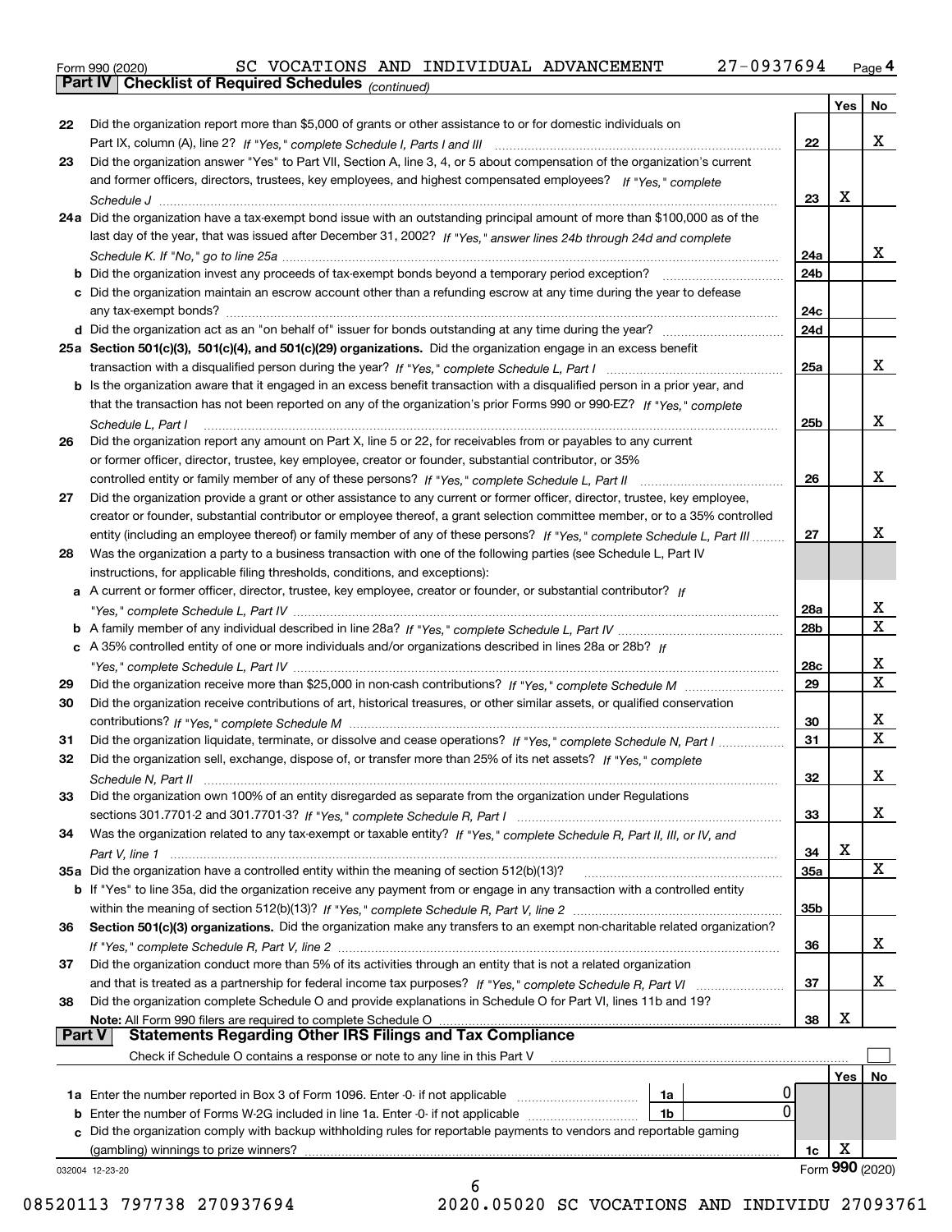Form 990 (2020) SC VOCATIONS AND INDIVIDUAL ADVANCEMENT 27-0937694 Page 4

**Part IV Checklist of Required Schedules** *(continued)*

| | | | Yes | No |
|---|---|---|---|---|
| 22 | Did the organization report more than $5,000 of grants or other assistance to or for domestic individuals on Part IX, column (A), line 2? *If "Yes," complete Schedule I, Parts I and III* | 22 | | X |
| 23 | Did the organization answer "Yes" to Part VII, Section A, line 3, 4, or 5 about compensation of the organization's current and former officers, directors, trustees, key employees, and highest compensated employees? *If "Yes," complete Schedule J* | 23 | X | |
| 24a | Did the organization have a tax-exempt bond issue with an outstanding principal amount of more than $100,000 as of the last day of the year, that was issued after December 31, 2002? *If "Yes," answer lines 24b through 24d and complete Schedule K. If "No," go to line 25a* | 24a | | X |
| b | Did the organization invest any proceeds of tax-exempt bonds beyond a temporary period exception? | 24b | | |
| c | Did the organization maintain an escrow account other than a refunding escrow at any time during the year to defease any tax-exempt bonds? | 24c | | |
| d | Did the organization act as an "on behalf of" issuer for bonds outstanding at any time during the year? | 24d | | |
| 25a | **Section 501(c)(3), 501(c)(4), and 501(c)(29) organizations.** Did the organization engage in an excess benefit transaction with a disqualified person during the year? *If "Yes," complete Schedule L, Part I* | 25a | | X |
| b | Is the organization aware that it engaged in an excess benefit transaction with a disqualified person in a prior year, and that the transaction has not been reported on any of the organization's prior Forms 990 or 990-EZ? *If "Yes," complete Schedule L, Part I* | 25b | | X |
| 26 | Did the organization report any amount on Part X, line 5 or 22, for receivables from or payables to any current or former officer, director, trustee, key employee, creator or founder, substantial contributor, or 35% controlled entity or family member of any of these persons? *If "Yes," complete Schedule L, Part II* | 26 | | X |
| 27 | Did the organization provide a grant or other assistance to any current or former officer, director, trustee, key employee, creator or founder, substantial contributor or employee thereof, a grant selection committee member, or to a 35% controlled entity (including an employee thereof) or family member of any of these persons? *If "Yes," complete Schedule L, Part III* | 27 | | X |
| 28 | Was the organization a party to a business transaction with one of the following parties (see Schedule L, Part IV instructions, for applicable filing thresholds, conditions, and exceptions): | | | |
| a | A current or former officer, director, trustee, key employee, creator or founder, or substantial contributor? *If "Yes," complete Schedule L, Part IV* | 28a | | X |
| b | A family member of any individual described in line 28a? *If "Yes," complete Schedule L, Part IV* | 28b | | X |
| c | A 35% controlled entity of one or more individuals and/or organizations described in lines 28a or 28b? *If "Yes," complete Schedule L, Part IV* | 28c | | X |
| 29 | Did the organization receive more than $25,000 in non-cash contributions? *If "Yes," complete Schedule M* | 29 | | X |
| 30 | Did the organization receive contributions of art, historical treasures, or other similar assets, or qualified conservation contributions? *If "Yes," complete Schedule M* | 30 | | X |
| 31 | Did the organization liquidate, terminate, or dissolve and cease operations? *If "Yes," complete Schedule N, Part I* | 31 | | X |
| 32 | Did the organization sell, exchange, dispose of, or transfer more than 25% of its net assets? *If "Yes," complete Schedule N, Part II* | 32 | | X |
| 33 | Did the organization own 100% of an entity disregarded as separate from the organization under Regulations sections 301.7701-2 and 301.7701-3? *If "Yes," complete Schedule R, Part I* | 33 | | X |
| 34 | Was the organization related to any tax-exempt or taxable entity? *If "Yes," complete Schedule R, Part II, III, or IV, and Part V, line 1* | 34 | X | |
| 35a | Did the organization have a controlled entity within the meaning of section 512(b)(13)? | 35a | | X |
| b | If "Yes" to line 35a, did the organization receive any payment from or engage in any transaction with a controlled entity within the meaning of section 512(b)(13)? *If "Yes," complete Schedule R, Part V, line 2* | 35b | | |
| 36 | **Section 501(c)(3) organizations.** Did the organization make any transfers to an exempt non-charitable related organization? *If "Yes," complete Schedule R, Part V, line 2* | 36 | | X |
| 37 | Did the organization conduct more than 5% of its activities through an entity that is not a related organization and that is treated as a partnership for federal income tax purposes? *If "Yes," complete Schedule R, Part VI* | 37 | | X |
| 38 | Did the organization complete Schedule O and provide explanations in Schedule O for Part VI, lines 11b and 19? **Note:** All Form 990 filers are required to complete Schedule O | 38 | X | |

**Part V Statements Regarding Other IRS Filings and Tax Compliance**

Check if Schedule O contains a response or note to any line in this Part V ☐

| | | | | | Yes | No |
|---|---|---|---|---|---|---|
| 1a | Enter the number reported in Box 3 of Form 1096. Enter -0- if not applicable | 1a | 0 | | | |
| b | Enter the number of Forms W-2G included in line 1a. Enter -0- if not applicable | 1b | 0 | | | |
| c | Did the organization comply with backup withholding rules for reportable payments to vendors and reportable gaming (gambling) winnings to prize winners? | | | 1c | X | |

Form **990** (2020)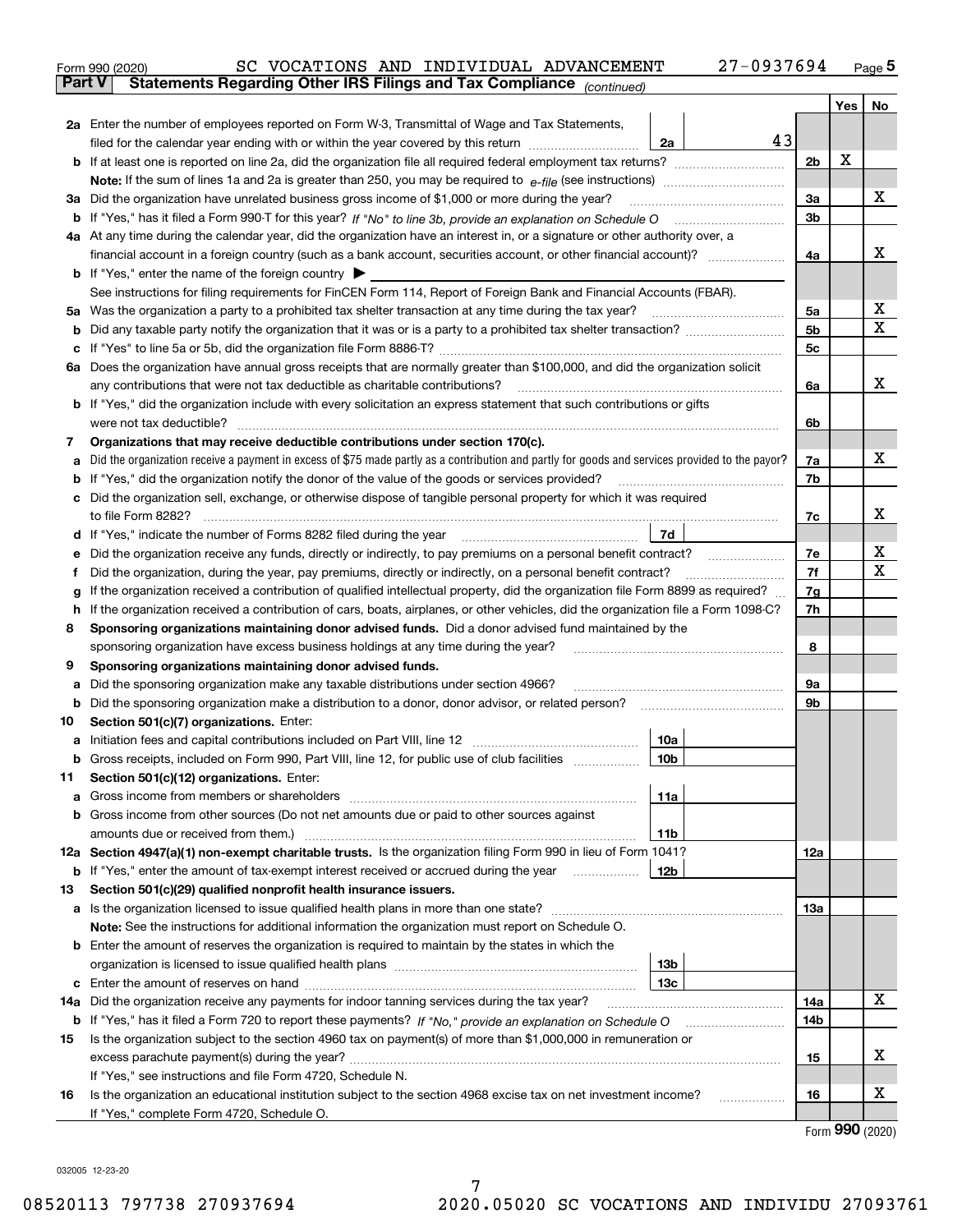Form 990 (2020) SC VOCATIONS AND INDIVIDUAL ADVANCEMENT 27-0937694 Page **5**

## Part V Statements Regarding Other IRS Filings and Tax Compliance *(continued)*

| | | | | | Yes | No |
|---|---|---|---|---|---|---|
| **2a** | Enter the number of employees reported on Form W-3, Transmittal of Wage and Tax Statements, filed for the calendar year ending with or within the year covered by this return | 2a | 43 | | | |
| **b** | If at least one is reported on line 2a, did the organization file all required federal employment tax returns? | | | 2b | X | |
| | **Note:** If the sum of lines 1a and 2a is greater than 250, you may be required to *e-file* (see instructions) | | | | | |
| **3a** | Did the organization have unrelated business gross income of $1,000 or more during the year? | | | 3a | | X |
| **b** | If "Yes," has it filed a Form 990-T for this year? *If "No" to line 3b, provide an explanation on Schedule O* | | | 3b | | |
| **4a** | At any time during the calendar year, did the organization have an interest in, or a signature or other authority over, a financial account in a foreign country (such as a bank account, securities account, or other financial account)? | | | 4a | | X |
| **b** | If "Yes," enter the name of the foreign country ▶ | | | | | |
| | See instructions for filing requirements for FinCEN Form 114, Report of Foreign Bank and Financial Accounts (FBAR). | | | | | |
| **5a** | Was the organization a party to a prohibited tax shelter transaction at any time during the tax year? | | | 5a | | X |
| **b** | Did any taxable party notify the organization that it was or is a party to a prohibited tax shelter transaction? | | | 5b | | X |
| **c** | If "Yes" to line 5a or 5b, did the organization file Form 8886-T? | | | 5c | | |
| **6a** | Does the organization have annual gross receipts that are normally greater than $100,000, and did the organization solicit any contributions that were not tax deductible as charitable contributions? | | | 6a | | X |
| **b** | If "Yes," did the organization include with every solicitation an express statement that such contributions or gifts were not tax deductible? | | | 6b | | |
| **7** | **Organizations that may receive deductible contributions under section 170(c).** | | | | | |
| **a** | Did the organization receive a payment in excess of $75 made partly as a contribution and partly for goods and services provided to the payor? | | | 7a | | X |
| **b** | If "Yes," did the organization notify the donor of the value of the goods or services provided? | | | 7b | | |
| **c** | Did the organization sell, exchange, or otherwise dispose of tangible personal property for which it was required to file Form 8282? | | | 7c | | X |
| **d** | If "Yes," indicate the number of Forms 8282 filed during the year | 7d | | | | |
| **e** | Did the organization receive any funds, directly or indirectly, to pay premiums on a personal benefit contract? | | | 7e | | X |
| **f** | Did the organization, during the year, pay premiums, directly or indirectly, on a personal benefit contract? | | | 7f | | X |
| **g** | If the organization received a contribution of qualified intellectual property, did the organization file Form 8899 as required? | | | 7g | | |
| **h** | If the organization received a contribution of cars, boats, airplanes, or other vehicles, did the organization file a Form 1098-C? | | | 7h | | |
| **8** | **Sponsoring organizations maintaining donor advised funds.** Did a donor advised fund maintained by the sponsoring organization have excess business holdings at any time during the year? | | | 8 | | |
| **9** | **Sponsoring organizations maintaining donor advised funds.** | | | | | |
| **a** | Did the sponsoring organization make any taxable distributions under section 4966? | | | 9a | | |
| **b** | Did the sponsoring organization make a distribution to a donor, donor advisor, or related person? | | | 9b | | |
| **10** | **Section 501(c)(7) organizations.** Enter: | | | | | |
| **a** | Initiation fees and capital contributions included on Part VIII, line 12 | 10a | | | | |
| **b** | Gross receipts, included on Form 990, Part VIII, line 12, for public use of club facilities | 10b | | | | |
| **11** | **Section 501(c)(12) organizations.** Enter: | | | | | |
| **a** | Gross income from members or shareholders | 11a | | | | |
| **b** | Gross income from other sources (Do not net amounts due or paid to other sources against amounts due or received from them.) | 11b | | | | |
| **12a** | **Section 4947(a)(1) non-exempt charitable trusts.** Is the organization filing Form 990 in lieu of Form 1041? | | | 12a | | |
| **b** | If "Yes," enter the amount of tax-exempt interest received or accrued during the year | 12b | | | | |
| **13** | **Section 501(c)(29) qualified nonprofit health insurance issuers.** | | | | | |
| **a** | Is the organization licensed to issue qualified health plans in more than one state? | | | 13a | | |
| | **Note:** See the instructions for additional information the organization must report on Schedule O. | | | | | |
| **b** | Enter the amount of reserves the organization is required to maintain by the states in which the organization is licensed to issue qualified health plans | 13b | | | | |
| **c** | Enter the amount of reserves on hand | 13c | | | | |
| **14a** | Did the organization receive any payments for indoor tanning services during the tax year? | | | 14a | | X |
| **b** | If "Yes," has it filed a Form 720 to report these payments? *If "No," provide an explanation on Schedule O* | | | 14b | | |
| **15** | Is the organization subject to the section 4960 tax on payment(s) of more than $1,000,000 in remuneration or excess parachute payment(s) during the year? | | | 15 | | X |
| | If "Yes," see instructions and file Form 4720, Schedule N. | | | | | |
| **16** | Is the organization an educational institution subject to the section 4968 excise tax on net investment income? | | | 16 | | X |
| | If "Yes," complete Form 4720, Schedule O. | | | | | |

Form **990** (2020)

032005 12-23-20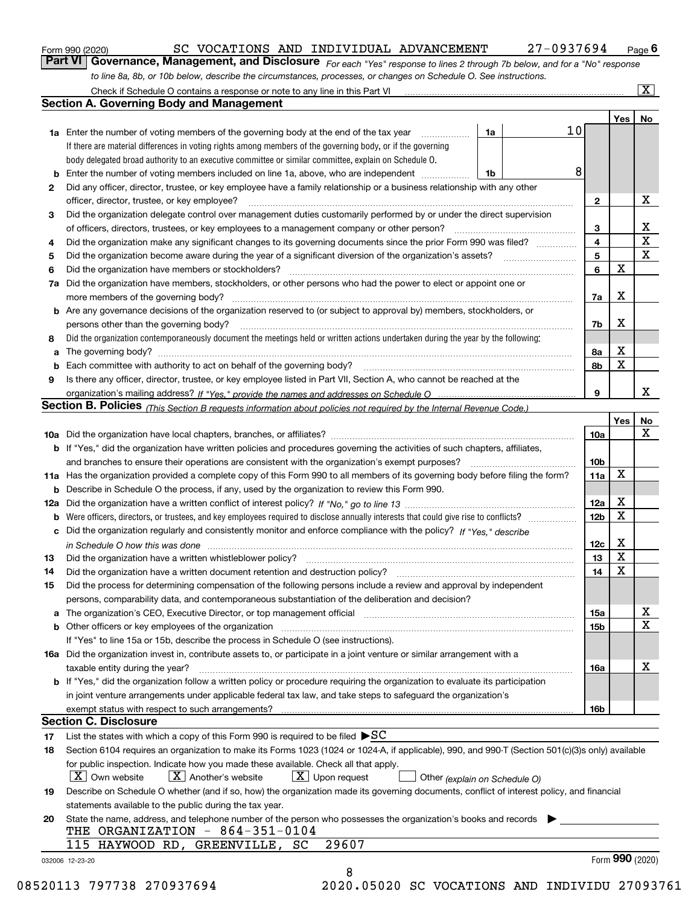Form 990 (2020) SC VOCATIONS AND INDIVIDUAL ADVANCEMENT 27-0937694 Page 6

**Part VI Governance, Management, and Disclosure** *For each "Yes" response to lines 2 through 7b below, and for a "No" response to line 8a, 8b, or 10b below, describe the circumstances, processes, or changes on Schedule O. See instructions.*

Check if Schedule O contains a response or note to any line in this Part VI ..... [X]

## Section A. Governing Body and Management

| | | | | Yes | No |
|---|---|---|---|---|---|
| 1a | Enter the number of voting members of the governing body at the end of the tax year ..... If there are material differences in voting rights among members of the governing body, or if the governing body delegated broad authority to an executive committee or similar committee, explain on Schedule O. | 1a | 10 | | |
| b | Enter the number of voting members included on line 1a, above, who are independent ..... | 1b | 8 | | |
| 2 | Did any officer, director, trustee, or key employee have a family relationship or a business relationship with any other officer, director, trustee, or key employee? ..... | 2 | | | X |
| 3 | Did the organization delegate control over management duties customarily performed by or under the direct supervision of officers, directors, trustees, or key employees to a management company or other person? ..... | 3 | | | X |
| 4 | Did the organization make any significant changes to its governing documents since the prior Form 990 was filed? ..... | 4 | | | X |
| 5 | Did the organization become aware during the year of a significant diversion of the organization's assets? ..... | 5 | | | X |
| 6 | Did the organization have members or stockholders? ..... | 6 | | X | |
| 7a | Did the organization have members, stockholders, or other persons who had the power to elect or appoint one or more members of the governing body? ..... | 7a | | X | |
| b | Are any governance decisions of the organization reserved to (or subject to approval by) members, stockholders, or persons other than the governing body? ..... | 7b | | X | |
| 8 | Did the organization contemporaneously document the meetings held or written actions undertaken during the year by the following: | | | | |
| a | The governing body? ..... | 8a | | X | |
| b | Each committee with authority to act on behalf of the governing body? ..... | 8b | | X | |
| 9 | Is there any officer, director, trustee, or key employee listed in Part VII, Section A, who cannot be reached at the organization's mailing address? *If "Yes," provide the names and addresses on Schedule O* ..... | 9 | | | X |

## Section B. Policies *(This Section B requests information about policies not required by the Internal Revenue Code.)*

| | | | Yes | No |
|---|---|---|---|---|
| 10a | Did the organization have local chapters, branches, or affiliates? ..... | 10a | | X |
| b | If "Yes," did the organization have written policies and procedures governing the activities of such chapters, affiliates, and branches to ensure their operations are consistent with the organization's exempt purposes? ..... | 10b | | |
| 11a | Has the organization provided a complete copy of this Form 990 to all members of its governing body before filing the form? | 11a | X | |
| b | Describe in Schedule O the process, if any, used by the organization to review this Form 990. | | | |
| 12a | Did the organization have a written conflict of interest policy? *If "No," go to line 13* ..... | 12a | X | |
| b | Were officers, directors, or trustees, and key employees required to disclose annually interests that could give rise to conflicts? ..... | 12b | X | |
| c | Did the organization regularly and consistently monitor and enforce compliance with the policy? *If "Yes," describe in Schedule O how this was done* ..... | 12c | X | |
| 13 | Did the organization have a written whistleblower policy? ..... | 13 | X | |
| 14 | Did the organization have a written document retention and destruction policy? ..... | 14 | X | |
| 15 | Did the process for determining compensation of the following persons include a review and approval by independent persons, comparability data, and contemporaneous substantiation of the deliberation and decision? | | | |
| a | The organization's CEO, Executive Director, or top management official ..... | 15a | | X |
| b | Other officers or key employees of the organization ..... If "Yes" to line 15a or 15b, describe the process in Schedule O (see instructions). | 15b | | X |
| 16a | Did the organization invest in, contribute assets to, or participate in a joint venture or similar arrangement with a taxable entity during the year? ..... | 16a | | X |
| b | If "Yes," did the organization follow a written policy or procedure requiring the organization to evaluate its participation in joint venture arrangements under applicable federal tax law, and take steps to safeguard the organization's exempt status with respect to such arrangements? ..... | 16b | | |

## Section C. Disclosure

17 List the states with which a copy of this Form 990 is required to be filed ▶SC

18 Section 6104 requires an organization to make its Forms 1023 (1024 or 1024-A, if applicable), 990, and 990-T (Section 501(c)(3)s only) available for public inspection. Indicate how you made these available. Check all that apply.

[X] Own website [X] Another's website [X] Upon request [ ] Other *(explain on Schedule O)*

19 Describe on Schedule O whether (and if so, how) the organization made its governing documents, conflict of interest policy, and financial statements available to the public during the tax year.

20 State the name, address, and telephone number of the person who possesses the organization's books and records ▶

THE ORGANIZATION - 864-351-0104

115 HAYWOOD RD, GREENVILLE, SC 29607

032006 12-23-20 Form **990** (2020)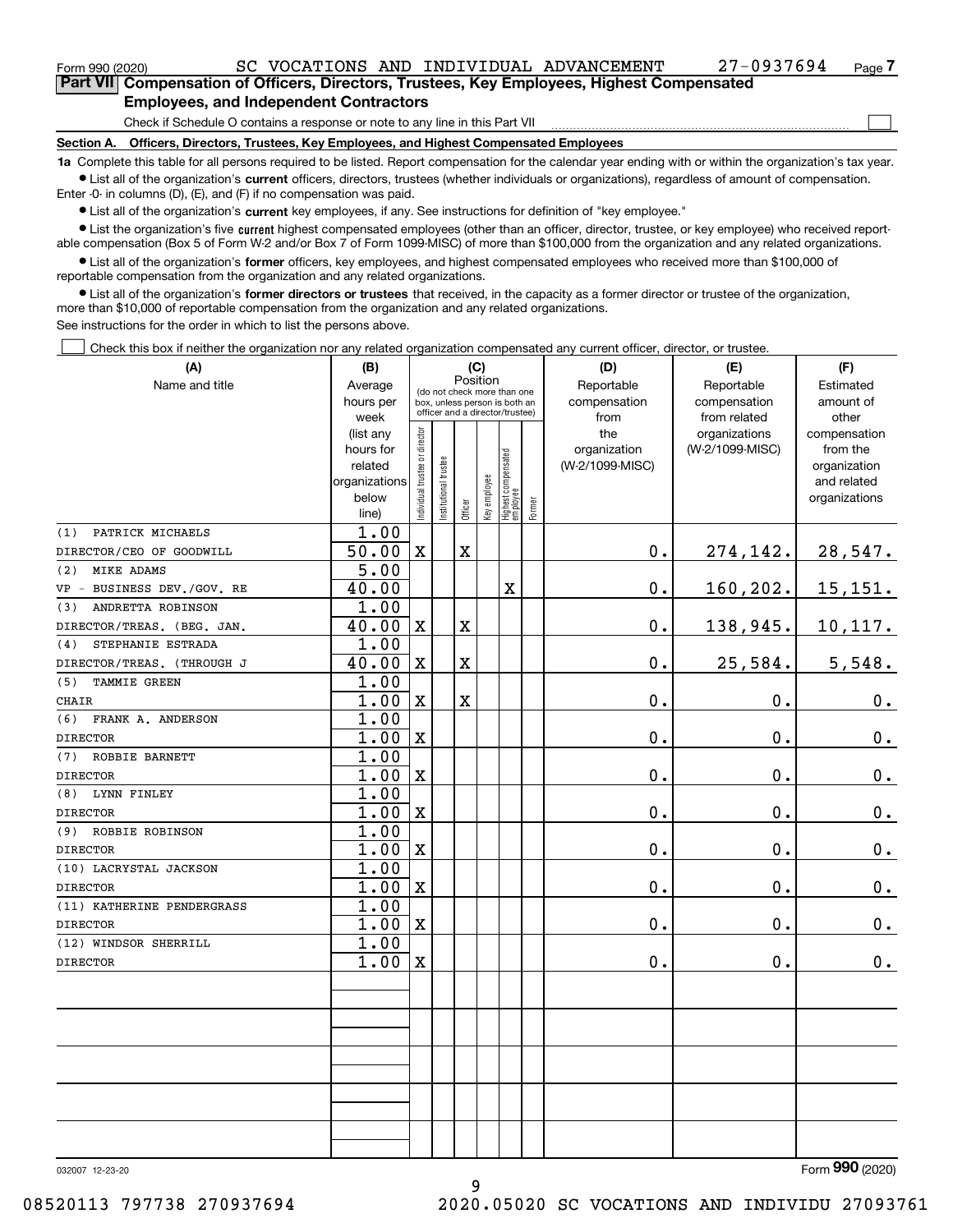Form 990 (2020) SC VOCATIONS AND INDIVIDUAL ADVANCEMENT 27-0937694 Page 7

**Part VII Compensation of Officers, Directors, Trustees, Key Employees, Highest Compensated Employees, and Independent Contractors**

Check if Schedule O contains a response or note to any line in this Part VII ☐

**Section A. Officers, Directors, Trustees, Key Employees, and Highest Compensated Employees**

**1a** Complete this table for all persons required to be listed. Report compensation for the calendar year ending with or within the organization's tax year.

- List all of the organization's **current** officers, directors, trustees (whether individuals or organizations), regardless of amount of compensation. Enter -0- in columns (D), (E), and (F) if no compensation was paid.
- List all of the organization's **current** key employees, if any. See instructions for definition of "key employee."
- List the organization's five **current** highest compensated employees (other than an officer, director, trustee, or key employee) who received reportable compensation (Box 5 of Form W-2 and/or Box 7 of Form 1099-MISC) of more than $100,000 from the organization and any related organizations.
- List all of the organization's **former** officers, key employees, and highest compensated employees who received more than $100,000 of reportable compensation from the organization and any related organizations.
- List all of the organization's **former directors or trustees** that received, in the capacity as a former director or trustee of the organization, more than $10,000 of reportable compensation from the organization and any related organizations.

See instructions for the order in which to list the persons above.

☐ Check this box if neither the organization nor any related organization compensated any current officer, director, or trustee.

| (A) Name and title | (B) Average hours per week (list any hours for related organizations below line) | (C) Individual trustee or director | Institutional trustee | Officer | Key employee | Highest compensated employee | Former | (D) Reportable compensation from the organization (W-2/1099-MISC) | (E) Reportable compensation from related organizations (W-2/1099-MISC) | (F) Estimated amount of other compensation from the organization and related organizations |
|---|---|---|---|---|---|---|---|---|---|---|
| (1) PATRICK MICHAELS<br>DIRECTOR/CEO OF GOODWILL | 1.00<br>50.00 | X | | X | | | | 0. | 274,142. | 28,547. |
| (2) MIKE ADAMS<br>VP - BUSINESS DEV./GOV. RE | 5.00<br>40.00 | | | | | X | | 0. | 160,202. | 15,151. |
| (3) ANDRETTA ROBINSON<br>DIRECTOR/TREAS. (BEG. JAN. | 1.00<br>40.00 | X | | X | | | | 0. | 138,945. | 10,117. |
| (4) STEPHANIE ESTRADA<br>DIRECTOR/TREAS. (THROUGH J | 1.00<br>40.00 | X | | X | | | | 0. | 25,584. | 5,548. |
| (5) TAMMIE GREEN<br>CHAIR | 1.00<br>1.00 | X | | X | | | | 0. | 0. | 0. |
| (6) FRANK A. ANDERSON<br>DIRECTOR | 1.00<br>1.00 | X | | | | | | 0. | 0. | 0. |
| (7) ROBBIE BARNETT<br>DIRECTOR | 1.00<br>1.00 | X | | | | | | 0. | 0. | 0. |
| (8) LYNN FINLEY<br>DIRECTOR | 1.00<br>1.00 | X | | | | | | 0. | 0. | 0. |
| (9) ROBBIE ROBINSON<br>DIRECTOR | 1.00<br>1.00 | X | | | | | | 0. | 0. | 0. |
| (10) LACRYSTAL JACKSON<br>DIRECTOR | 1.00<br>1.00 | X | | | | | | 0. | 0. | 0. |
| (11) KATHERINE PENDERGRASS<br>DIRECTOR | 1.00<br>1.00 | X | | | | | | 0. | 0. | 0. |
| (12) WINDSOR SHERRILL<br>DIRECTOR | 1.00<br>1.00 | X | | | | | | 0. | 0. | 0. |

032007 12-23-20

Form **990** (2020)

08520113 797738 270937694 2020.05020 SC VOCATIONS AND INDIVIDU 27093761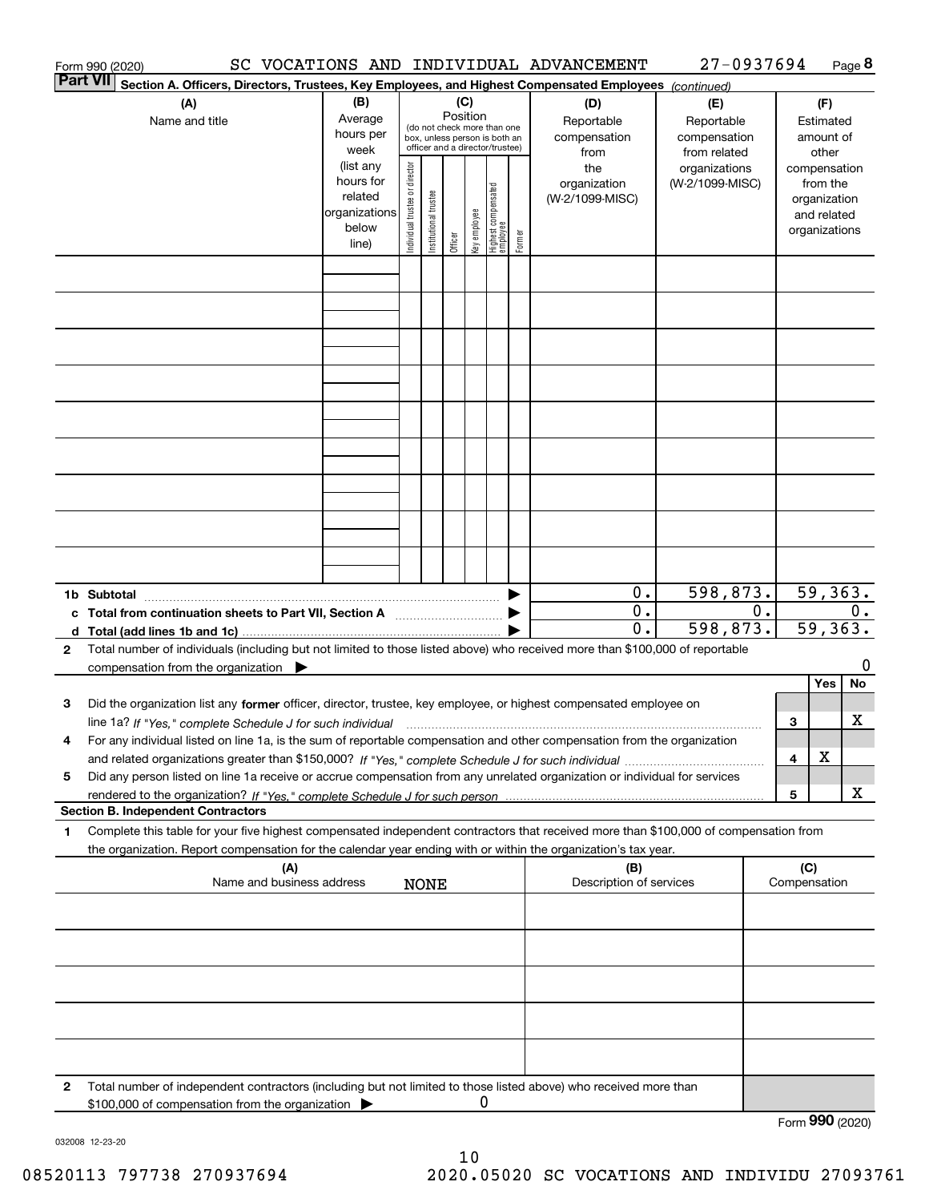Form 990 (2020) SC VOCATIONS AND INDIVIDUAL ADVANCEMENT 27-0937694 Page **8**

**Part VII** Section A. Officers, Directors, Trustees, Key Employees, and Highest Compensated Employees *(continued)*

| (A) Name and title | (B) Average hours per week (list any hours for related organizations below line) | (C) Position (do not check more than one box, unless person is both an officer and a director/trustee) Individual trustee or director | Institutional trustee | Officer | Key employee | Highest compensated employee | Former | (D) Reportable compensation from the organization (W-2/1099-MISC) | (E) Reportable compensation from related organizations (W-2/1099-MISC) | (F) Estimated amount of other compensation from the organization and related organizations |
|---|---|---|---|---|---|---|---|---|---|---|
| | | | | | | | | | | |
| | | | | | | | | | | |
| | | | | | | | | | | |
| | | | | | | | | | | |
| | | | | | | | | | | |
| | | | | | | | | | | |
| | | | | | | | | | | |
| | | | | | | | | | | |
| | | | | | | | | | | |
| **1b Subtotal** | | | | | | | ▶ | 0. | 598,873. | 59,363. |
| **c Total from continuation sheets to Part VII, Section A** | | | | | | | ▶ | 0. | 0. | 0. |
| **d Total (add lines 1b and 1c)** | | | | | | | ▶ | 0. | 598,873. | 59,363. |

**2** Total number of individuals (including but not limited to those listed above) who received more than $100,000 of reportable compensation from the organization ▶ 0

| | | | Yes | No |
|---|---|---|---|---|
| **3** | Did the organization list any **former** officer, director, trustee, key employee, or highest compensated employee on line 1a? *If "Yes," complete Schedule J for such individual* | 3 | | X |
| **4** | For any individual listed on line 1a, is the sum of reportable compensation and other compensation from the organization and related organizations greater than $150,000? *If "Yes," complete Schedule J for such individual* | 4 | X | |
| **5** | Did any person listed on line 1a receive or accrue compensation from any unrelated organization or individual for services rendered to the organization? *If "Yes," complete Schedule J for such person* | 5 | | X |

**Section B. Independent Contractors**

**1** Complete this table for your five highest compensated independent contractors that received more than $100,000 of compensation from the organization. Report compensation for the calendar year ending with or within the organization's tax year.

| (A) Name and business address | (B) Description of services | (C) Compensation |
|---|---|---|
| NONE | | |
| | | |
| | | |
| | | |
| | | |

**2** Total number of independent contractors (including but not limited to those listed above) who received more than $100,000 of compensation from the organization ▶ 0

Form **990** (2020)

032008 12-23-20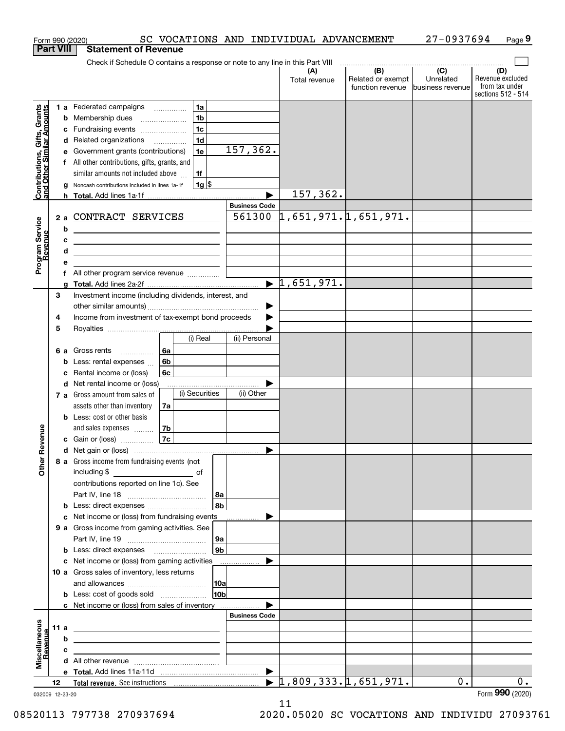Form 990 (2020) SC VOCATIONS AND INDIVIDUAL ADVANCEMENT 27-0937694

## Part VIII Statement of Revenue

Check if Schedule O contains a response or note to any line in this Part VIII

| | | | | (A) Total revenue | (B) Related or exempt function revenue | (C) Unrelated business revenue | (D) Revenue excluded from tax under sections 512 - 514 |
|---|---|---|---|---|---|---|---|
| **Contributions, Gifts, Grants and Other Similar Amounts** | 1 a Federated campaigns | 1a | | | | | |
| | b Membership dues | 1b | | | | | |
| | c Fundraising events | 1c | | | | | |
| | d Related organizations | 1d | | | | | |
| | e Government grants (contributions) | 1e | 157,362. | | | | |
| | f All other contributions, gifts, grants, and similar amounts not included above | 1f | | | | | |
| | g Noncash contributions included in lines 1a-1f | 1g | $ | | | | |
| | h **Total.** Add lines 1a-1f | | | 157,362. | | | |
| **Program Service Revenue** | | | **Business Code** | | | | |
| | 2 a CONTRACT SERVICES | | 561300 | 1,651,971. | 1,651,971. | | |
| | b | | | | | | |
| | c | | | | | | |
| | d | | | | | | |
| | e | | | | | | |
| | f All other program service revenue | | | | | | |
| | g **Total.** Add lines 2a-2f | | | 1,651,971. | | | |
| **Other Revenue** | 3 Investment income (including dividends, interest, and other similar amounts) | | | | | | |
| | 4 Income from investment of tax-exempt bond proceeds | | | | | | |
| | 5 Royalties | | | | | | |
| | | | (i) Real / (ii) Personal | | | | |
| | 6 a Gross rents | 6a | | | | | |
| | b Less: rental expenses | 6b | | | | | |
| | c Rental income or (loss) | 6c | | | | | |
| | d Net rental income or (loss) | | | | | | |
| | | | (i) Securities / (ii) Other | | | | |
| | 7 a Gross amount from sales of assets other than inventory | 7a | | | | | |
| | b Less: cost or other basis and sales expenses | 7b | | | | | |
| | c Gain or (loss) | 7c | | | | | |
| | d Net gain or (loss) | | | | | | |
| | 8 a Gross income from fundraising events (not including $ ______ of contributions reported on line 1c). See Part IV, line 18 | 8a | | | | | |
| | b Less: direct expenses | 8b | | | | | |
| | c Net income or (loss) from fundraising events | | | | | | |
| | 9 a Gross income from gaming activities. See Part IV, line 19 | 9a | | | | | |
| | b Less: direct expenses | 9b | | | | | |
| | c Net income or (loss) from gaming activities | | | | | | |
| | 10 a Gross sales of inventory, less returns and allowances | 10a | | | | | |
| | b Less: cost of goods sold | 10b | | | | | |
| | c Net income or (loss) from sales of inventory | | | | | | |
| **Miscellaneous Revenue** | | | **Business Code** | | | | |
| | 11 a | | | | | | |
| | b | | | | | | |
| | c | | | | | | |
| | d All other revenue | | | | | | |
| | e **Total.** Add lines 11a-11d | | | | | | |
| | 12 **Total revenue.** See instructions | | | 1,809,333. | 1,651,971. | 0. | 0. |

032009 12-23-20

Form **990** (2020)

08520113 797738 270937694 2020.05020 SC VOCATIONS AND INDIVIDU 27093761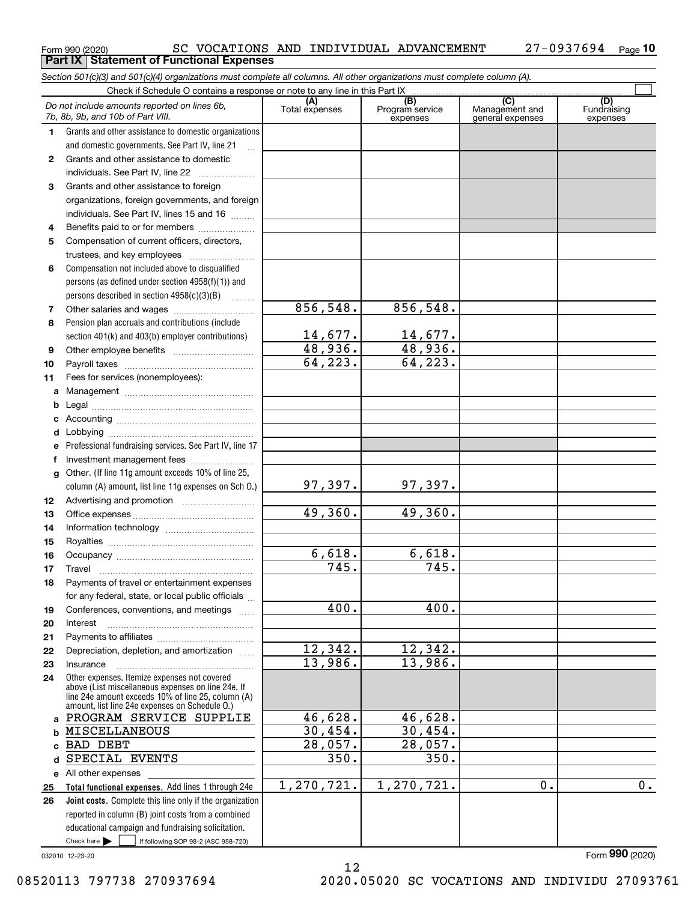Form 990 (2020) SC VOCATIONS AND INDIVIDUAL ADVANCEMENT 27-0937694

## Part IX Statement of Functional Expenses

*Section 501(c)(3) and 501(c)(4) organizations must complete all columns. All other organizations must complete column (A).*

Check if Schedule O contains a response or note to any line in this Part IX

| *Do not include amounts reported on lines 6b, 7b, 8b, 9b, and 10b of Part VIII.* | (A) Total expenses | (B) Program service expenses | (C) Management and general expenses | (D) Fundraising expenses |
|---|---|---|---|---|
| **1** Grants and other assistance to domestic organizations and domestic governments. See Part IV, line 21 | | | | |
| **2** Grants and other assistance to domestic individuals. See Part IV, line 22 | | | | |
| **3** Grants and other assistance to foreign organizations, foreign governments, and foreign individuals. See Part IV, lines 15 and 16 | | | | |
| **4** Benefits paid to or for members | | | | |
| **5** Compensation of current officers, directors, trustees, and key employees | | | | |
| **6** Compensation not included above to disqualified persons (as defined under section 4958(f)(1)) and persons described in section 4958(c)(3)(B) | | | | |
| **7** Other salaries and wages | 856,548. | 856,548. | | |
| **8** Pension plan accruals and contributions (include section 401(k) and 403(b) employer contributions) | 14,677. | 14,677. | | |
| **9** Other employee benefits | 48,936. | 48,936. | | |
| **10** Payroll taxes | 64,223. | 64,223. | | |
| **11** Fees for services (nonemployees): | | | | |
| **a** Management | | | | |
| **b** Legal | | | | |
| **c** Accounting | | | | |
| **d** Lobbying | | | | |
| **e** Professional fundraising services. See Part IV, line 17 | | | | |
| **f** Investment management fees | | | | |
| **g** Other. (If line 11g amount exceeds 10% of line 25, column (A) amount, list line 11g expenses on Sch O.) | 97,397. | 97,397. | | |
| **12** Advertising and promotion | | | | |
| **13** Office expenses | 49,360. | 49,360. | | |
| **14** Information technology | | | | |
| **15** Royalties | | | | |
| **16** Occupancy | 6,618. | 6,618. | | |
| **17** Travel | 745. | 745. | | |
| **18** Payments of travel or entertainment expenses for any federal, state, or local public officials | | | | |
| **19** Conferences, conventions, and meetings | 400. | 400. | | |
| **20** Interest | | | | |
| **21** Payments to affiliates | | | | |
| **22** Depreciation, depletion, and amortization | 12,342. | 12,342. | | |
| **23** Insurance | 13,986. | 13,986. | | |
| **24** Other expenses. Itemize expenses not covered above (List miscellaneous expenses on line 24e. If line 24e amount exceeds 10% of line 25, column (A) amount, list line 24e expenses on Schedule O.) | | | | |
| **a** PROGRAM SERVICE SUPPLIE | 46,628. | 46,628. | | |
| **b** MISCELLANEOUS | 30,454. | 30,454. | | |
| **c** BAD DEBT | 28,057. | 28,057. | | |
| **d** SPECIAL EVENTS | 350. | 350. | | |
| **e** All other expenses | | | | |
| **25 Total functional expenses.** Add lines 1 through 24e | 1,270,721. | 1,270,721. | 0. | 0. |
| **26 Joint costs.** Complete this line only if the organization reported in column (B) joint costs from a combined educational campaign and fundraising solicitation. Check here ☐ if following SOP 98-2 (ASC 958-720) | | | | |

032010 12-23-20

Form **990** (2020)

08520113 797738 270937694 2020.05020 SC VOCATIONS AND INDIVIDU 27093761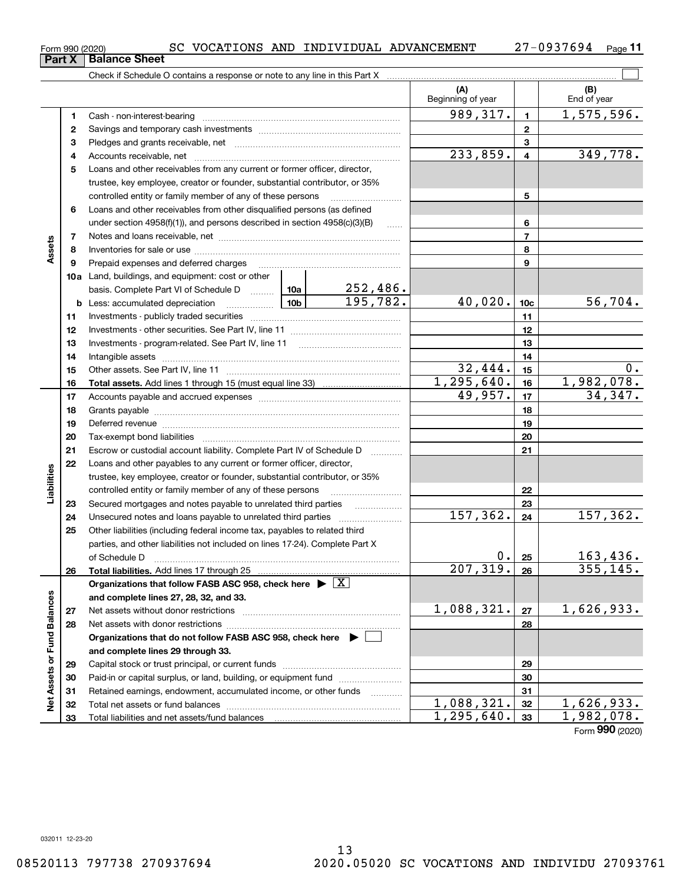Form 990 (2020) SC VOCATIONS AND INDIVIDUAL ADVANCEMENT 27-0937694 Page **11**

## Part X Balance Sheet

Check if Schedule O contains a response or note to any line in this Part X

| | | | | | (A) Beginning of year | | (B) End of year |
|---|---|---|---|---|---|---|---|
| **Assets** | 1 | Cash - non-interest-bearing | | | 989,317. | 1 | 1,575,596. |
| | 2 | Savings and temporary cash investments | | | | 2 | |
| | 3 | Pledges and grants receivable, net | | | | 3 | |
| | 4 | Accounts receivable, net | | | 233,859. | 4 | 349,778. |
| | 5 | Loans and other receivables from any current or former officer, director, trustee, key employee, creator or founder, substantial contributor, or 35% controlled entity or family member of any of these persons | | | | 5 | |
| | 6 | Loans and other receivables from other disqualified persons (as defined under section 4958(f)(1)), and persons described in section 4958(c)(3)(B) | | | | 6 | |
| | 7 | Notes and loans receivable, net | | | | 7 | |
| | 8 | Inventories for sale or use | | | | 8 | |
| | 9 | Prepaid expenses and deferred charges | | | | 9 | |
| | 10a | Land, buildings, and equipment: cost or other basis. Complete Part VI of Schedule D | 10a | 252,486. | | | |
| | b | Less: accumulated depreciation | 10b | 195,782. | 40,020. | 10c | 56,704. |
| | 11 | Investments - publicly traded securities | | | | 11 | |
| | 12 | Investments - other securities. See Part IV, line 11 | | | | 12 | |
| | 13 | Investments - program-related. See Part IV, line 11 | | | | 13 | |
| | 14 | Intangible assets | | | | 14 | |
| | 15 | Other assets. See Part IV, line 11 | | | 32,444. | 15 | 0. |
| | 16 | **Total assets.** Add lines 1 through 15 (must equal line 33) | | | 1,295,640. | 16 | 1,982,078. |
| **Liabilities** | 17 | Accounts payable and accrued expenses | | | 49,957. | 17 | 34,347. |
| | 18 | Grants payable | | | | 18 | |
| | 19 | Deferred revenue | | | | 19 | |
| | 20 | Tax-exempt bond liabilities | | | | 20 | |
| | 21 | Escrow or custodial account liability. Complete Part IV of Schedule D | | | | 21 | |
| | 22 | Loans and other payables to any current or former officer, director, trustee, key employee, creator or founder, substantial contributor, or 35% controlled entity or family member of any of these persons | | | | 22 | |
| | 23 | Secured mortgages and notes payable to unrelated third parties | | | | 23 | |
| | 24 | Unsecured notes and loans payable to unrelated third parties | | | 157,362. | 24 | 157,362. |
| | 25 | Other liabilities (including federal income tax, payables to related third parties, and other liabilities not included on lines 17-24). Complete Part X of Schedule D | | | 0. | 25 | 163,436. |
| | 26 | **Total liabilities.** Add lines 17 through 25 | | | 207,319. | 26 | 355,145. |
| **Net Assets or Fund Balances** | | **Organizations that follow FASB ASC 958, check here** ☒ **and complete lines 27, 28, 32, and 33.** | | | | | |
| | 27 | Net assets without donor restrictions | | | 1,088,321. | 27 | 1,626,933. |
| | 28 | Net assets with donor restrictions | | | | 28 | |
| | | **Organizations that do not follow FASB ASC 958, check here** ☐ **and complete lines 29 through 33.** | | | | | |
| | 29 | Capital stock or trust principal, or current funds | | | | 29 | |
| | 30 | Paid-in or capital surplus, or land, building, or equipment fund | | | | 30 | |
| | 31 | Retained earnings, endowment, accumulated income, or other funds | | | | 31 | |
| | 32 | Total net assets or fund balances | | | 1,088,321. | 32 | 1,626,933. |
| | 33 | Total liabilities and net assets/fund balances | | | 1,295,640. | 33 | 1,982,078. |

Form **990** (2020)

032011 12-23-20

08520113 797738 270937694 2020.05020 SC VOCATIONS AND INDIVIDU 27093761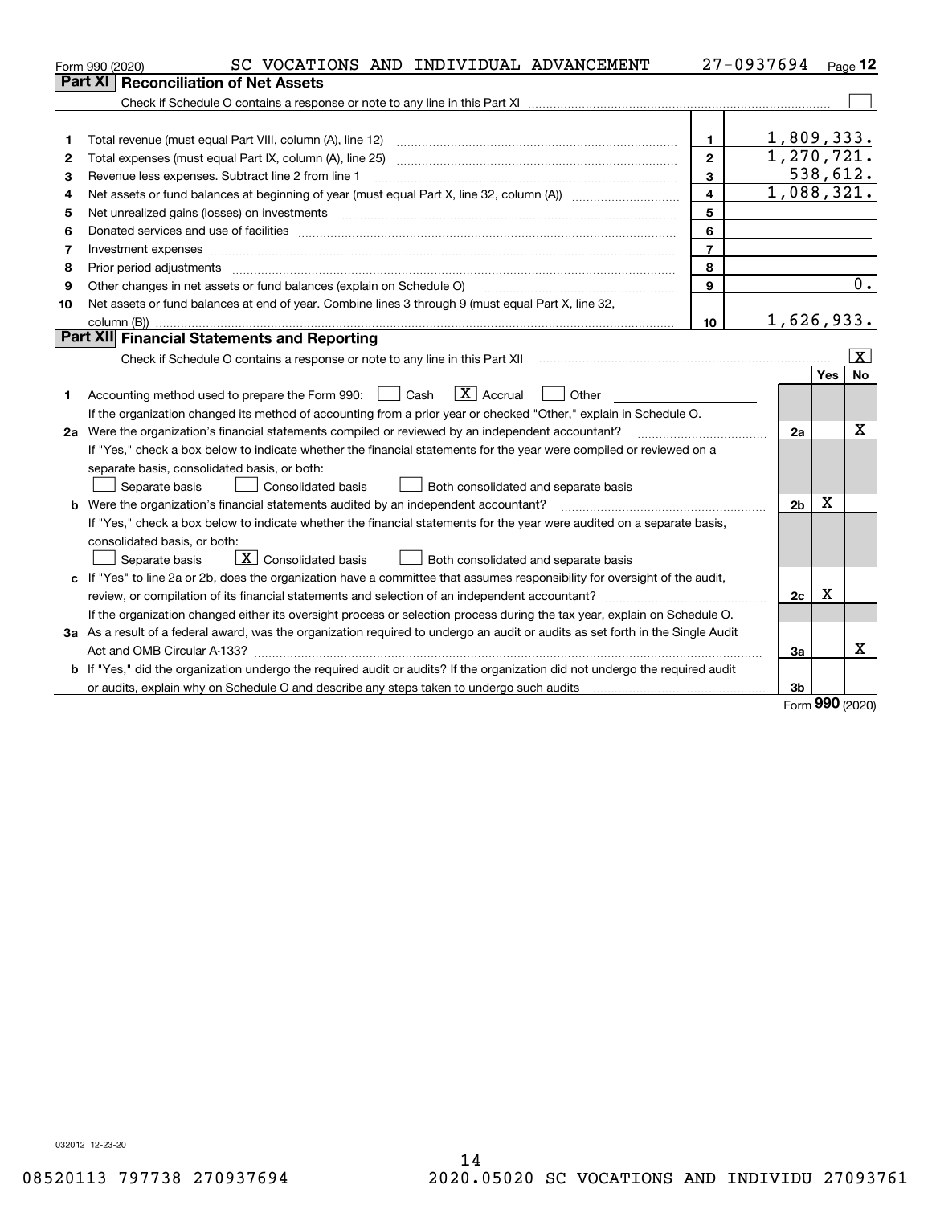Form 990 (2020) SC VOCATIONS AND INDIVIDUAL ADVANCEMENT 27-0937694 Page 12

## Part XI Reconciliation of Net Assets

Check if Schedule O contains a response or note to any line in this Part XI ☐

| | | | |
|---|---|---|---|
| 1 | Total revenue (must equal Part VIII, column (A), line 12) | 1 | 1,809,333. |
| 2 | Total expenses (must equal Part IX, column (A), line 25) | 2 | 1,270,721. |
| 3 | Revenue less expenses. Subtract line 2 from line 1 | 3 | 538,612. |
| 4 | Net assets or fund balances at beginning of year (must equal Part X, line 32, column (A)) | 4 | 1,088,321. |
| 5 | Net unrealized gains (losses) on investments | 5 | |
| 6 | Donated services and use of facilities | 6 | |
| 7 | Investment expenses | 7 | |
| 8 | Prior period adjustments | 8 | |
| 9 | Other changes in net assets or fund balances (explain on Schedule O) | 9 | 0. |
| 10 | Net assets or fund balances at end of year. Combine lines 3 through 9 (must equal Part X, line 32, column (B)) | 10 | 1,626,933. |

## Part XII Financial Statements and Reporting

Check if Schedule O contains a response or note to any line in this Part XII ☒

| | | | Yes | No |
|---|---|---|---|---|
| 1 | Accounting method used to prepare the Form 990: ☐ Cash ☒ Accrual ☐ Other<br>If the organization changed its method of accounting from a prior year or checked "Other," explain in Schedule O. | | | |
| 2a | Were the organization's financial statements compiled or reviewed by an independent accountant?<br>If "Yes," check a box below to indicate whether the financial statements for the year were compiled or reviewed on a separate basis, consolidated basis, or both:<br>☐ Separate basis ☐ Consolidated basis ☐ Both consolidated and separate basis | 2a | | X |
| b | Were the organization's financial statements audited by an independent accountant?<br>If "Yes," check a box below to indicate whether the financial statements for the year were audited on a separate basis, consolidated basis, or both:<br>☐ Separate basis ☒ Consolidated basis ☐ Both consolidated and separate basis | 2b | X | |
| c | If "Yes" to line 2a or 2b, does the organization have a committee that assumes responsibility for oversight of the audit, review, or compilation of its financial statements and selection of an independent accountant?<br>If the organization changed either its oversight process or selection process during the tax year, explain on Schedule O. | 2c | X | |
| 3a | As a result of a federal award, was the organization required to undergo an audit or audits as set forth in the Single Audit Act and OMB Circular A-133? | 3a | | X |
| b | If "Yes," did the organization undergo the required audit or audits? If the organization did not undergo the required audit or audits, explain why on Schedule O and describe any steps taken to undergo such audits | 3b | | |

Form 990 (2020)

032012 12-23-20

08520113 797738 270937694 2020.05020 SC VOCATIONS AND INDIVIDU 27093761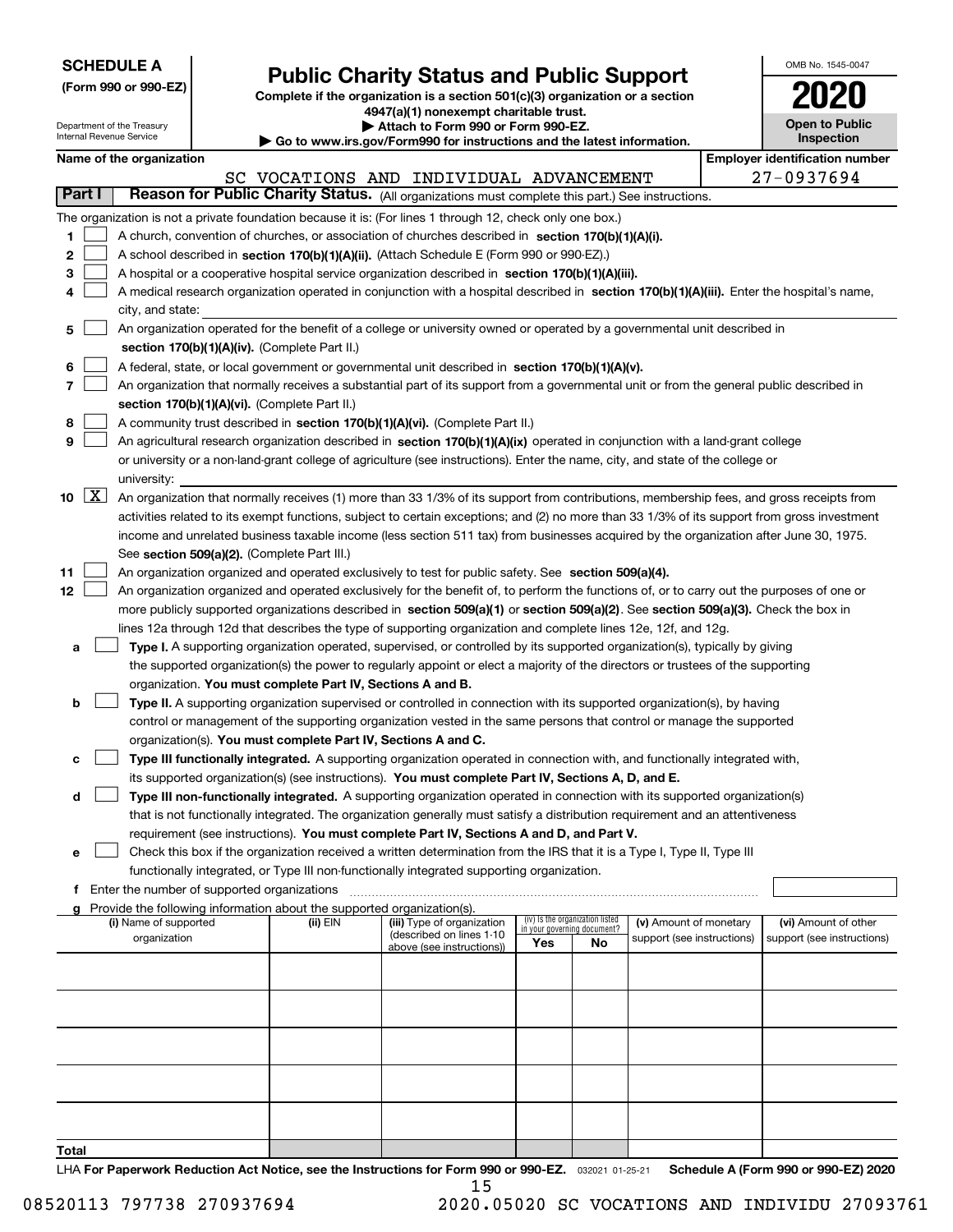**SCHEDULE A**
**(Form 990 or 990-EZ)**

Department of the Treasury
Internal Revenue Service

# Public Charity Status and Public Support

**Complete if the organization is a section 501(c)(3) organization or a section 4947(a)(1) nonexempt charitable trust.**
**▶ Attach to Form 990 or Form 990-EZ.**
**▶ Go to www.irs.gov/Form990 for instructions and the latest information.**

OMB No. 1545-0047
**2020**
**Open to Public Inspection**

**Name of the organization**
SC VOCATIONS AND INDIVIDUAL ADVANCEMENT

**Employer identification number**
27-0937694

## Part I Reason for Public Charity Status. (All organizations must complete this part.) See instructions.

The organization is not a private foundation because it is: (For lines 1 through 12, check only one box.)

1 ☐ A church, convention of churches, or association of churches described in **section 170(b)(1)(A)(i).**

2 ☐ A school described in **section 170(b)(1)(A)(ii).** (Attach Schedule E (Form 990 or 990-EZ).)

3 ☐ A hospital or a cooperative hospital service organization described in **section 170(b)(1)(A)(iii).**

4 ☐ A medical research organization operated in conjunction with a hospital described in **section 170(b)(1)(A)(iii).** Enter the hospital's name, city, and state:

5 ☐ An organization operated for the benefit of a college or university owned or operated by a governmental unit described in **section 170(b)(1)(A)(iv).** (Complete Part II.)

6 ☐ A federal, state, or local government or governmental unit described in **section 170(b)(1)(A)(v).**

7 ☐ An organization that normally receives a substantial part of its support from a governmental unit or from the general public described in **section 170(b)(1)(A)(vi).** (Complete Part II.)

8 ☐ A community trust described in **section 170(b)(1)(A)(vi).** (Complete Part II.)

9 ☐ An agricultural research organization described in **section 170(b)(1)(A)(ix)** operated in conjunction with a land-grant college or university or a non-land-grant college of agriculture (see instructions). Enter the name, city, and state of the college or university:

10 ☒ An organization that normally receives (1) more than 33 1/3% of its support from contributions, membership fees, and gross receipts from activities related to its exempt functions, subject to certain exceptions; and (2) no more than 33 1/3% of its support from gross investment income and unrelated business taxable income (less section 511 tax) from businesses acquired by the organization after June 30, 1975. See **section 509(a)(2).** (Complete Part III.)

11 ☐ An organization organized and operated exclusively to test for public safety. See **section 509(a)(4).**

12 ☐ An organization organized and operated exclusively for the benefit of, to perform the functions of, or to carry out the purposes of one or more publicly supported organizations described in **section 509(a)(1)** or **section 509(a)(2).** See **section 509(a)(3).** Check the box in lines 12a through 12d that describes the type of supporting organization and complete lines 12e, 12f, and 12g.

a ☐ **Type I.** A supporting organization operated, supervised, or controlled by its supported organization(s), typically by giving the supported organization(s) the power to regularly appoint or elect a majority of the directors or trustees of the supporting organization. **You must complete Part IV, Sections A and B.**

b ☐ **Type II.** A supporting organization supervised or controlled in connection with its supported organization(s), by having control or management of the supporting organization vested in the same persons that control or manage the supported organization(s). **You must complete Part IV, Sections A and C.**

c ☐ **Type III functionally integrated.** A supporting organization operated in connection with, and functionally integrated with, its supported organization(s) (see instructions). **You must complete Part IV, Sections A, D, and E.**

d ☐ **Type III non-functionally integrated.** A supporting organization operated in connection with its supported organization(s) that is not functionally integrated. The organization generally must satisfy a distribution requirement and an attentiveness requirement (see instructions). **You must complete Part IV, Sections A and D, and Part V.**

e ☐ Check this box if the organization received a written determination from the IRS that it is a Type I, Type II, Type III functionally integrated, or Type III non-functionally integrated supporting organization.

f Enter the number of supported organizations

g Provide the following information about the supported organization(s).

| (i) Name of supported organization | (ii) EIN | (iii) Type of organization (described on lines 1-10 above (see instructions)) | (iv) Is the organization listed in your governing document? Yes | No | (v) Amount of monetary support (see instructions) | (vi) Amount of other support (see instructions) |
|---|---|---|---|---|---|---|
| | | | | | | |
| | | | | | | |
| | | | | | | |
| | | | | | | |
| | | | | | | |
| **Total** | | | | | | |

LHA **For Paperwork Reduction Act Notice, see the Instructions for Form 990 or 990-EZ.** 032021 01-25-21 **Schedule A (Form 990 or 990-EZ) 2020**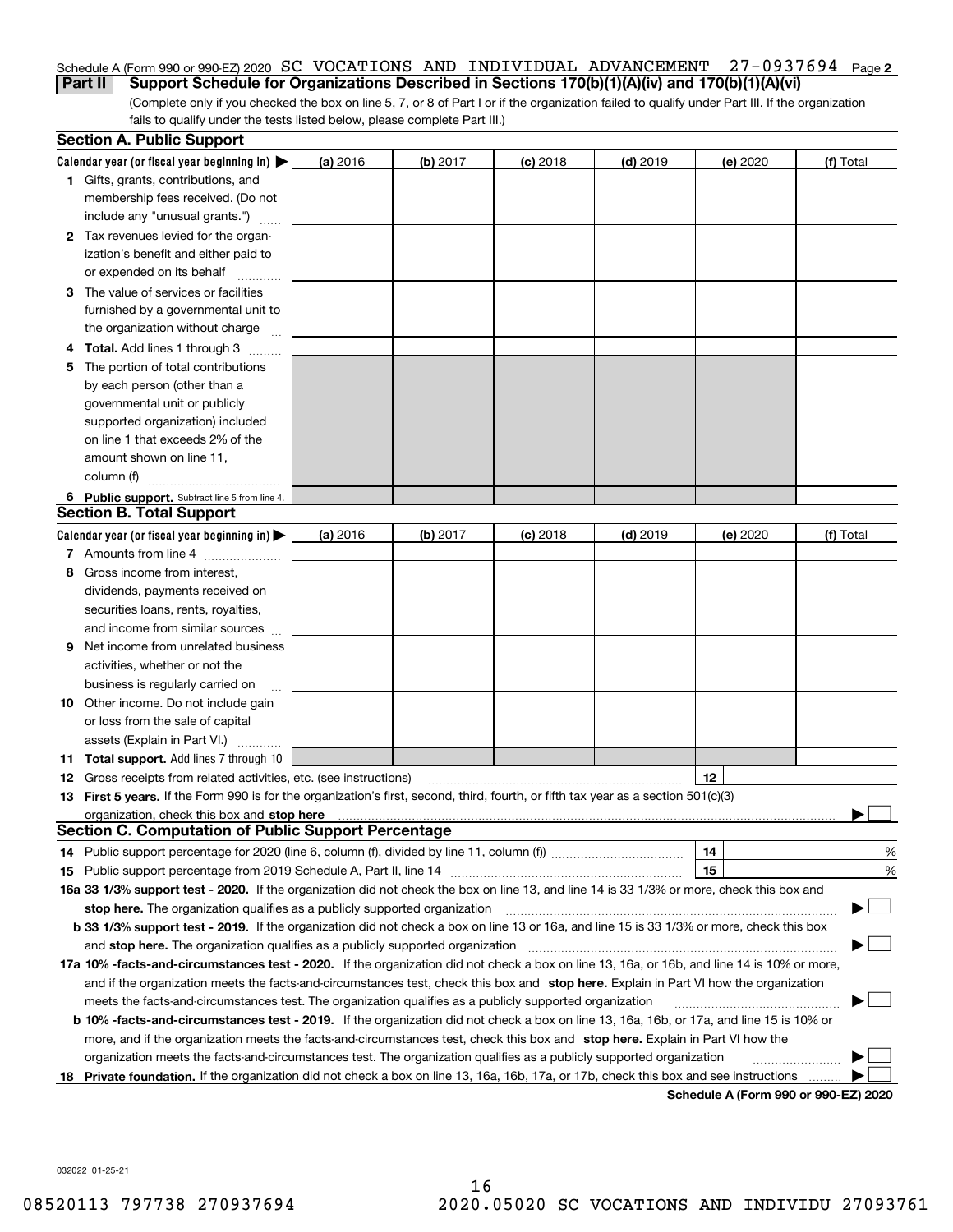Schedule A (Form 990 or 990-EZ) 2020 SC VOCATIONS AND INDIVIDUAL ADVANCEMENT 27-0937694 Page 2

**Part II Support Schedule for Organizations Described in Sections 170(b)(1)(A)(iv) and 170(b)(1)(A)(vi)**

(Complete only if you checked the box on line 5, 7, or 8 of Part I or if the organization failed to qualify under Part III. If the organization fails to qualify under the tests listed below, please complete Part III.)

## Section A. Public Support

| Calendar year (or fiscal year beginning in) ▶ | (a) 2016 | (b) 2017 | (c) 2018 | (d) 2019 | (e) 2020 | (f) Total |
|---|---|---|---|---|---|---|
| 1 Gifts, grants, contributions, and membership fees received. (Do not include any "unusual grants.") | | | | | | |
| 2 Tax revenues levied for the organization's benefit and either paid to or expended on its behalf | | | | | | |
| 3 The value of services or facilities furnished by a governmental unit to the organization without charge | | | | | | |
| 4 **Total.** Add lines 1 through 3 | | | | | | |
| 5 The portion of total contributions by each person (other than a governmental unit or publicly supported organization) included on line 1 that exceeds 2% of the amount shown on line 11, column (f) | | | | | | |
| 6 **Public support.** Subtract line 5 from line 4. | | | | | | |

## Section B. Total Support

| Calendar year (or fiscal year beginning in) ▶ | (a) 2016 | (b) 2017 | (c) 2018 | (d) 2019 | (e) 2020 | (f) Total |
|---|---|---|---|---|---|---|
| 7 Amounts from line 4 | | | | | | |
| 8 Gross income from interest, dividends, payments received on securities loans, rents, royalties, and income from similar sources | | | | | | |
| 9 Net income from unrelated business activities, whether or not the business is regularly carried on | | | | | | |
| 10 Other income. Do not include gain or loss from the sale of capital assets (Explain in Part VI.) | | | | | | |
| 11 **Total support.** Add lines 7 through 10 | | | | | | |

12 Gross receipts from related activities, etc. (see instructions) | 12 |

13 **First 5 years.** If the Form 990 is for the organization's first, second, third, fourth, or fifth tax year as a section 501(c)(3) organization, check this box and **stop here** ▶ ☐

## Section C. Computation of Public Support Percentage

14 Public support percentage for 2020 (line 6, column (f), divided by line 11, column (f)) | 14 | %

15 Public support percentage from 2019 Schedule A, Part II, line 14 | 15 | %

**16a 33 1/3% support test - 2020.** If the organization did not check the box on line 13, and line 14 is 33 1/3% or more, check this box and **stop here.** The organization qualifies as a publicly supported organization ▶ ☐

**b 33 1/3% support test - 2019.** If the organization did not check a box on line 13 or 16a, and line 15 is 33 1/3% or more, check this box and **stop here.** The organization qualifies as a publicly supported organization ▶ ☐

**17a 10% -facts-and-circumstances test - 2020.** If the organization did not check a box on line 13, 16a, or 16b, and line 14 is 10% or more, and if the organization meets the facts-and-circumstances test, check this box and **stop here.** Explain in Part VI how the organization meets the facts-and-circumstances test. The organization qualifies as a publicly supported organization ▶ ☐

**b 10% -facts-and-circumstances test - 2019.** If the organization did not check a box on line 13, 16a, 16b, or 17a, and line 15 is 10% or more, and if the organization meets the facts-and-circumstances test, check this box and **stop here.** Explain in Part VI how the organization meets the facts-and-circumstances test. The organization qualifies as a publicly supported organization ▶ ☐

**18 Private foundation.** If the organization did not check a box on line 13, 16a, 16b, 17a, or 17b, check this box and see instructions ▶ ☐

**Schedule A (Form 990 or 990-EZ) 2020**

032022 01-25-21

08520113 797738 270937694 2020.05020 SC VOCATIONS AND INDIVIDU 27093761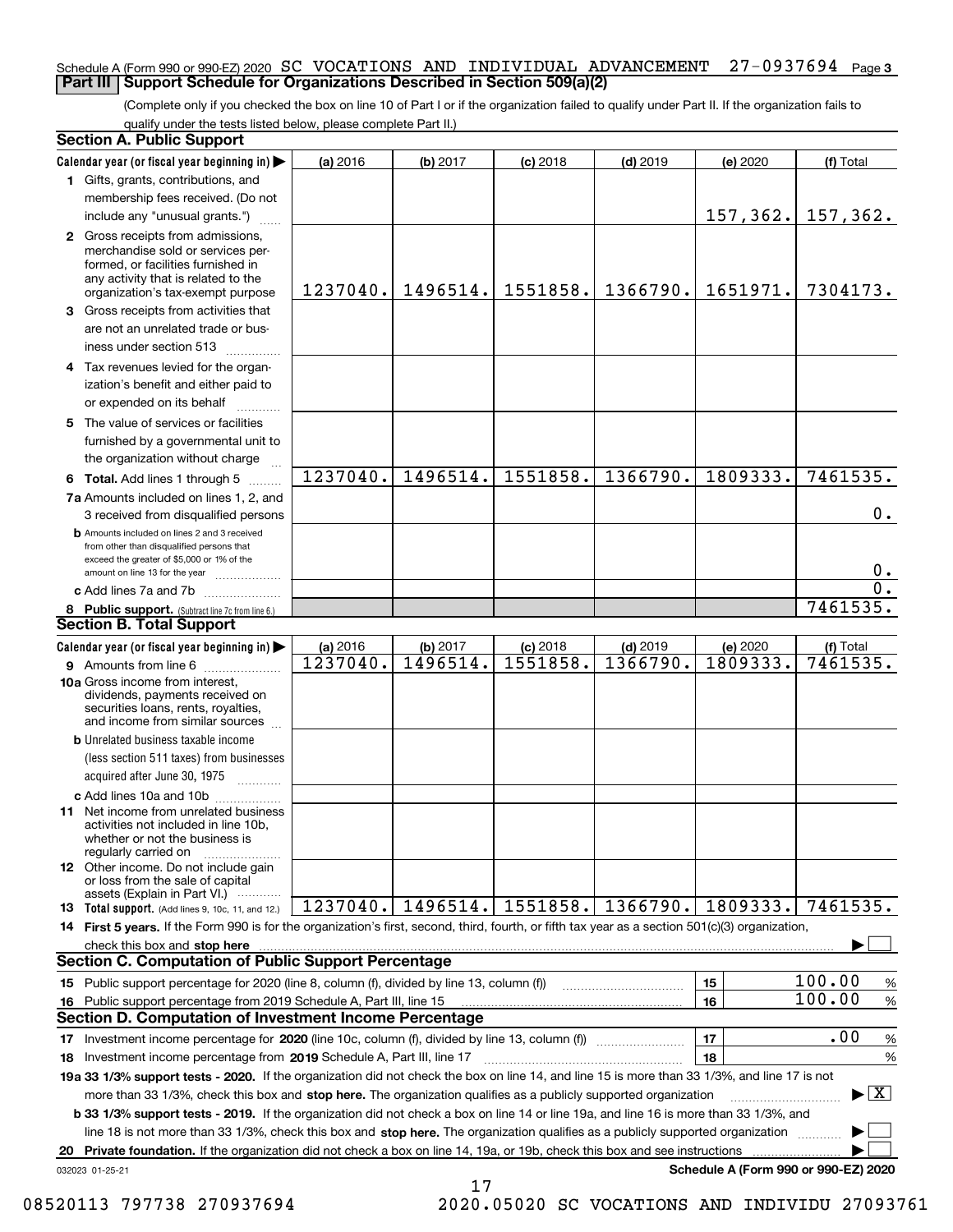Schedule A (Form 990 or 990-EZ) 2020 SC VOCATIONS AND INDIVIDUAL ADVANCEMENT 27-0937694 Page 3

## Part III Support Schedule for Organizations Described in Section 509(a)(2)

(Complete only if you checked the box on line 10 of Part I or if the organization failed to qualify under Part II. If the organization fails to qualify under the tests listed below, please complete Part II.)

### Section A. Public Support

| Calendar year (or fiscal year beginning in) ▶ | (a) 2016 | (b) 2017 | (c) 2018 | (d) 2019 | (e) 2020 | (f) Total |
|---|---|---|---|---|---|---|
| 1 Gifts, grants, contributions, and membership fees received. (Do not include any "unusual grants.") | | | | | 157,362. | 157,362. |
| 2 Gross receipts from admissions, merchandise sold or services performed, or facilities furnished in any activity that is related to the organization's tax-exempt purpose | 1237040. | 1496514. | 1551858. | 1366790. | 1651971. | 7304173. |
| 3 Gross receipts from activities that are not an unrelated trade or business under section 513 | | | | | | |
| 4 Tax revenues levied for the organization's benefit and either paid to or expended on its behalf | | | | | | |
| 5 The value of services or facilities furnished by a governmental unit to the organization without charge | | | | | | |
| 6 Total. Add lines 1 through 5 | 1237040. | 1496514. | 1551858. | 1366790. | 1809333. | 7461535. |
| 7a Amounts included on lines 1, 2, and 3 received from disqualified persons | | | | | | 0. |
| b Amounts included on lines 2 and 3 received from other than disqualified persons that exceed the greater of $5,000 or 1% of the amount on line 13 for the year | | | | | | 0. |
| c Add lines 7a and 7b | | | | | | 0. |
| 8 Public support. (Subtract line 7c from line 6.) | | | | | | 7461535. |

### Section B. Total Support

| Calendar year (or fiscal year beginning in) ▶ | (a) 2016 | (b) 2017 | (c) 2018 | (d) 2019 | (e) 2020 | (f) Total |
|---|---|---|---|---|---|---|
| 9 Amounts from line 6 | 1237040. | 1496514. | 1551858. | 1366790. | 1809333. | 7461535. |
| 10a Gross income from interest, dividends, payments received on securities loans, rents, royalties, and income from similar sources | | | | | | |
| b Unrelated business taxable income (less section 511 taxes) from businesses acquired after June 30, 1975 | | | | | | |
| c Add lines 10a and 10b | | | | | | |
| 11 Net income from unrelated business activities not included in line 10b, whether or not the business is regularly carried on | | | | | | |
| 12 Other income. Do not include gain or loss from the sale of capital assets (Explain in Part VI.) | | | | | | |
| 13 Total support. (Add lines 9, 10c, 11, and 12.) | 1237040. | 1496514. | 1551858. | 1366790. | 1809333. | 7461535. |

14 First 5 years. If the Form 990 is for the organization's first, second, third, fourth, or fifth tax year as a section 501(c)(3) organization, check this box and stop here ▶ ☐

### Section C. Computation of Public Support Percentage

| | | |
|---|---|---|
| 15 Public support percentage for 2020 (line 8, column (f), divided by line 13, column (f)) | 15 | 100.00 % |
| 16 Public support percentage from 2019 Schedule A, Part III, line 15 | 16 | 100.00 % |

### Section D. Computation of Investment Income Percentage

| | | |
|---|---|---|
| 17 Investment income percentage for 2020 (line 10c, column (f), divided by line 13, column (f)) | 17 | .00 % |
| 18 Investment income percentage from 2019 Schedule A, Part III, line 17 | 18 | % |

19a 33 1/3% support tests - 2020. If the organization did not check the box on line 14, and line 15 is more than 33 1/3%, and line 17 is not more than 33 1/3%, check this box and stop here. The organization qualifies as a publicly supported organization ▶ ☒

b 33 1/3% support tests - 2019. If the organization did not check a box on line 14 or line 19a, and line 16 is more than 33 1/3%, and line 18 is not more than 33 1/3%, check this box and stop here. The organization qualifies as a publicly supported organization ▶ ☐

20 Private foundation. If the organization did not check a box on line 14, 19a, or 19b, check this box and see instructions ▶ ☐

032023 01-25-21

Schedule A (Form 990 or 990-EZ) 2020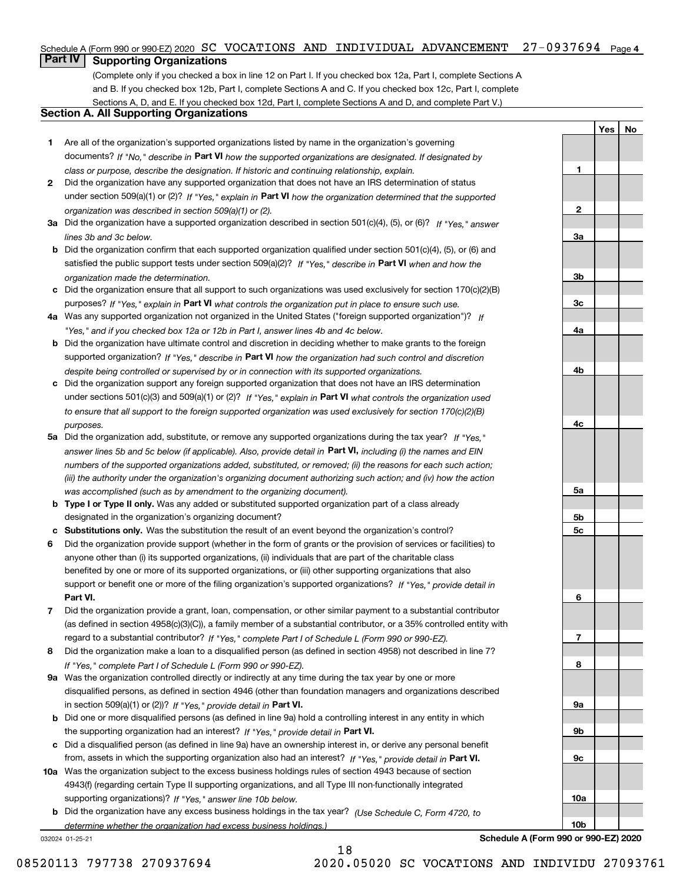## Part IV Supporting Organizations

(Complete only if you checked a box in line 12 on Part I. If you checked box 12a, Part I, complete Sections A and B. If you checked box 12b, Part I, complete Sections A and C. If you checked box 12c, Part I, complete Sections A, D, and E. If you checked box 12d, Part I, complete Sections A and D, and complete Part V.)

### Section A. All Supporting Organizations

| | | Line | Yes | No |
|---|---|---|---|---|
| **1** | Are all of the organization's supported organizations listed by name in the organization's governing documents? *If "No," describe in* **Part VI** *how the supported organizations are designated. If designated by class or purpose, describe the designation. If historic and continuing relationship, explain.* | 1 | | |
| **2** | Did the organization have any supported organization that does not have an IRS determination of status under section 509(a)(1) or (2)? *If "Yes," explain in* **Part VI** *how the organization determined that the supported organization was described in section 509(a)(1) or (2).* | 2 | | |
| **3a** | Did the organization have a supported organization described in section 501(c)(4), (5), or (6)? *If "Yes," answer lines 3b and 3c below.* | 3a | | |
| **b** | Did the organization confirm that each supported organization qualified under section 501(c)(4), (5), or (6) and satisfied the public support tests under section 509(a)(2)? *If "Yes," describe in* **Part VI** *when and how the organization made the determination.* | 3b | | |
| **c** | Did the organization ensure that all support to such organizations was used exclusively for section 170(c)(2)(B) purposes? *If "Yes," explain in* **Part VI** *what controls the organization put in place to ensure such use.* | 3c | | |
| **4a** | Was any supported organization not organized in the United States ("foreign supported organization")? *If "Yes," and if you checked box 12a or 12b in Part I, answer lines 4b and 4c below.* | 4a | | |
| **b** | Did the organization have ultimate control and discretion in deciding whether to make grants to the foreign supported organization? *If "Yes," describe in* **Part VI** *how the organization had such control and discretion despite being controlled or supervised by or in connection with its supported organizations.* | 4b | | |
| **c** | Did the organization support any foreign supported organization that does not have an IRS determination under sections 501(c)(3) and 509(a)(1) or (2)? *If "Yes," explain in* **Part VI** *what controls the organization used to ensure that all support to the foreign supported organization was used exclusively for section 170(c)(2)(B) purposes.* | 4c | | |
| **5a** | Did the organization add, substitute, or remove any supported organizations during the tax year? *If "Yes," answer lines 5b and 5c below (if applicable). Also, provide detail in* **Part VI,** *including (i) the names and EIN numbers of the supported organizations added, substituted, or removed; (ii) the reasons for each such action; (iii) the authority under the organization's organizing document authorizing such action; and (iv) how the action was accomplished (such as by amendment to the organizing document).* | 5a | | |
| **b** | **Type I or Type II only.** Was any added or substituted supported organization part of a class already designated in the organization's organizing document? | 5b | | |
| **c** | **Substitutions only.** Was the substitution the result of an event beyond the organization's control? | 5c | | |
| **6** | Did the organization provide support (whether in the form of grants or the provision of services or facilities) to anyone other than (i) its supported organizations, (ii) individuals that are part of the charitable class benefited by one or more of its supported organizations, or (iii) other supporting organizations that also support or benefit one or more of the filing organization's supported organizations? *If "Yes," provide detail in* **Part VI.** | 6 | | |
| **7** | Did the organization provide a grant, loan, compensation, or other similar payment to a substantial contributor (as defined in section 4958(c)(3)(C)), a family member of a substantial contributor, or a 35% controlled entity with regard to a substantial contributor? *If "Yes," complete Part I of Schedule L (Form 990 or 990-EZ).* | 7 | | |
| **8** | Did the organization make a loan to a disqualified person (as defined in section 4958) not described in line 7? *If "Yes," complete Part I of Schedule L (Form 990 or 990-EZ).* | 8 | | |
| **9a** | Was the organization controlled directly or indirectly at any time during the tax year by one or more disqualified persons, as defined in section 4946 (other than foundation managers and organizations described in section 509(a)(1) or (2))? *If "Yes," provide detail in* **Part VI.** | 9a | | |
| **b** | Did one or more disqualified persons (as defined in line 9a) hold a controlling interest in any entity in which the supporting organization had an interest? *If "Yes," provide detail in* **Part VI.** | 9b | | |
| **c** | Did a disqualified person (as defined in line 9a) have an ownership interest in, or derive any personal benefit from, assets in which the supporting organization also had an interest? *If "Yes," provide detail in* **Part VI.** | 9c | | |
| **10a** | Was the organization subject to the excess business holdings rules of section 4943 because of section 4943(f) (regarding certain Type II supporting organizations, and all Type III non-functionally integrated supporting organizations)? *If "Yes," answer line 10b below.* | 10a | | |
| **b** | Did the organization have any excess business holdings in the tax year? *(Use Schedule C, Form 4720, to determine whether the organization had excess business holdings.)* | 10b | | |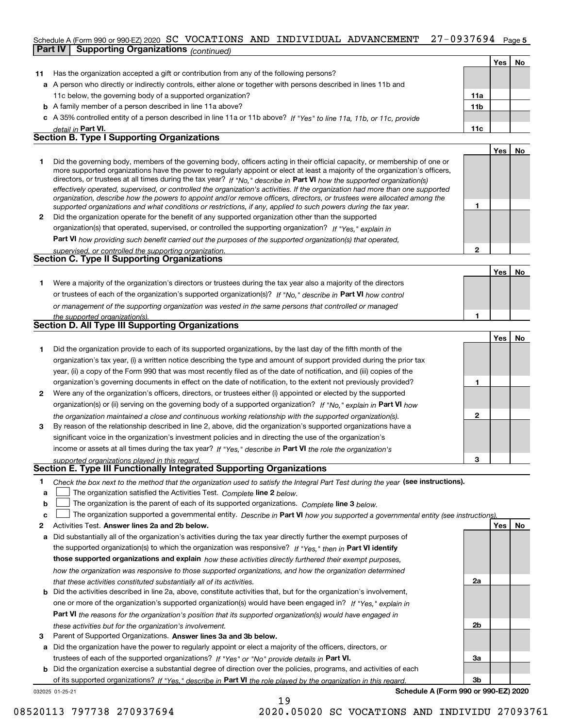Schedule A (Form 990 or 990-EZ) 2020 SC VOCATIONS AND INDIVIDUAL ADVANCEMENT 27-0937694 Page 5

## Part IV Supporting Organizations *(continued)*

| | | | Yes | No |
|---|---|---|---|---|
| **11** | Has the organization accepted a gift or contribution from any of the following persons? | | | |
| **a** | A person who directly or indirectly controls, either alone or together with persons described in lines 11b and 11c below, the governing body of a supported organization? | **11a** | | |
| **b** | A family member of a person described in line 11a above? | **11b** | | |
| **c** | A 35% controlled entity of a person described in line 11a or 11b above? *If "Yes" to line 11a, 11b, or 11c, provide detail in* **Part VI.** | **11c** | | |

### Section B. Type I Supporting Organizations

| | | | Yes | No |
|---|---|---|---|---|
| **1** | Did the governing body, members of the governing body, officers acting in their official capacity, or membership of one or more supported organizations have the power to regularly appoint or elect at least a majority of the organization's officers, directors, or trustees at all times during the tax year? *If "No," describe in* **Part VI** *how the supported organization(s) effectively operated, supervised, or controlled the organization's activities. If the organization had more than one supported organization, describe how the powers to appoint and/or remove officers, directors, or trustees were allocated among the supported organizations and what conditions or restrictions, if any, applied to such powers during the tax year.* | **1** | | |
| **2** | Did the organization operate for the benefit of any supported organization other than the supported organization(s) that operated, supervised, or controlled the supporting organization? *If "Yes," explain in* **Part VI** *how providing such benefit carried out the purposes of the supported organization(s) that operated, supervised, or controlled the supporting organization.* | **2** | | |

### Section C. Type II Supporting Organizations

| | | | Yes | No |
|---|---|---|---|---|
| **1** | Were a majority of the organization's directors or trustees during the tax year also a majority of the directors or trustees of each of the organization's supported organization(s)? *If "No," describe in* **Part VI** *how control or management of the supporting organization was vested in the same persons that controlled or managed the supported organization(s).* | **1** | | |

### Section D. All Type III Supporting Organizations

| | | | Yes | No |
|---|---|---|---|---|
| **1** | Did the organization provide to each of its supported organizations, by the last day of the fifth month of the organization's tax year, (i) a written notice describing the type and amount of support provided during the prior tax year, (ii) a copy of the Form 990 that was most recently filed as of the date of notification, and (iii) copies of the organization's governing documents in effect on the date of notification, to the extent not previously provided? | **1** | | |
| **2** | Were any of the organization's officers, directors, or trustees either (i) appointed or elected by the supported organization(s) or (ii) serving on the governing body of a supported organization? *If "No," explain in* **Part VI** *how the organization maintained a close and continuous working relationship with the supported organization(s).* | **2** | | |
| **3** | By reason of the relationship described in line 2, above, did the organization's supported organizations have a significant voice in the organization's investment policies and in directing the use of the organization's income or assets at all times during the tax year? *If "Yes," describe in* **Part VI** *the role the organization's supported organizations played in this regard.* | **3** | | |

### Section E. Type III Functionally Integrated Supporting Organizations

**1** *Check the box next to the method that the organization used to satisfy the Integral Part Test during the year* **(see instructions).**

- **a** ☐ The organization satisfied the Activities Test. *Complete* **line 2** *below.*
- **b** ☐ The organization is the parent of each of its supported organizations. *Complete* **line 3** *below.*
- **c** ☐ The organization supported a governmental entity. *Describe in* **Part VI** *how you supported a governmental entity (see instructions).*

| | | | Yes | No |
|---|---|---|---|---|
| **2** | Activities Test. **Answer lines 2a and 2b below.** | | | |
| **a** | Did substantially all of the organization's activities during the tax year directly further the exempt purposes of the supported organization(s) to which the organization was responsive? *If "Yes," then in* **Part VI identify those supported organizations and explain** *how these activities directly furthered their exempt purposes, how the organization was responsive to those supported organizations, and how the organization determined that these activities constituted substantially all of its activities.* | **2a** | | |
| **b** | Did the activities described in line 2a, above, constitute activities that, but for the organization's involvement, one or more of the organization's supported organization(s) would have been engaged in? *If "Yes," explain in* **Part VI** *the reasons for the organization's position that its supported organization(s) would have engaged in these activities but for the organization's involvement.* | **2b** | | |
| **3** | Parent of Supported Organizations. **Answer lines 3a and 3b below.** | | | |
| **a** | Did the organization have the power to regularly appoint or elect a majority of the officers, directors, or trustees of each of the supported organizations? *If "Yes" or "No" provide details in* **Part VI.** | **3a** | | |
| **b** | Did the organization exercise a substantial degree of direction over the policies, programs, and activities of each of its supported organizations? *If "Yes," describe in* **Part VI** *the role played by the organization in this regard.* | **3b** | | |

032025 01-25-21 **Schedule A (Form 990 or 990-EZ) 2020**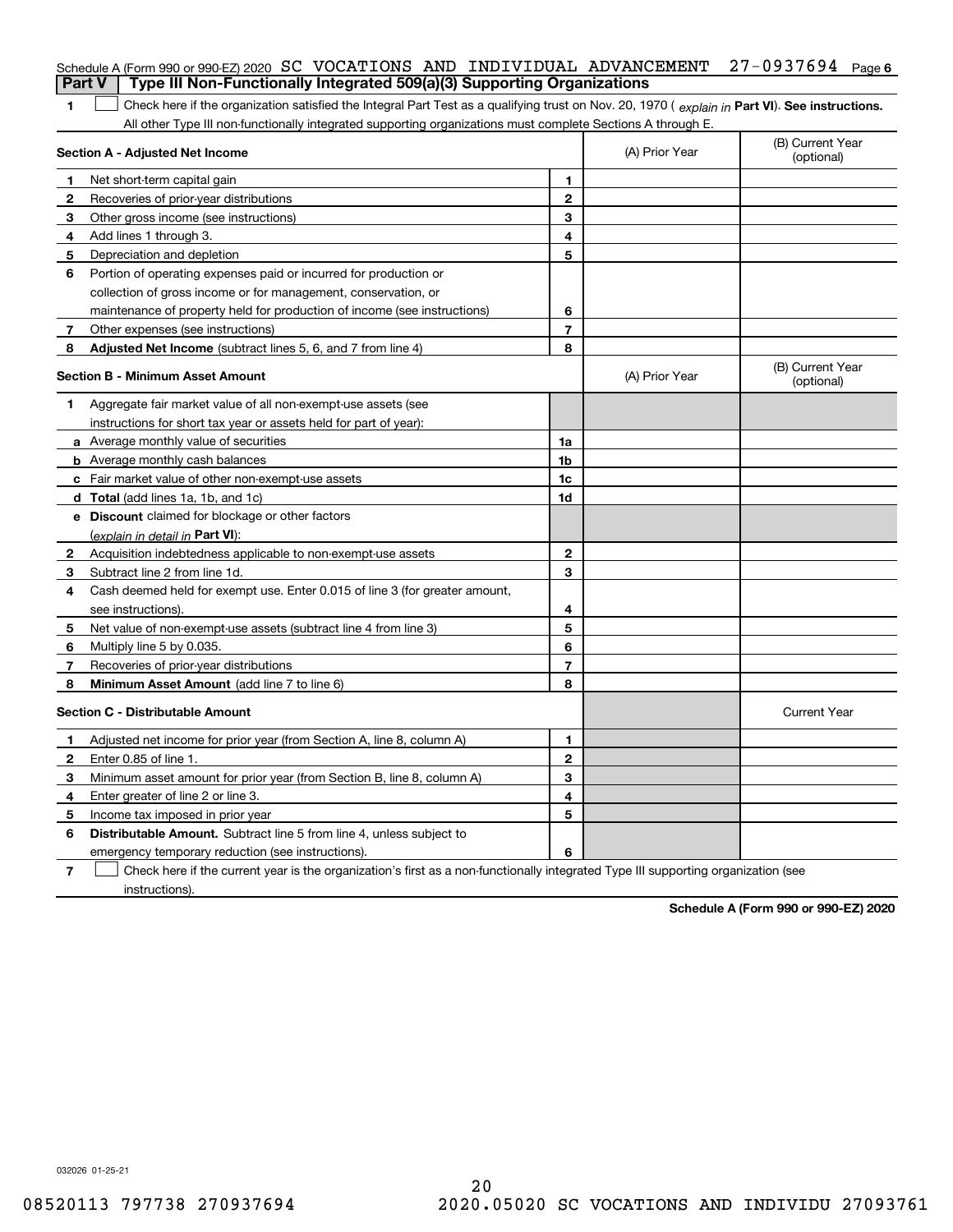Schedule A (Form 990 or 990-EZ) 2020 SC VOCATIONS AND INDIVIDUAL ADVANCEMENT 27-0937694 Page 6

## Part V Type III Non-Functionally Integrated 509(a)(3) Supporting Organizations

**1** ☐ Check here if the organization satisfied the Integral Part Test as a qualifying trust on Nov. 20, 1970 ( *explain in* **Part VI**). **See instructions.** All other Type III non-functionally integrated supporting organizations must complete Sections A through E.

| **Section A - Adjusted Net Income** | | (A) Prior Year | (B) Current Year (optional) |
|---|---|---|---|
| **1** Net short-term capital gain | 1 | | |
| **2** Recoveries of prior-year distributions | 2 | | |
| **3** Other gross income (see instructions) | 3 | | |
| **4** Add lines 1 through 3. | 4 | | |
| **5** Depreciation and depletion | 5 | | |
| **6** Portion of operating expenses paid or incurred for production or collection of gross income or for management, conservation, or maintenance of property held for production of income (see instructions) | 6 | | |
| **7** Other expenses (see instructions) | 7 | | |
| **8** **Adjusted Net Income** (subtract lines 5, 6, and 7 from line 4) | 8 | | |

| **Section B - Minimum Asset Amount** | | (A) Prior Year | (B) Current Year (optional) |
|---|---|---|---|
| **1** Aggregate fair market value of all non-exempt-use assets (see instructions for short tax year or assets held for part of year): | | | |
| **a** Average monthly value of securities | 1a | | |
| **b** Average monthly cash balances | 1b | | |
| **c** Fair market value of other non-exempt-use assets | 1c | | |
| **d** **Total** (add lines 1a, 1b, and 1c) | 1d | | |
| **e** **Discount** claimed for blockage or other factors (*explain in detail in* **Part VI**): | | | |
| **2** Acquisition indebtedness applicable to non-exempt-use assets | 2 | | |
| **3** Subtract line 2 from line 1d. | 3 | | |
| **4** Cash deemed held for exempt use. Enter 0.015 of line 3 (for greater amount, see instructions). | 4 | | |
| **5** Net value of non-exempt-use assets (subtract line 4 from line 3) | 5 | | |
| **6** Multiply line 5 by 0.035. | 6 | | |
| **7** Recoveries of prior-year distributions | 7 | | |
| **8** **Minimum Asset Amount** (add line 7 to line 6) | 8 | | |

| **Section C - Distributable Amount** | | | Current Year |
|---|---|---|---|
| **1** Adjusted net income for prior year (from Section A, line 8, column A) | 1 | | |
| **2** Enter 0.85 of line 1. | 2 | | |
| **3** Minimum asset amount for prior year (from Section B, line 8, column A) | 3 | | |
| **4** Enter greater of line 2 or line 3. | 4 | | |
| **5** Income tax imposed in prior year | 5 | | |
| **6** **Distributable Amount.** Subtract line 5 from line 4, unless subject to emergency temporary reduction (see instructions). | 6 | | |

**7** ☐ Check here if the current year is the organization's first as a non-functionally integrated Type III supporting organization (see instructions).

**Schedule A (Form 990 or 990-EZ) 2020**

032026 01-25-21

08520113 797738 270937694 2020.05020 SC VOCATIONS AND INDIVIDU 27093761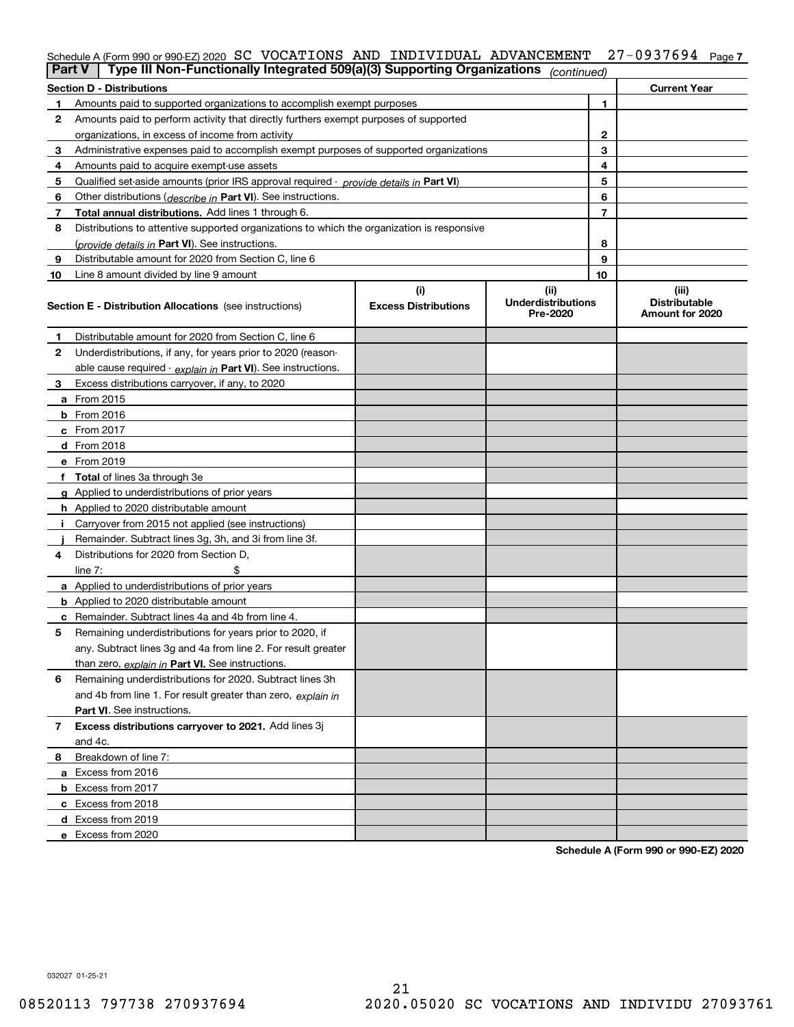Schedule A (Form 990 or 990-EZ) 2020 SC VOCATIONS AND INDIVIDUAL ADVANCEMENT 27-0937694 Page 7

**Part V | Type III Non-Functionally Integrated 509(a)(3) Supporting Organizations** *(continued)*

| Section D - Distributions | | | Current Year |
|---|---|---|---|
| 1 | Amounts paid to supported organizations to accomplish exempt purposes | 1 | |
| 2 | Amounts paid to perform activity that directly furthers exempt purposes of supported organizations, in excess of income from activity | 2 | |
| 3 | Administrative expenses paid to accomplish exempt purposes of supported organizations | 3 | |
| 4 | Amounts paid to acquire exempt-use assets | 4 | |
| 5 | Qualified set-aside amounts (prior IRS approval required - *provide details in* **Part VI**) | 5 | |
| 6 | Other distributions (*describe in* **Part VI**). See instructions. | 6 | |
| 7 | **Total annual distributions.** Add lines 1 through 6. | 7 | |
| 8 | Distributions to attentive supported organizations to which the organization is responsive (*provide details in* **Part VI**). See instructions. | 8 | |
| 9 | Distributable amount for 2020 from Section C, line 6 | 9 | |
| 10 | Line 8 amount divided by line 9 amount | 10 | |

| Section E - Distribution Allocations (see instructions) | | (i) Excess Distributions | (ii) Underdistributions Pre-2020 | (iii) Distributable Amount for 2020 |
|---|---|---|---|---|
| 1 | Distributable amount for 2020 from Section C, line 6 | | | |
| 2 | Underdistributions, if any, for years prior to 2020 (reasonable cause required - *explain in* **Part VI**). See instructions. | | | |
| 3 | Excess distributions carryover, if any, to 2020 | | | |
| a | From 2015 | | | |
| b | From 2016 | | | |
| c | From 2017 | | | |
| d | From 2018 | | | |
| e | From 2019 | | | |
| f | **Total** of lines 3a through 3e | | | |
| g | Applied to underdistributions of prior years | | | |
| h | Applied to 2020 distributable amount | | | |
| i | Carryover from 2015 not applied (see instructions) | | | |
| j | Remainder. Subtract lines 3g, 3h, and 3i from line 3f. | | | |
| 4 | Distributions for 2020 from Section D, line 7: $ | | | |
| a | Applied to underdistributions of prior years | | | |
| b | Applied to 2020 distributable amount | | | |
| c | Remainder. Subtract lines 4a and 4b from line 4. | | | |
| 5 | Remaining underdistributions for years prior to 2020, if any. Subtract lines 3g and 4a from line 2. For result greater than zero, *explain in* **Part VI**. See instructions. | | | |
| 6 | Remaining underdistributions for 2020. Subtract lines 3h and 4b from line 1. For result greater than zero, *explain in* **Part VI**. See instructions. | | | |
| 7 | **Excess distributions carryover to 2021.** Add lines 3j and 4c. | | | |
| 8 | Breakdown of line 7: | | | |
| a | Excess from 2016 | | | |
| b | Excess from 2017 | | | |
| c | Excess from 2018 | | | |
| d | Excess from 2019 | | | |
| e | Excess from 2020 | | | |

**Schedule A (Form 990 or 990-EZ) 2020**

032027 01-25-21

08520113 797738 270937694 2020.05020 SC VOCATIONS AND INDIVIDU 27093761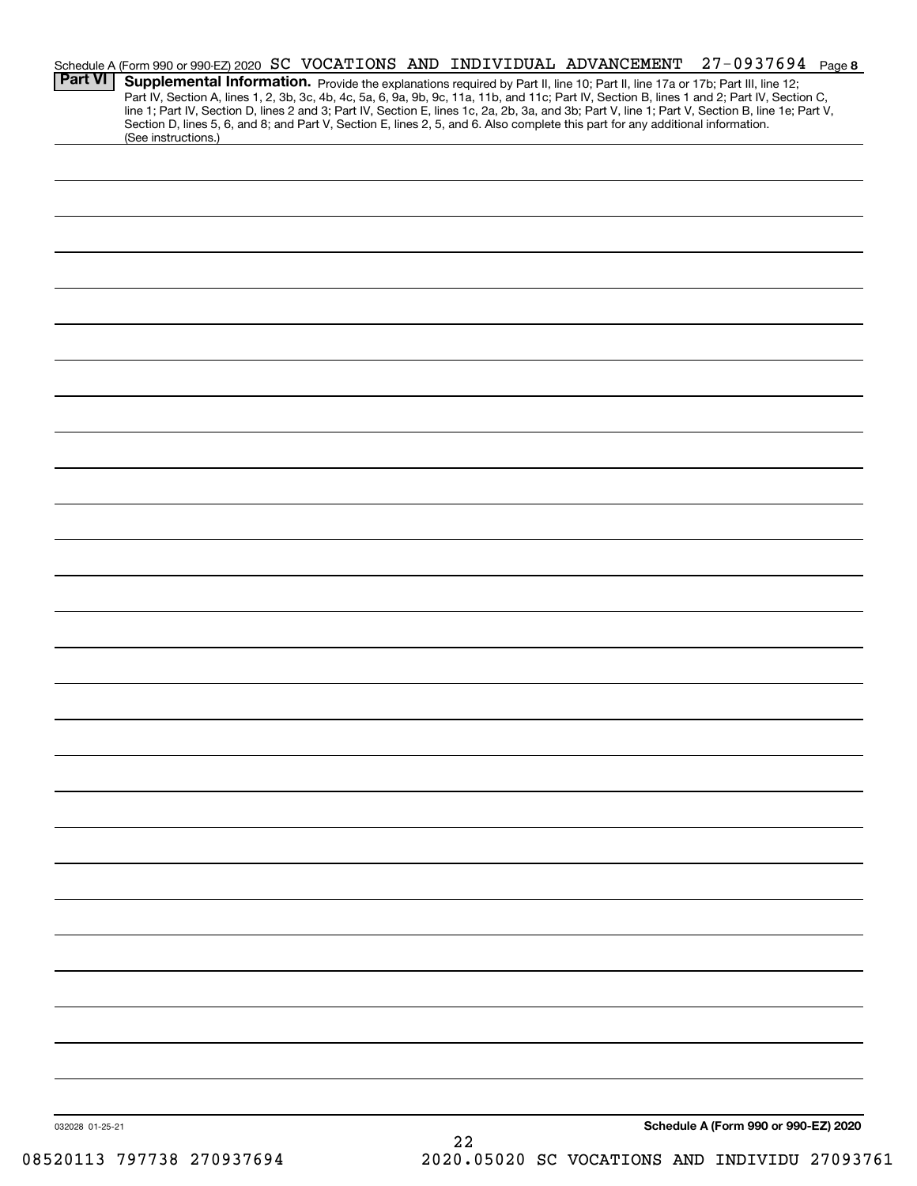Schedule A (Form 990 or 990-EZ) 2020 SC VOCATIONS AND INDIVIDUAL ADVANCEMENT 27-0937694 Page **8**

**Part VI** **Supplemental Information.** Provide the explanations required by Part II, line 10; Part II, line 17a or 17b; Part III, line 12; Part IV, Section A, lines 1, 2, 3b, 3c, 4b, 4c, 5a, 6, 9a, 9b, 9c, 11a, 11b, and 11c; Part IV, Section B, lines 1 and 2; Part IV, Section C, line 1; Part IV, Section D, lines 2 and 3; Part IV, Section E, lines 1c, 2a, 2b, 3a, and 3b; Part V, line 1; Part V, Section B, line 1e; Part V, Section D, lines 5, 6, and 8; and Part V, Section E, lines 2, 5, and 6. Also complete this part for any additional information. (See instructions.)

032028 01-25-21

**Schedule A (Form 990 or 990-EZ) 2020**

08520113 797738 270937694 2020.05020 SC VOCATIONS AND INDIVIDU 27093761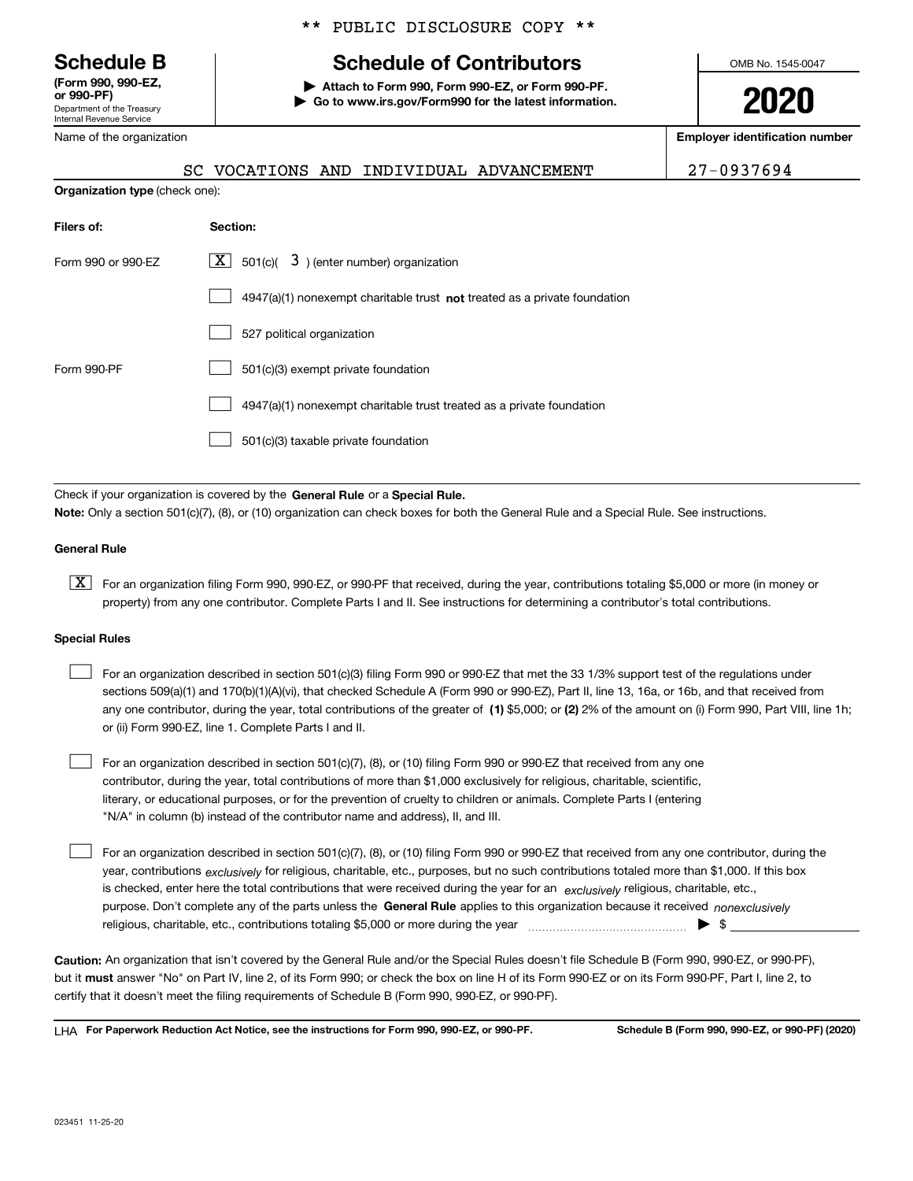** PUBLIC DISCLOSURE COPY **

# Schedule B

**(Form 990, 990-EZ, or 990-PF)**

Department of the Treasury
Internal Revenue Service

## Schedule of Contributors

**▶ Attach to Form 990, Form 990-EZ, or Form 990-PF.**
**▶ Go to www.irs.gov/Form990 for the latest information.**

OMB No. 1545-0047

**2020**

Name of the organization: SC VOCATIONS AND INDIVIDUAL ADVANCEMENT

**Employer identification number:** 27-0937694

**Organization type** (check one):

| **Filers of:** | **Section:** |
|---|---|
| Form 990 or 990-EZ | [X] 501(c)( 3 ) (enter number) organization |
| | [ ] 4947(a)(1) nonexempt charitable trust **not** treated as a private foundation |
| | [ ] 527 political organization |
| Form 990-PF | [ ] 501(c)(3) exempt private foundation |
| | [ ] 4947(a)(1) nonexempt charitable trust treated as a private foundation |
| | [ ] 501(c)(3) taxable private foundation |

Check if your organization is covered by the **General Rule** or a **Special Rule.**

**Note:** Only a section 501(c)(7), (8), or (10) organization can check boxes for both the General Rule and a Special Rule. See instructions.

**General Rule**

[X] For an organization filing Form 990, 990-EZ, or 990-PF that received, during the year, contributions totaling $5,000 or more (in money or property) from any one contributor. Complete Parts I and II. See instructions for determining a contributor's total contributions.

**Special Rules**

[ ] For an organization described in section 501(c)(3) filing Form 990 or 990-EZ that met the 33 1/3% support test of the regulations under sections 509(a)(1) and 170(b)(1)(A)(vi), that checked Schedule A (Form 990 or 990-EZ), Part II, line 13, 16a, or 16b, and that received from any one contributor, during the year, total contributions of the greater of **(1)** $5,000; or **(2)** 2% of the amount on (i) Form 990, Part VIII, line 1h; or (ii) Form 990-EZ, line 1. Complete Parts I and II.

[ ] For an organization described in section 501(c)(7), (8), or (10) filing Form 990 or 990-EZ that received from any one contributor, during the year, total contributions of more than $1,000 exclusively for religious, charitable, scientific, literary, or educational purposes, or for the prevention of cruelty to children or animals. Complete Parts I (entering "N/A" in column (b) instead of the contributor name and address), II, and III.

[ ] For an organization described in section 501(c)(7), (8), or (10) filing Form 990 or 990-EZ that received from any one contributor, during the year, contributions *exclusively* for religious, charitable, etc., purposes, but no such contributions totaled more than $1,000. If this box is checked, enter here the total contributions that were received during the year for an *exclusively* religious, charitable, etc., purpose. Don't complete any of the parts unless the **General Rule** applies to this organization because it received *nonexclusively* religious, charitable, etc., contributions totaling $5,000 or more during the year ▶ $ ____________

**Caution:** An organization that isn't covered by the General Rule and/or the Special Rules doesn't file Schedule B (Form 990, 990-EZ, or 990-PF), but it **must** answer "No" on Part IV, line 2, of its Form 990; or check the box on line H of its Form 990-EZ or on its Form 990-PF, Part I, line 2, to certify that it doesn't meet the filing requirements of Schedule B (Form 990, 990-EZ, or 990-PF).

LHA **For Paperwork Reduction Act Notice, see the instructions for Form 990, 990-EZ, or 990-PF.** **Schedule B (Form 990, 990-EZ, or 990-PF) (2020)**

023451 11-25-20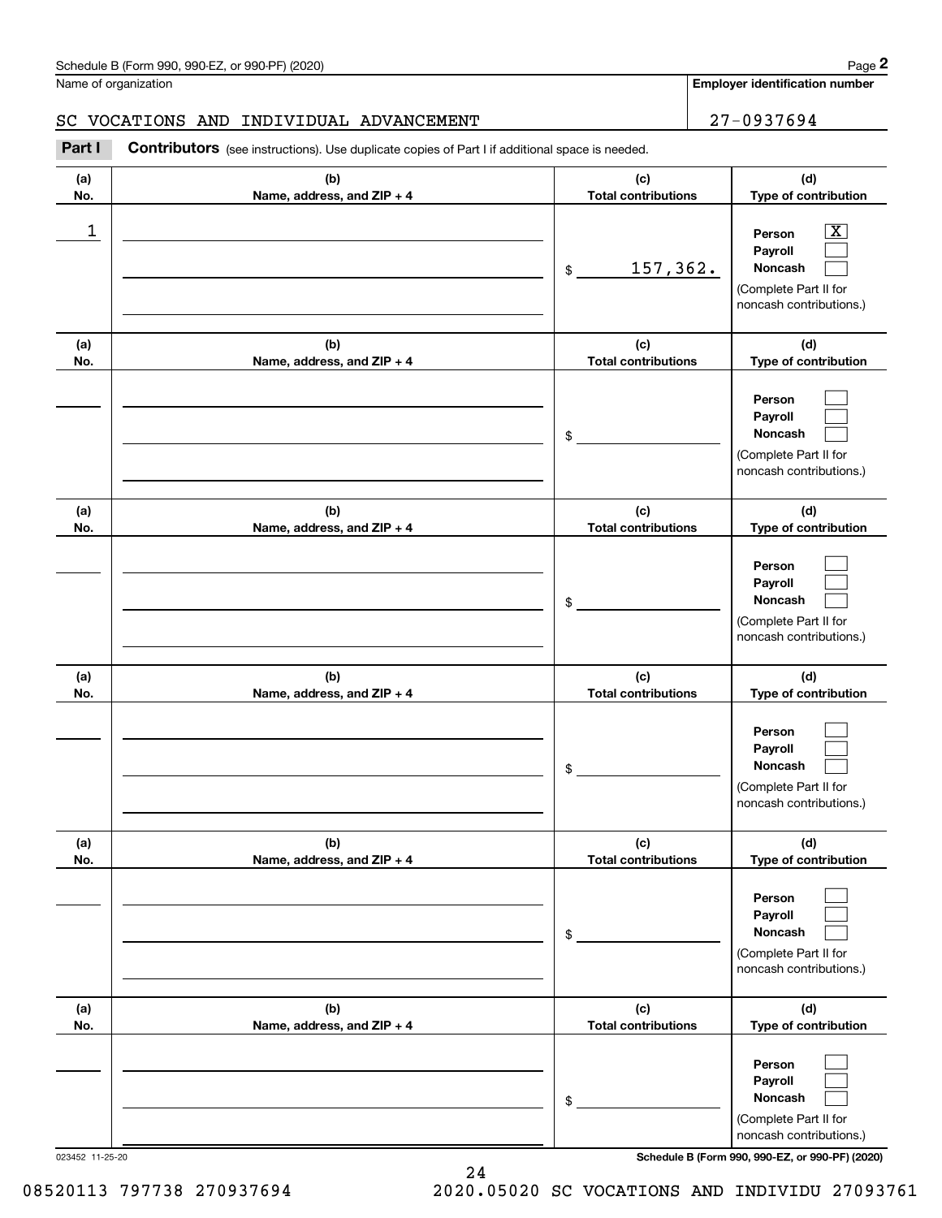Schedule B (Form 990, 990-EZ, or 990-PF) (2020)

Name of organization: SC VOCATIONS AND INDIVIDUAL ADVANCEMENT

**Employer identification number:** 27-0937694

**Part I** **Contributors** (see instructions). Use duplicate copies of Part I if additional space is needed.

| (a) No. | (b) Name, address, and ZIP + 4 | (c) Total contributions | (d) Type of contribution |
|---|---|---|---|
| 1 | | $ 157,362. | Person [X] Payroll [ ] Noncash [ ] (Complete Part II for noncash contributions.) |
| | | $ | Person [ ] Payroll [ ] Noncash [ ] (Complete Part II for noncash contributions.) |
| | | $ | Person [ ] Payroll [ ] Noncash [ ] (Complete Part II for noncash contributions.) |
| | | $ | Person [ ] Payroll [ ] Noncash [ ] (Complete Part II for noncash contributions.) |
| | | $ | Person [ ] Payroll [ ] Noncash [ ] (Complete Part II for noncash contributions.) |
| | | $ | Person [ ] Payroll [ ] Noncash [ ] (Complete Part II for noncash contributions.) |

023452 11-25-20

Schedule B (Form 990, 990-EZ, or 990-PF) (2020)

08520113 797738 270937694 2020.05020 SC VOCATIONS AND INDIVIDU 27093761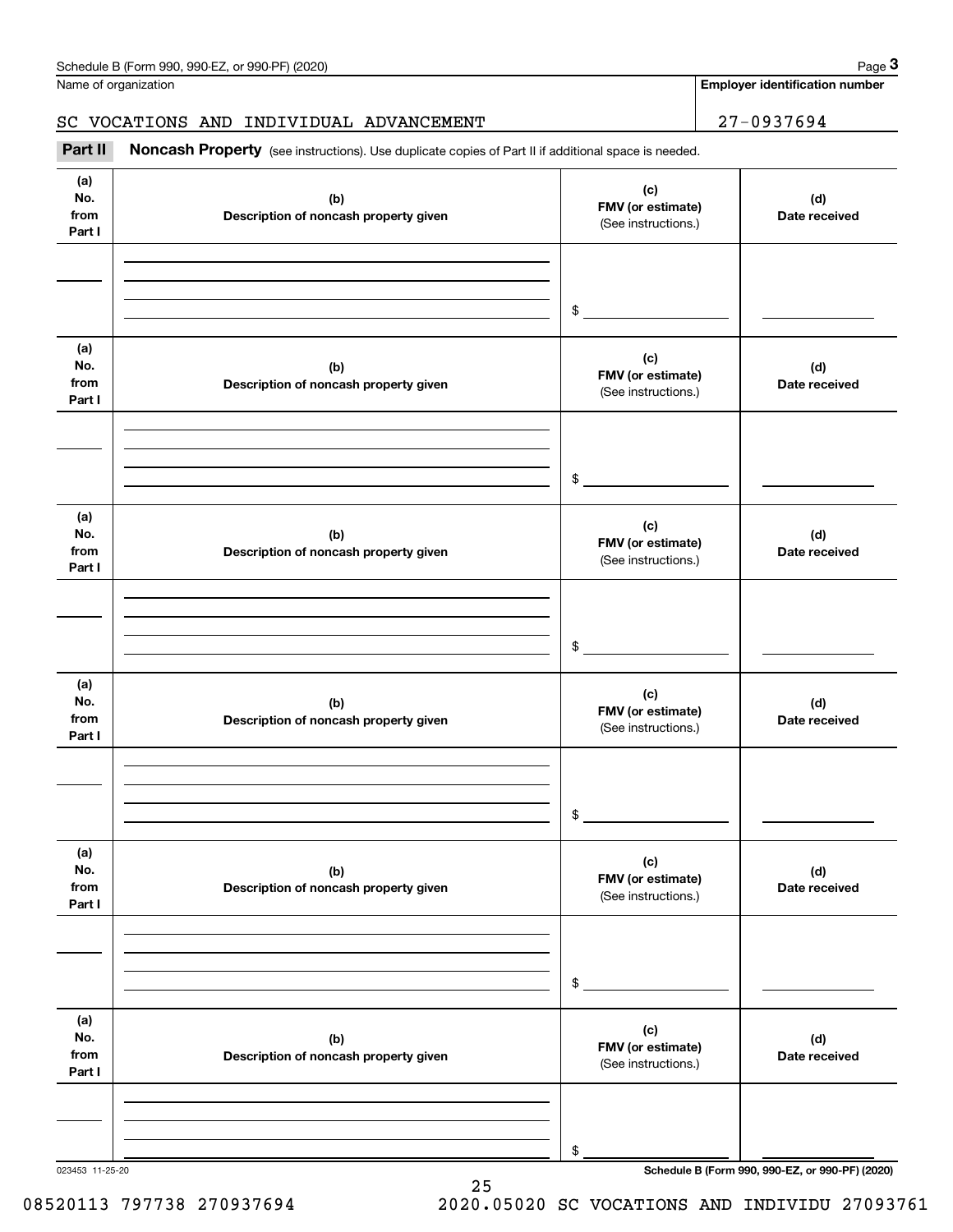Schedule B (Form 990, 990-EZ, or 990-PF) (2020)

Name of organization: SC VOCATIONS AND INDIVIDUAL ADVANCEMENT

**Employer identification number:** 27-0937694

## Part II Noncash Property

(see instructions). Use duplicate copies of Part II if additional space is needed.

| (a) No. from Part I | (b) Description of noncash property given | (c) FMV (or estimate) (See instructions.) | (d) Date received |
|---|---|---|---|
| | | $ | |

| (a) No. from Part I | (b) Description of noncash property given | (c) FMV (or estimate) (See instructions.) | (d) Date received |
|---|---|---|---|
| | | $ | |

| (a) No. from Part I | (b) Description of noncash property given | (c) FMV (or estimate) (See instructions.) | (d) Date received |
|---|---|---|---|
| | | $ | |

| (a) No. from Part I | (b) Description of noncash property given | (c) FMV (or estimate) (See instructions.) | (d) Date received |
|---|---|---|---|
| | | $ | |

| (a) No. from Part I | (b) Description of noncash property given | (c) FMV (or estimate) (See instructions.) | (d) Date received |
|---|---|---|---|
| | | $ | |

| (a) No. from Part I | (b) Description of noncash property given | (c) FMV (or estimate) (See instructions.) | (d) Date received |
|---|---|---|---|
| | | $ | |

023453 11-25-20

Schedule B (Form 990, 990-EZ, or 990-PF) (2020)

08520113 797738 270937694 2020.05020 SC VOCATIONS AND INDIVIDU 27093761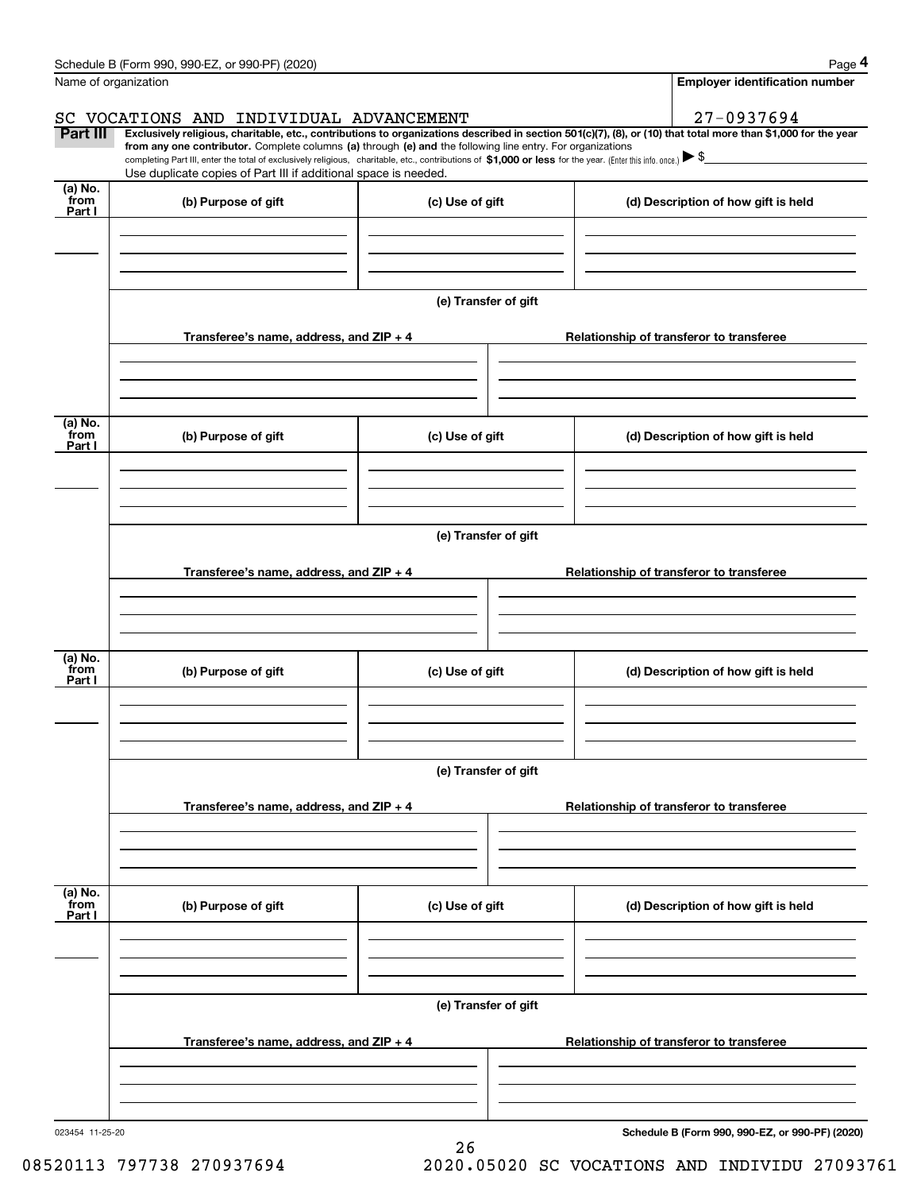Schedule B (Form 990, 990-EZ, or 990-PF) (2020)

Name of organization: SC VOCATIONS AND INDIVIDUAL ADVANCEMENT

Employer identification number: 27-0937694

**Part III** **Exclusively religious, charitable, etc., contributions to organizations described in section 501(c)(7), (8), or (10) that total more than $1,000 for the year from any one contributor.** Complete columns **(a)** through **(e) and** the following line entry. For organizations completing Part III, enter the total of exclusively religious, charitable, etc., contributions of **$1,000 or less** for the year. (Enter this info. once.) ▶ $

Use duplicate copies of Part III if additional space is needed.

| (a) No. from Part I | (b) Purpose of gift | (c) Use of gift | (d) Description of how gift is held |
|---|---|---|---|
| | | | |

(e) Transfer of gift

| Transferee's name, address, and ZIP + 4 | Relationship of transferor to transferee |
|---|---|
| | |

| (a) No. from Part I | (b) Purpose of gift | (c) Use of gift | (d) Description of how gift is held |
|---|---|---|---|
| | | | |

(e) Transfer of gift

| Transferee's name, address, and ZIP + 4 | Relationship of transferor to transferee |
|---|---|
| | |

| (a) No. from Part I | (b) Purpose of gift | (c) Use of gift | (d) Description of how gift is held |
|---|---|---|---|
| | | | |

(e) Transfer of gift

| Transferee's name, address, and ZIP + 4 | Relationship of transferor to transferee |
|---|---|
| | |

| (a) No. from Part I | (b) Purpose of gift | (c) Use of gift | (d) Description of how gift is held |
|---|---|---|---|
| | | | |

(e) Transfer of gift

| Transferee's name, address, and ZIP + 4 | Relationship of transferor to transferee |
|---|---|
| | |

023454 11-25-20

**Schedule B (Form 990, 990-EZ, or 990-PF) (2020)**

08520113 797738 270937694 2020.05020 SC VOCATIONS AND INDIVIDU 27093761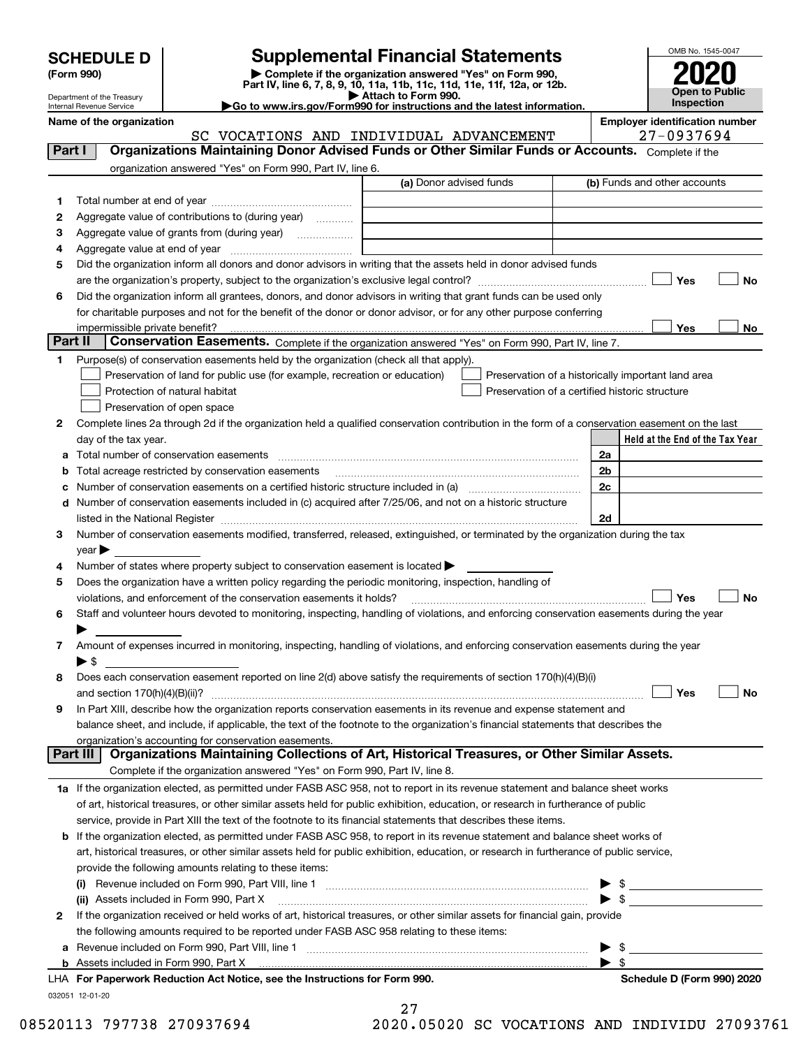# SCHEDULE D (Form 990)

Department of the Treasury
Internal Revenue Service

## Supplemental Financial Statements

▶ Complete if the organization answered "Yes" on Form 990, Part IV, line 6, 7, 8, 9, 10, 11a, 11b, 11c, 11d, 11e, 11f, 12a, or 12b.
▶ Attach to Form 990.
▶Go to www.irs.gov/Form990 for instructions and the latest information.

OMB No. 1545-0047

**2020**

**Open to Public Inspection**

**Name of the organization**
SC VOCATIONS AND INDIVIDUAL ADVANCEMENT

**Employer identification number**
27-0937694

### Part I — Organizations Maintaining Donor Advised Funds or Other Similar Funds or Accounts.
Complete if the organization answered "Yes" on Form 990, Part IV, line 6.

| | | (a) Donor advised funds | (b) Funds and other accounts |
|---|---|---|---|
| 1 | Total number at end of year | | |
| 2 | Aggregate value of contributions to (during year) | | |
| 3 | Aggregate value of grants from (during year) | | |
| 4 | Aggregate value at end of year | | |

5 Did the organization inform all donors and donor advisors in writing that the assets held in donor advised funds are the organization's property, subject to the organization's exclusive legal control? ☐ Yes ☐ No

6 Did the organization inform all grantees, donors, and donor advisors in writing that grant funds can be used only for charitable purposes and not for the benefit of the donor or donor advisor, or for any other purpose conferring impermissible private benefit? ☐ Yes ☐ No

### Part II — Conservation Easements.
Complete if the organization answered "Yes" on Form 990, Part IV, line 7.

1 Purpose(s) of conservation easements held by the organization (check all that apply).

- ☐ Preservation of land for public use (for example, recreation or education)
- ☐ Protection of natural habitat
- ☐ Preservation of open space
- ☐ Preservation of a historically important land area
- ☐ Preservation of a certified historic structure

2 Complete lines 2a through 2d if the organization held a qualified conservation contribution in the form of a conservation easement on the last day of the tax year.

| | | | Held at the End of the Tax Year |
|---|---|---|---|
| a | Total number of conservation easements | 2a | |
| b | Total acreage restricted by conservation easements | 2b | |
| c | Number of conservation easements on a certified historic structure included in (a) | 2c | |
| d | Number of conservation easements included in (c) acquired after 7/25/06, and not on a historic structure listed in the National Register | 2d | |

3 Number of conservation easements modified, transferred, released, extinguished, or terminated by the organization during the tax year ▶

4 Number of states where property subject to conservation easement is located ▶

5 Does the organization have a written policy regarding the periodic monitoring, inspection, handling of violations, and enforcement of the conservation easements it holds? ☐ Yes ☐ No

6 Staff and volunteer hours devoted to monitoring, inspecting, handling of violations, and enforcing conservation easements during the year ▶

7 Amount of expenses incurred in monitoring, inspecting, handling of violations, and enforcing conservation easements during the year ▶ $

8 Does each conservation easement reported on line 2(d) above satisfy the requirements of section 170(h)(4)(B)(i) and section 170(h)(4)(B)(ii)? ☐ Yes ☐ No

9 In Part XIII, describe how the organization reports conservation easements in its revenue and expense statement and balance sheet, and include, if applicable, the text of the footnote to the organization's financial statements that describes the organization's accounting for conservation easements.

### Part III — Organizations Maintaining Collections of Art, Historical Treasures, or Other Similar Assets.
Complete if the organization answered "Yes" on Form 990, Part IV, line 8.

1a If the organization elected, as permitted under FASB ASC 958, not to report in its revenue statement and balance sheet works of art, historical treasures, or other similar assets held for public exhibition, education, or research in furtherance of public service, provide in Part XIII the text of the footnote to its financial statements that describes these items.

b If the organization elected, as permitted under FASB ASC 958, to report in its revenue statement and balance sheet works of art, historical treasures, or other similar assets held for public exhibition, education, or research in furtherance of public service, provide the following amounts relating to these items:

(i) Revenue included on Form 990, Part VIII, line 1 ▶ $

(ii) Assets included in Form 990, Part X ▶ $

2 If the organization received or held works of art, historical treasures, or other similar assets for financial gain, provide the following amounts required to be reported under FASB ASC 958 relating to these items:

a Revenue included on Form 990, Part VIII, line 1 ▶ $

b Assets included in Form 990, Part X ▶ $

**LHA For Paperwork Reduction Act Notice, see the Instructions for Form 990.** **Schedule D (Form 990) 2020**

032051 12-01-20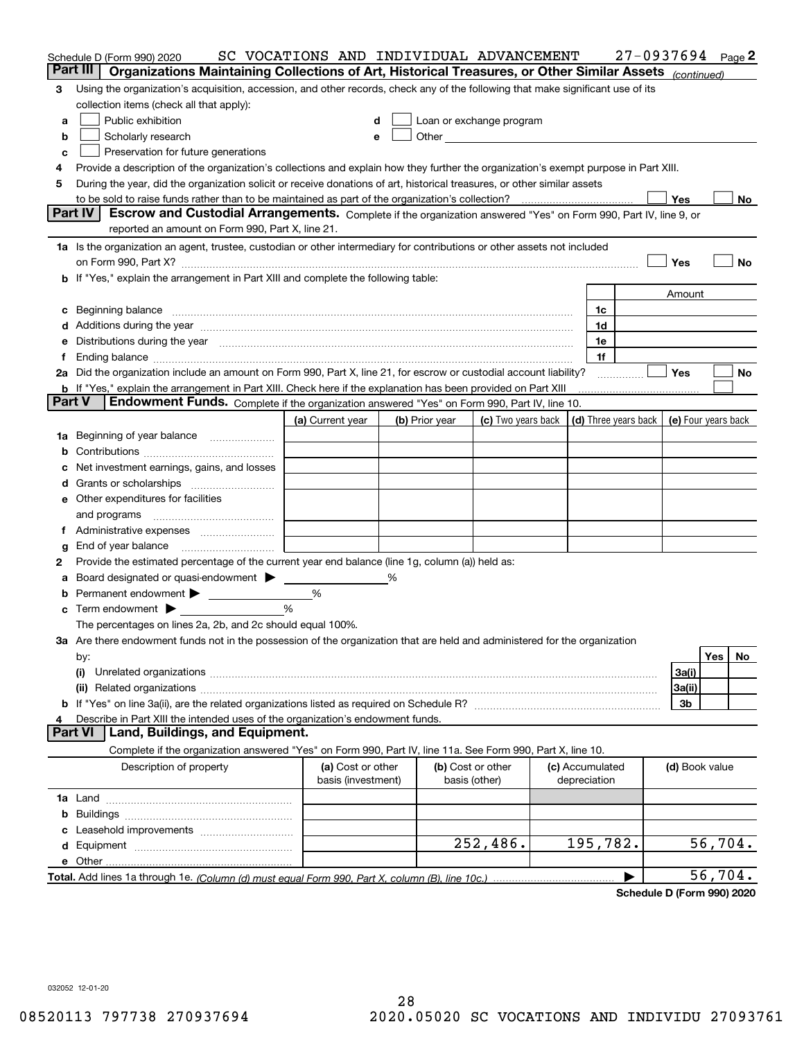Schedule D (Form 990) 2020 SC VOCATIONS AND INDIVIDUAL ADVANCEMENT 27-0937694 Page 2

## Part III Organizations Maintaining Collections of Art, Historical Treasures, or Other Similar Assets *(continued)*

3 Using the organization's acquisition, accession, and other records, check any of the following that make significant use of its collection items (check all that apply):

a ☐ Public exhibition
b ☐ Scholarly research
c ☐ Preservation for future generations
d ☐ Loan or exchange program
e ☐ Other

4 Provide a description of the organization's collections and explain how they further the organization's exempt purpose in Part XIII.

5 During the year, did the organization solicit or receive donations of art, historical treasures, or other similar assets to be sold to raise funds rather than to be maintained as part of the organization's collection? ☐ Yes ☐ No

## Part IV Escrow and Custodial Arrangements.

Complete if the organization answered "Yes" on Form 990, Part IV, line 9, or reported an amount on Form 990, Part X, line 21.

1a Is the organization an agent, trustee, custodian or other intermediary for contributions or other assets not included on Form 990, Part X? ☐ Yes ☐ No

b If "Yes," explain the arrangement in Part XIII and complete the following table:

| | | Amount |
|---|---|---|
| c Beginning balance | 1c | |
| d Additions during the year | 1d | |
| e Distributions during the year | 1e | |
| f Ending balance | 1f | |

2a Did the organization include an amount on Form 990, Part X, line 21, for escrow or custodial account liability? ☐ Yes ☐ No

b If "Yes," explain the arrangement in Part XIII. Check here if the explanation has been provided on Part XIII ☐

## Part V Endowment Funds.

Complete if the organization answered "Yes" on Form 990, Part IV, line 10.

| | (a) Current year | (b) Prior year | (c) Two years back | (d) Three years back | (e) Four years back |
|---|---|---|---|---|---|
| 1a Beginning of year balance | | | | | |
| b Contributions | | | | | |
| c Net investment earnings, gains, and losses | | | | | |
| d Grants or scholarships | | | | | |
| e Other expenditures for facilities and programs | | | | | |
| f Administrative expenses | | | | | |
| g End of year balance | | | | | |

2 Provide the estimated percentage of the current year end balance (line 1g, column (a)) held as:

a Board designated or quasi-endowment ▶ %
b Permanent endowment ▶ %
c Term endowment ▶ %

The percentages on lines 2a, 2b, and 2c should equal 100%.

3a Are there endowment funds not in the possession of the organization that are held and administered for the organization by:

| | | Yes | No |
|---|---|---|---|
| (i) Unrelated organizations | 3a(i) | | |
| (ii) Related organizations | 3a(ii) | | |
| b If "Yes" on line 3a(ii), are the related organizations listed as required on Schedule R? | 3b | | |

4 Describe in Part XIII the intended uses of the organization's endowment funds.

## Part VI Land, Buildings, and Equipment.

Complete if the organization answered "Yes" on Form 990, Part IV, line 11a. See Form 990, Part X, line 10.

| Description of property | (a) Cost or other basis (investment) | (b) Cost or other basis (other) | (c) Accumulated depreciation | (d) Book value |
|---|---|---|---|---|
| 1a Land | | | | |
| b Buildings | | | | |
| c Leasehold improvements | | | | |
| d Equipment | | 252,486. | 195,782. | 56,704. |
| e Other | | | | |
| **Total.** Add lines 1a through 1e. *(Column (d) must equal Form 990, Part X, column (B), line 10c.)* | | | ▶ | 56,704. |

**Schedule D (Form 990) 2020**

032052 12-01-20

08520113 797738 270937694 2020.05020 SC VOCATIONS AND INDIVIDU 27093761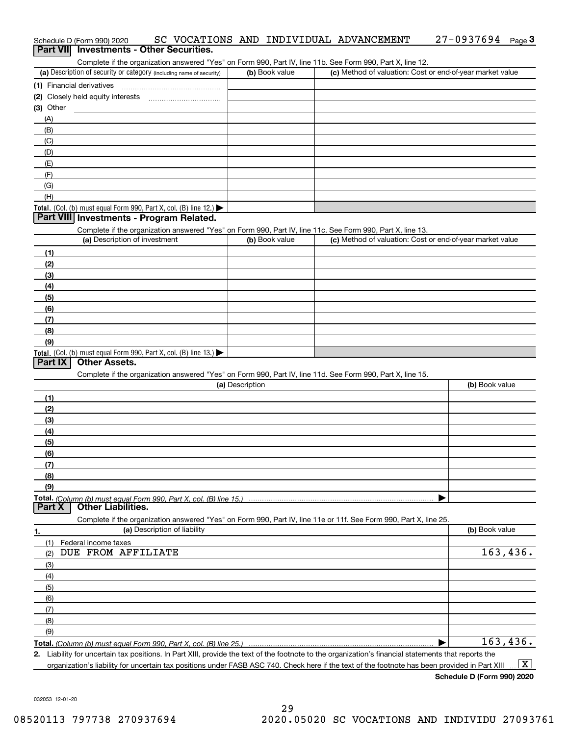Schedule D (Form 990) 2020 SC VOCATIONS AND INDIVIDUAL ADVANCEMENT 27-0937694 Page **3**

## Part VII Investments - Other Securities.

Complete if the organization answered "Yes" on Form 990, Part IV, line 11b. See Form 990, Part X, line 12.

| (a) Description of security or category (including name of security) | (b) Book value | (c) Method of valuation: Cost or end-of-year market value |
|---|---|---|
| (1) Financial derivatives | | |
| (2) Closely held equity interests | | |
| (3) Other | | |
| (A) | | |
| (B) | | |
| (C) | | |
| (D) | | |
| (E) | | |
| (F) | | |
| (G) | | |
| (H) | | |
| **Total.** (Col. (b) must equal Form 990, Part X, col. (B) line 12.) | | |

## Part VIII Investments - Program Related.

Complete if the organization answered "Yes" on Form 990, Part IV, line 11c. See Form 990, Part X, line 13.

| (a) Description of investment | (b) Book value | (c) Method of valuation: Cost or end-of-year market value |
|---|---|---|
| (1) | | |
| (2) | | |
| (3) | | |
| (4) | | |
| (5) | | |
| (6) | | |
| (7) | | |
| (8) | | |
| (9) | | |
| **Total.** (Col. (b) must equal Form 990, Part X, col. (B) line 13.) | | |

## Part IX Other Assets.

Complete if the organization answered "Yes" on Form 990, Part IV, line 11d. See Form 990, Part X, line 15.

| (a) Description | (b) Book value |
|---|---|
| (1) | |
| (2) | |
| (3) | |
| (4) | |
| (5) | |
| (6) | |
| (7) | |
| (8) | |
| (9) | |
| **Total.** *(Column (b) must equal Form 990, Part X, col. (B) line 15.)* | |

## Part X Other Liabilities.

Complete if the organization answered "Yes" on Form 990, Part IV, line 11e or 11f. See Form 990, Part X, line 25.

| 1. (a) Description of liability | (b) Book value |
|---|---|
| (1) Federal income taxes | |
| (2) DUE FROM AFFILIATE | 163,436. |
| (3) | |
| (4) | |
| (5) | |
| (6) | |
| (7) | |
| (8) | |
| (9) | |
| **Total.** *(Column (b) must equal Form 990, Part X, col. (B) line 25.)* | 163,436. |

**2.** Liability for uncertain tax positions. In Part XIII, provide the text of the footnote to the organization's financial statements that reports the organization's liability for uncertain tax positions under FASB ASC 740. Check here if the text of the footnote has been provided in Part XIII ... [X]

**Schedule D (Form 990) 2020**

032053 12-01-20

08520113 797738 270937694 2020.05020 SC VOCATIONS AND INDIVIDU 27093761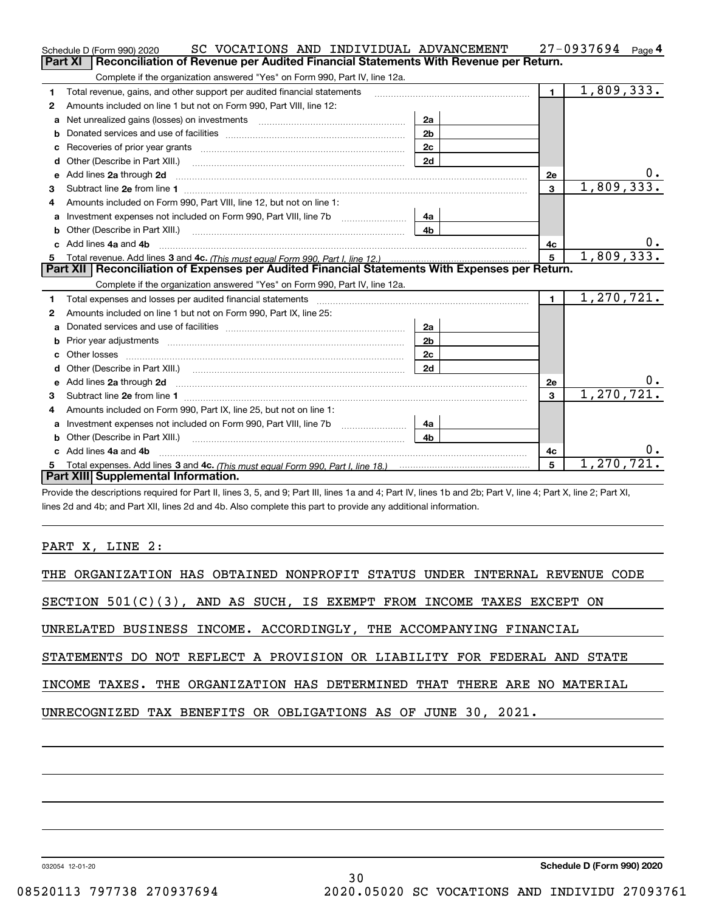Schedule D (Form 990) 2020 SC VOCATIONS AND INDIVIDUAL ADVANCEMENT 27-0937694 Page 4

## Part XI Reconciliation of Revenue per Audited Financial Statements With Revenue per Return.

Complete if the organization answered "Yes" on Form 990, Part IV, line 12a.

| | | | | | |
|---|---|---|---|---|---|
| 1 | Total revenue, gains, and other support per audited financial statements | | | 1 | 1,809,333. |
| 2 | Amounts included on line 1 but not on Form 990, Part VIII, line 12: | | | | |
| a | Net unrealized gains (losses) on investments | 2a | | | |
| b | Donated services and use of facilities | 2b | | | |
| c | Recoveries of prior year grants | 2c | | | |
| d | Other (Describe in Part XIII.) | 2d | | | |
| e | Add lines 2a through 2d | | | 2e | 0. |
| 3 | Subtract line 2e from line 1 | | | 3 | 1,809,333. |
| 4 | Amounts included on Form 990, Part VIII, line 12, but not on line 1: | | | | |
| a | Investment expenses not included on Form 990, Part VIII, line 7b | 4a | | | |
| b | Other (Describe in Part XIII.) | 4b | | | |
| c | Add lines 4a and 4b | | | 4c | 0. |
| 5 | Total revenue. Add lines 3 and 4c. (This must equal Form 990, Part I, line 12.) | | | 5 | 1,809,333. |

## Part XII Reconciliation of Expenses per Audited Financial Statements With Expenses per Return.

Complete if the organization answered "Yes" on Form 990, Part IV, line 12a.

| | | | | | |
|---|---|---|---|---|---|
| 1 | Total expenses and losses per audited financial statements | | | 1 | 1,270,721. |
| 2 | Amounts included on line 1 but not on Form 990, Part IX, line 25: | | | | |
| a | Donated services and use of facilities | 2a | | | |
| b | Prior year adjustments | 2b | | | |
| c | Other losses | 2c | | | |
| d | Other (Describe in Part XIII.) | 2d | | | |
| e | Add lines 2a through 2d | | | 2e | 0. |
| 3 | Subtract line 2e from line 1 | | | 3 | 1,270,721. |
| 4 | Amounts included on Form 990, Part IX, line 25, but not on line 1: | | | | |
| a | Investment expenses not included on Form 990, Part VIII, line 7b | 4a | | | |
| b | Other (Describe in Part XIII.) | 4b | | | |
| c | Add lines 4a and 4b | | | 4c | 0. |
| 5 | Total expenses. Add lines 3 and 4c. (This must equal Form 990, Part I, line 18.) | | | 5 | 1,270,721. |

## Part XIII Supplemental Information.

Provide the descriptions required for Part II, lines 3, 5, and 9; Part III, lines 1a and 4; Part IV, lines 1b and 2b; Part V, line 4; Part X, line 2; Part XI, lines 2d and 4b; and Part XII, lines 2d and 4b. Also complete this part to provide any additional information.

PART X, LINE 2:

THE ORGANIZATION HAS OBTAINED NONPROFIT STATUS UNDER INTERNAL REVENUE CODE SECTION 501(C)(3), AND AS SUCH, IS EXEMPT FROM INCOME TAXES EXCEPT ON UNRELATED BUSINESS INCOME. ACCORDINGLY, THE ACCOMPANYING FINANCIAL STATEMENTS DO NOT REFLECT A PROVISION OR LIABILITY FOR FEDERAL AND STATE INCOME TAXES. THE ORGANIZATION HAS DETERMINED THAT THERE ARE NO MATERIAL UNRECOGNIZED TAX BENEFITS OR OBLIGATIONS AS OF JUNE 30, 2021.

032054 12-01-20 **Schedule D (Form 990) 2020**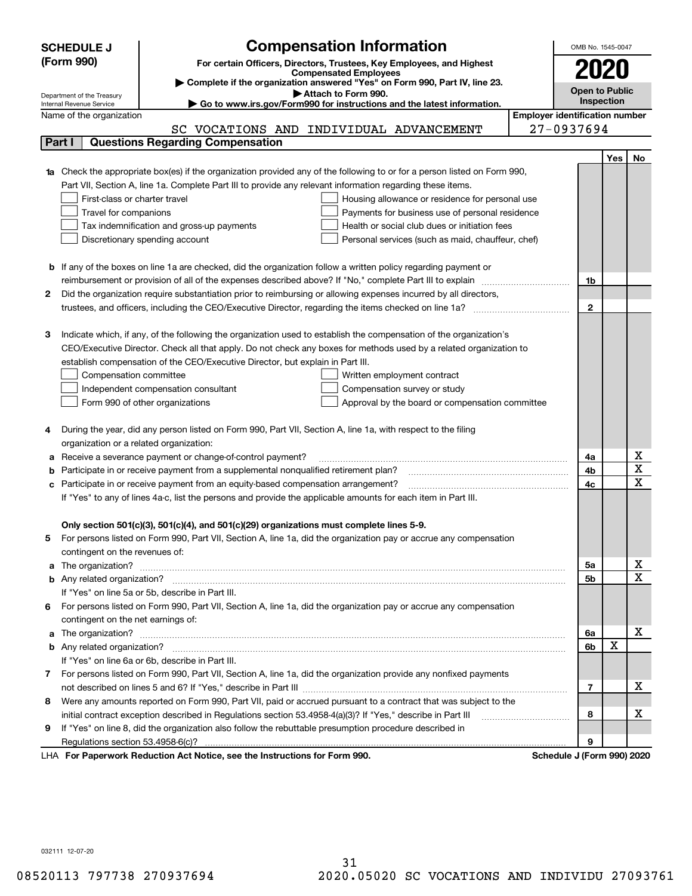**SCHEDULE J (Form 990)**

Department of the Treasury
Internal Revenue Service

# Compensation Information

**For certain Officers, Directors, Trustees, Key Employees, and Highest Compensated Employees**

▶ **Complete if the organization answered "Yes" on Form 990, Part IV, line 23.**

▶ **Attach to Form 990.**

▶ **Go to www.irs.gov/Form990 for instructions and the latest information.**

OMB No. 1545-0047

**2020**

**Open to Public Inspection**

Name of the organization: SC VOCATIONS AND INDIVIDUAL ADVANCEMENT

Employer identification number: 27-0937694

## Part I Questions Regarding Compensation

| | | Line | Yes | No |
|---|---|---|---|---|
| **1a** | Check the appropriate box(es) if the organization provided any of the following to or for a person listed on Form 990, Part VII, Section A, line 1a. Complete Part III to provide any relevant information regarding these items.<br>☐ First-class or charter travel ☐ Housing allowance or residence for personal use<br>☐ Travel for companions ☐ Payments for business use of personal residence<br>☐ Tax indemnification and gross-up payments ☐ Health or social club dues or initiation fees<br>☐ Discretionary spending account ☐ Personal services (such as maid, chauffeur, chef) | | | |
| **b** | If any of the boxes on line 1a are checked, did the organization follow a written policy regarding payment or reimbursement or provision of all of the expenses described above? If "No," complete Part III to explain | 1b | | |
| **2** | Did the organization require substantiation prior to reimbursing or allowing expenses incurred by all directors, trustees, and officers, including the CEO/Executive Director, regarding the items checked on line 1a? | 2 | | |
| **3** | Indicate which, if any, of the following the organization used to establish the compensation of the organization's CEO/Executive Director. Check all that apply. Do not check any boxes for methods used by a related organization to establish compensation of the CEO/Executive Director, but explain in Part III.<br>☐ Compensation committee ☐ Written employment contract<br>☐ Independent compensation consultant ☐ Compensation survey or study<br>☐ Form 990 of other organizations ☐ Approval by the board or compensation committee | | | |
| **4** | During the year, did any person listed on Form 990, Part VII, Section A, line 1a, with respect to the filing organization or a related organization: | | | |
| **a** | Receive a severance payment or change-of-control payment? | 4a | | X |
| **b** | Participate in or receive payment from a supplemental nonqualified retirement plan? | 4b | | X |
| **c** | Participate in or receive payment from an equity-based compensation arrangement? | 4c | | X |
| | If "Yes" to any of lines 4a-c, list the persons and provide the applicable amounts for each item in Part III. | | | |
| | **Only section 501(c)(3), 501(c)(4), and 501(c)(29) organizations must complete lines 5-9.** | | | |
| **5** | For persons listed on Form 990, Part VII, Section A, line 1a, did the organization pay or accrue any compensation contingent on the revenues of: | | | |
| **a** | The organization? | 5a | | X |
| **b** | Any related organization? | 5b | | X |
| | If "Yes" on line 5a or 5b, describe in Part III. | | | |
| **6** | For persons listed on Form 990, Part VII, Section A, line 1a, did the organization pay or accrue any compensation contingent on the net earnings of: | | | |
| **a** | The organization? | 6a | | X |
| **b** | Any related organization? | 6b | X | |
| | If "Yes" on line 6a or 6b, describe in Part III. | | | |
| **7** | For persons listed on Form 990, Part VII, Section A, line 1a, did the organization provide any nonfixed payments not described on lines 5 and 6? If "Yes," describe in Part III | 7 | | X |
| **8** | Were any amounts reported on Form 990, Part VII, paid or accrued pursuant to a contract that was subject to the initial contract exception described in Regulations section 53.4958-4(a)(3)? If "Yes," describe in Part III | 8 | | X |
| **9** | If "Yes" on line 8, did the organization also follow the rebuttable presumption procedure described in Regulations section 53.4958-6(c)? | 9 | | |

LHA **For Paperwork Reduction Act Notice, see the Instructions for Form 990.** **Schedule J (Form 990) 2020**

032111 12-07-20

08520113 797738 270937694 2020.05020 SC VOCATIONS AND INDIVIDU 27093761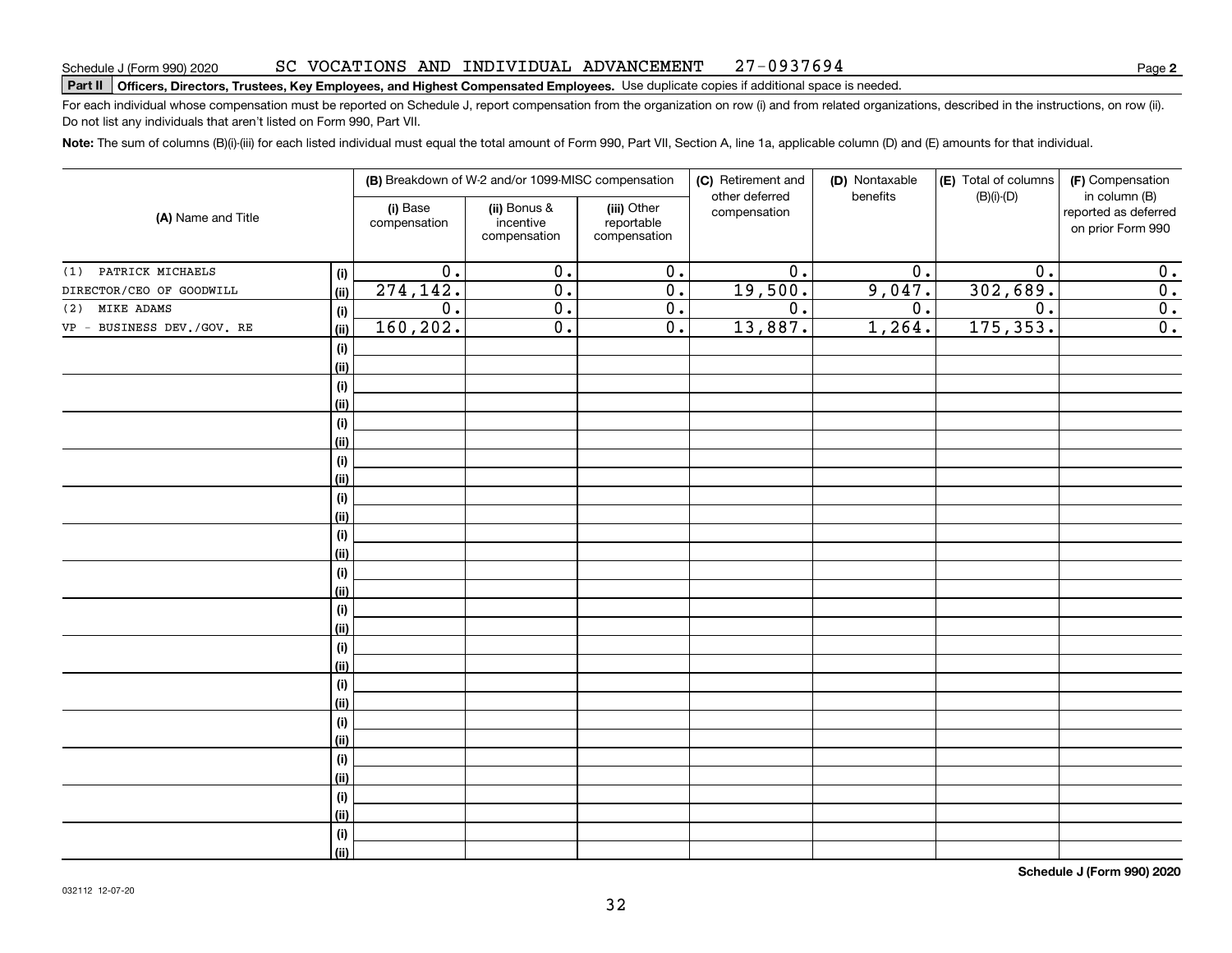Schedule J (Form 990) 2020 SC VOCATIONS AND INDIVIDUAL ADVANCEMENT 27-0937694 Page **2**

**Part II** **Officers, Directors, Trustees, Key Employees, and Highest Compensated Employees.** Use duplicate copies if additional space is needed.

For each individual whose compensation must be reported on Schedule J, report compensation from the organization on row (i) and from related organizations, described in the instructions, on row (ii). Do not list any individuals that aren't listed on Form 990, Part VII.

**Note:** The sum of columns (B)(i)-(iii) for each listed individual must equal the total amount of Form 990, Part VII, Section A, line 1a, applicable column (D) and (E) amounts for that individual.

| (A) Name and Title | | (B) Breakdown of W-2 and/or 1099-MISC compensation | | | (C) Retirement and other deferred compensation | (D) Nontaxable benefits | (E) Total of columns (B)(i)-(D) | (F) Compensation in column (B) reported as deferred on prior Form 990 |
|---|---|---|---|---|---|---|---|---|
| | | (i) Base compensation | (ii) Bonus & incentive compensation | (iii) Other reportable compensation | | | | |
| (1) PATRICK MICHAELS | (i) | 0. | 0. | 0. | 0. | 0. | 0. | 0. |
| DIRECTOR/CEO OF GOODWILL | (ii) | 274,142. | 0. | 0. | 19,500. | 9,047. | 302,689. | 0. |
| (2) MIKE ADAMS | (i) | 0. | 0. | 0. | 0. | 0. | 0. | 0. |
| VP - BUSINESS DEV./GOV. RE | (ii) | 160,202. | 0. | 0. | 13,887. | 1,264. | 175,353. | 0. |

**Schedule J (Form 990) 2020**

032112 12-07-20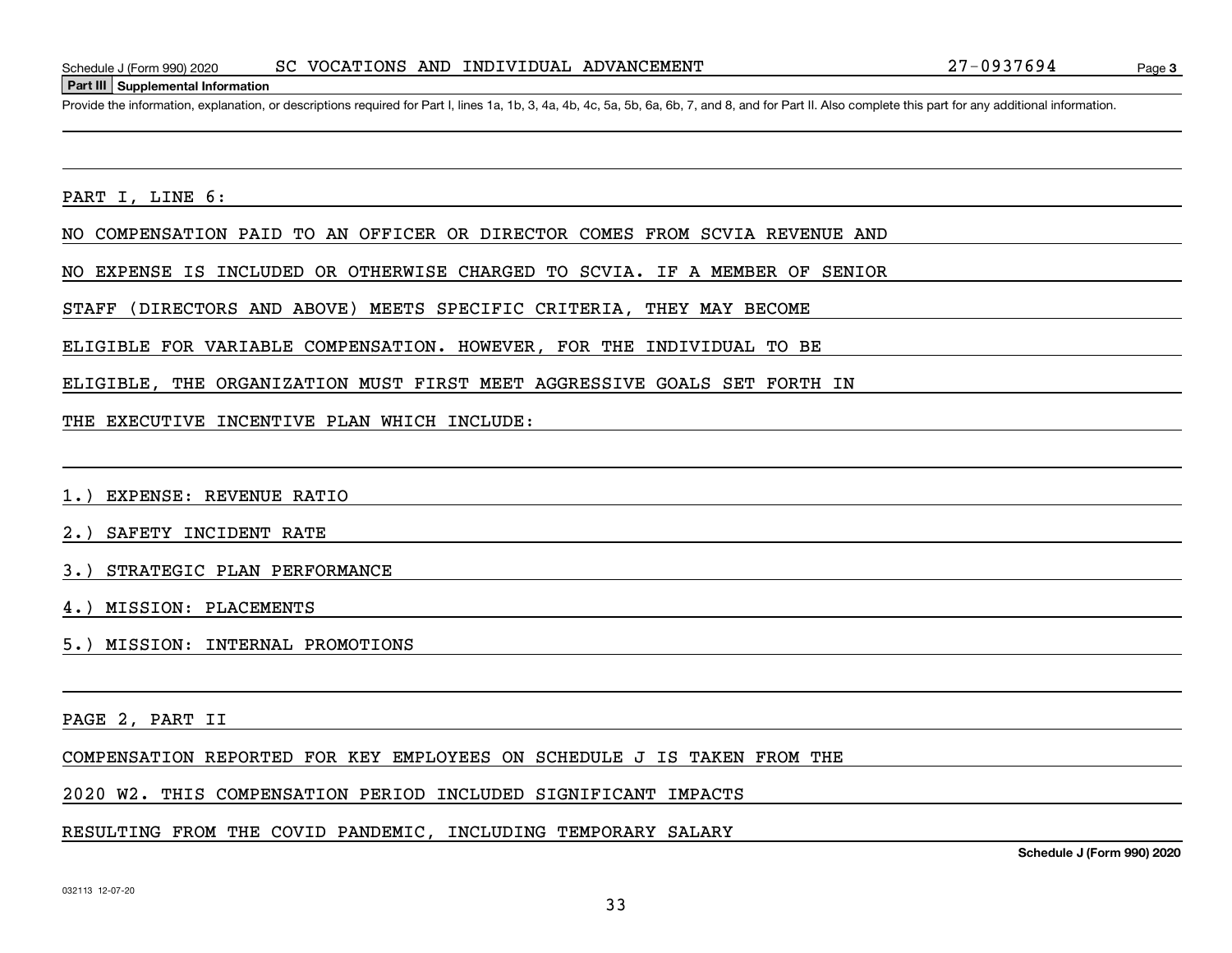## Part III Supplemental Information

Provide the information, explanation, or descriptions required for Part I, lines 1a, 1b, 3, 4a, 4b, 4c, 5a, 5b, 6a, 6b, 7, and 8, and for Part II. Also complete this part for any additional information.

PART I, LINE 6:

NO COMPENSATION PAID TO AN OFFICER OR DIRECTOR COMES FROM SCVIA REVENUE AND NO EXPENSE IS INCLUDED OR OTHERWISE CHARGED TO SCVIA. IF A MEMBER OF SENIOR STAFF (DIRECTORS AND ABOVE) MEETS SPECIFIC CRITERIA, THEY MAY BECOME ELIGIBLE FOR VARIABLE COMPENSATION. HOWEVER, FOR THE INDIVIDUAL TO BE ELIGIBLE, THE ORGANIZATION MUST FIRST MEET AGGRESSIVE GOALS SET FORTH IN THE EXECUTIVE INCENTIVE PLAN WHICH INCLUDE:

1.) EXPENSE: REVENUE RATIO

2.) SAFETY INCIDENT RATE

3.) STRATEGIC PLAN PERFORMANCE

4.) MISSION: PLACEMENTS

5.) MISSION: INTERNAL PROMOTIONS

PAGE 2, PART II

COMPENSATION REPORTED FOR KEY EMPLOYEES ON SCHEDULE J IS TAKEN FROM THE 2020 W2. THIS COMPENSATION PERIOD INCLUDED SIGNIFICANT IMPACTS RESULTING FROM THE COVID PANDEMIC, INCLUDING TEMPORARY SALARY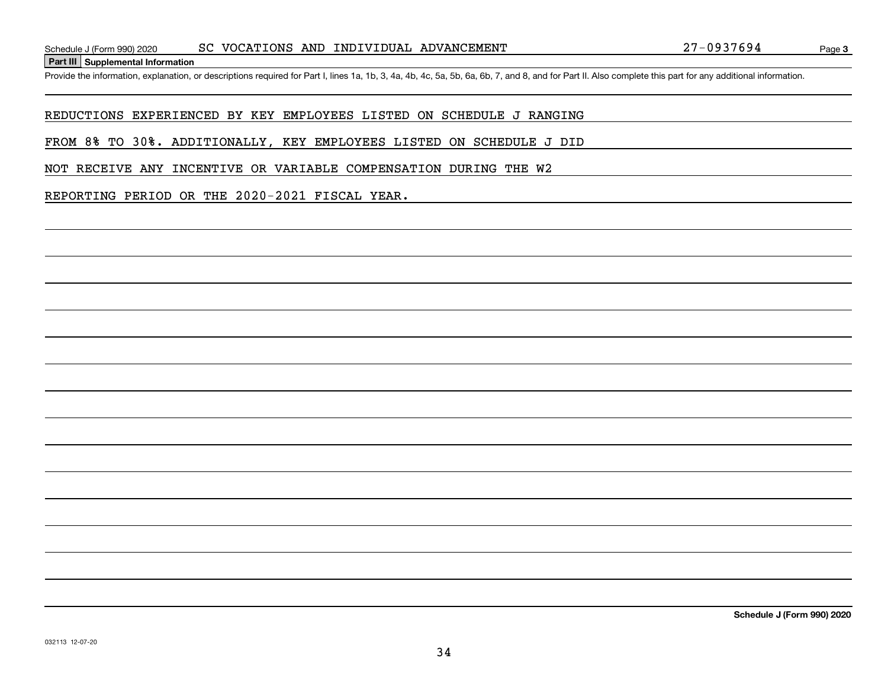## Part III Supplemental Information

Provide the information, explanation, or descriptions required for Part I, lines 1a, 1b, 3, 4a, 4b, 4c, 5a, 5b, 6a, 6b, 7, and 8, and for Part II. Also complete this part for any additional information.

REDUCTIONS EXPERIENCED BY KEY EMPLOYEES LISTED ON SCHEDULE J RANGING FROM 8% TO 30%. ADDITIONALLY, KEY EMPLOYEES LISTED ON SCHEDULE J DID NOT RECEIVE ANY INCENTIVE OR VARIABLE COMPENSATION DURING THE W2 REPORTING PERIOD OR THE 2020-2021 FISCAL YEAR.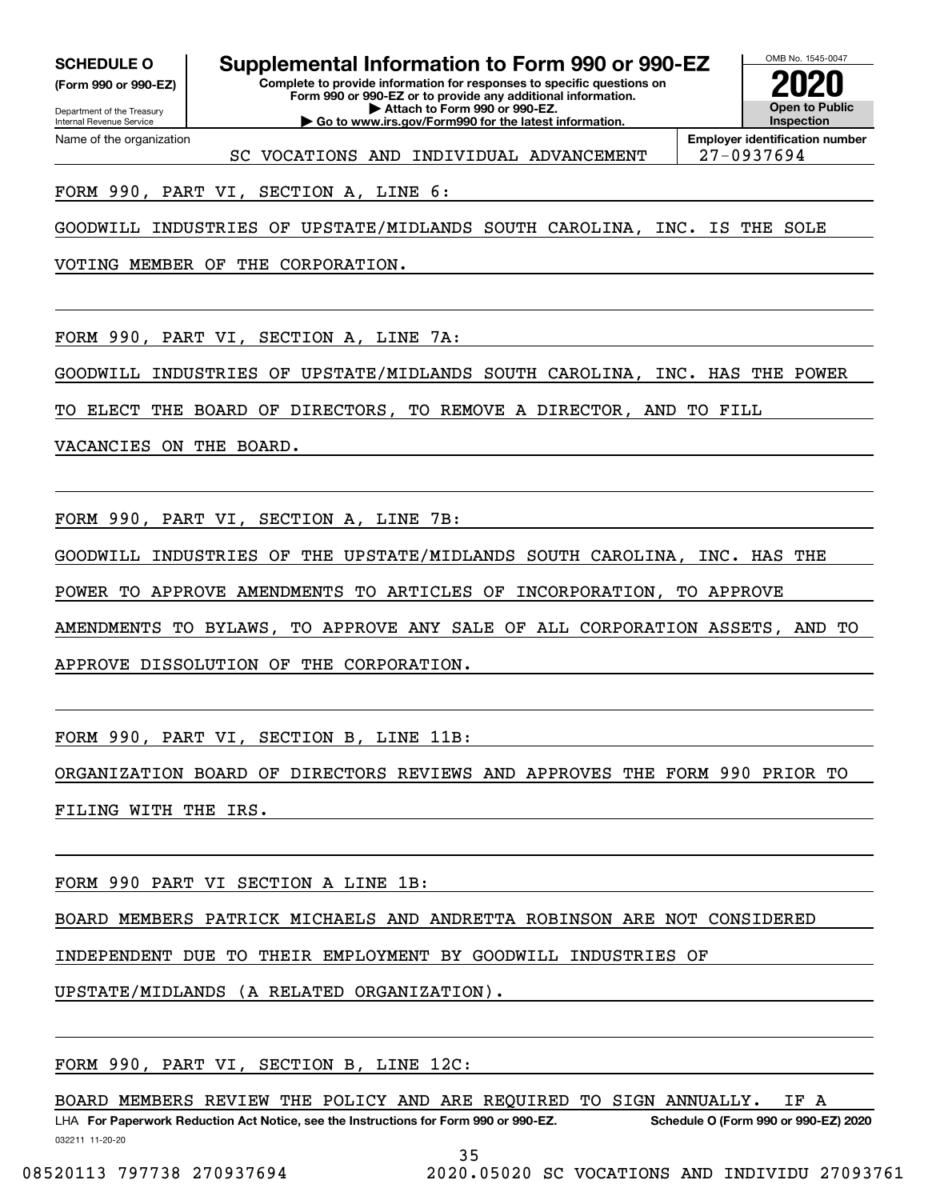**SCHEDULE O** (Form 990 or 990-EZ)

Department of the Treasury
Internal Revenue Service

# Supplemental Information to Form 990 or 990-EZ

**Complete to provide information for responses to specific questions on Form 990 or 990-EZ or to provide any additional information.**
**▶ Attach to Form 990 or 990-EZ.**
**▶ Go to www.irs.gov/Form990 for the latest information.**

OMB No. 1545-0047

**2020**

**Open to Public Inspection**

Name of the organization: SC VOCATIONS AND INDIVIDUAL ADVANCEMENT

**Employer identification number:** 27-0937694

FORM 990, PART VI, SECTION A, LINE 6:

GOODWILL INDUSTRIES OF UPSTATE/MIDLANDS SOUTH CAROLINA, INC. IS THE SOLE VOTING MEMBER OF THE CORPORATION.

FORM 990, PART VI, SECTION A, LINE 7A:

GOODWILL INDUSTRIES OF UPSTATE/MIDLANDS SOUTH CAROLINA, INC. HAS THE POWER TO ELECT THE BOARD OF DIRECTORS, TO REMOVE A DIRECTOR, AND TO FILL VACANCIES ON THE BOARD.

FORM 990, PART VI, SECTION A, LINE 7B:

GOODWILL INDUSTRIES OF THE UPSTATE/MIDLANDS SOUTH CAROLINA, INC. HAS THE POWER TO APPROVE AMENDMENTS TO ARTICLES OF INCORPORATION, TO APPROVE AMENDMENTS TO BYLAWS, TO APPROVE ANY SALE OF ALL CORPORATION ASSETS, AND TO APPROVE DISSOLUTION OF THE CORPORATION.

FORM 990, PART VI, SECTION B, LINE 11B:

ORGANIZATION BOARD OF DIRECTORS REVIEWS AND APPROVES THE FORM 990 PRIOR TO FILING WITH THE IRS.

FORM 990 PART VI SECTION A LINE 1B:

BOARD MEMBERS PATRICK MICHAELS AND ANDRETTA ROBINSON ARE NOT CONSIDERED INDEPENDENT DUE TO THEIR EMPLOYMENT BY GOODWILL INDUSTRIES OF UPSTATE/MIDLANDS (A RELATED ORGANIZATION).

FORM 990, PART VI, SECTION B, LINE 12C:

BOARD MEMBERS REVIEW THE POLICY AND ARE REQUIRED TO SIGN ANNUALLY. IF A

LHA **For Paperwork Reduction Act Notice, see the Instructions for Form 990 or 990-EZ.** **Schedule O (Form 990 or 990-EZ) 2020**

032211 11-20-20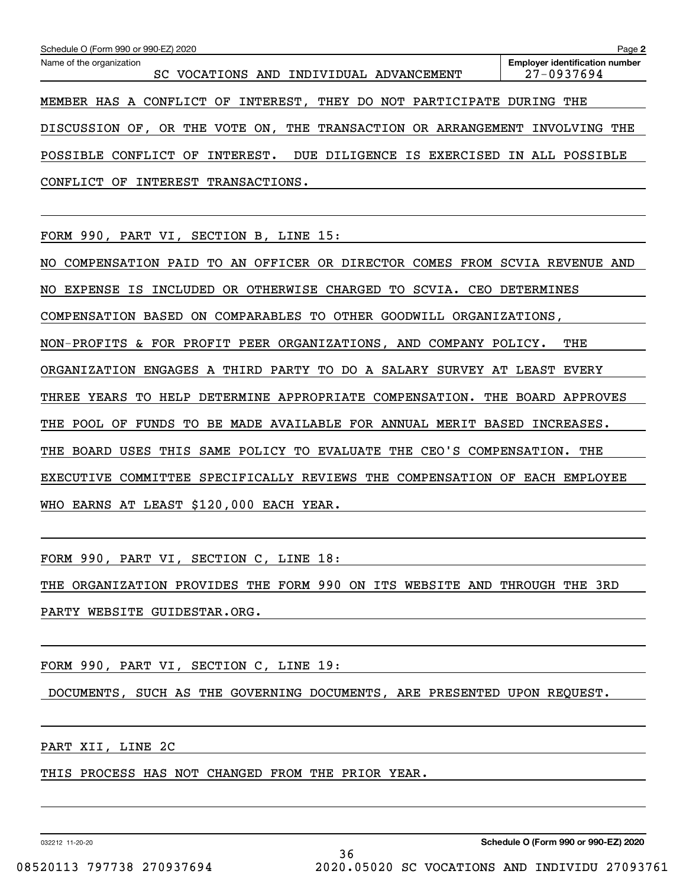Schedule O (Form 990 or 990-EZ) 2020

Name of the organization: SC VOCATIONS AND INDIVIDUAL ADVANCEMENT

Employer identification number: 27-0937694

MEMBER HAS A CONFLICT OF INTEREST, THEY DO NOT PARTICIPATE DURING THE DISCUSSION OF, OR THE VOTE ON, THE TRANSACTION OR ARRANGEMENT INVOLVING THE POSSIBLE CONFLICT OF INTEREST. DUE DILIGENCE IS EXERCISED IN ALL POSSIBLE CONFLICT OF INTEREST TRANSACTIONS.

FORM 990, PART VI, SECTION B, LINE 15:

NO COMPENSATION PAID TO AN OFFICER OR DIRECTOR COMES FROM SCVIA REVENUE AND NO EXPENSE IS INCLUDED OR OTHERWISE CHARGED TO SCVIA. CEO DETERMINES COMPENSATION BASED ON COMPARABLES TO OTHER GOODWILL ORGANIZATIONS, NON-PROFITS & FOR PROFIT PEER ORGANIZATIONS, AND COMPANY POLICY. THE ORGANIZATION ENGAGES A THIRD PARTY TO DO A SALARY SURVEY AT LEAST EVERY THREE YEARS TO HELP DETERMINE APPROPRIATE COMPENSATION. THE BOARD APPROVES THE POOL OF FUNDS TO BE MADE AVAILABLE FOR ANNUAL MERIT BASED INCREASES. THE BOARD USES THIS SAME POLICY TO EVALUATE THE CEO'S COMPENSATION. THE EXECUTIVE COMMITTEE SPECIFICALLY REVIEWS THE COMPENSATION OF EACH EMPLOYEE WHO EARNS AT LEAST $120,000 EACH YEAR.

FORM 990, PART VI, SECTION C, LINE 18:

THE ORGANIZATION PROVIDES THE FORM 990 ON ITS WEBSITE AND THROUGH THE 3RD PARTY WEBSITE GUIDESTAR.ORG.

FORM 990, PART VI, SECTION C, LINE 19:

DOCUMENTS, SUCH AS THE GOVERNING DOCUMENTS, ARE PRESENTED UPON REQUEST.

PART XII, LINE 2C

THIS PROCESS HAS NOT CHANGED FROM THE PRIOR YEAR.

032212 11-20-20

Schedule O (Form 990 or 990-EZ) 2020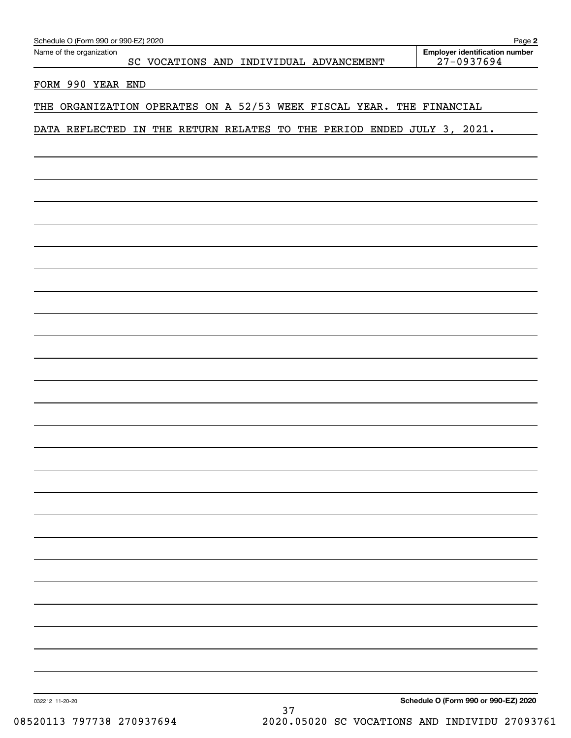Name of the organization: SC VOCATIONS AND INDIVIDUAL ADVANCEMENT

**Employer identification number** 27-0937694

FORM 990 YEAR END

THE ORGANIZATION OPERATES ON A 52/53 WEEK FISCAL YEAR. THE FINANCIAL DATA REFLECTED IN THE RETURN RELATES TO THE PERIOD ENDED JULY 3, 2021.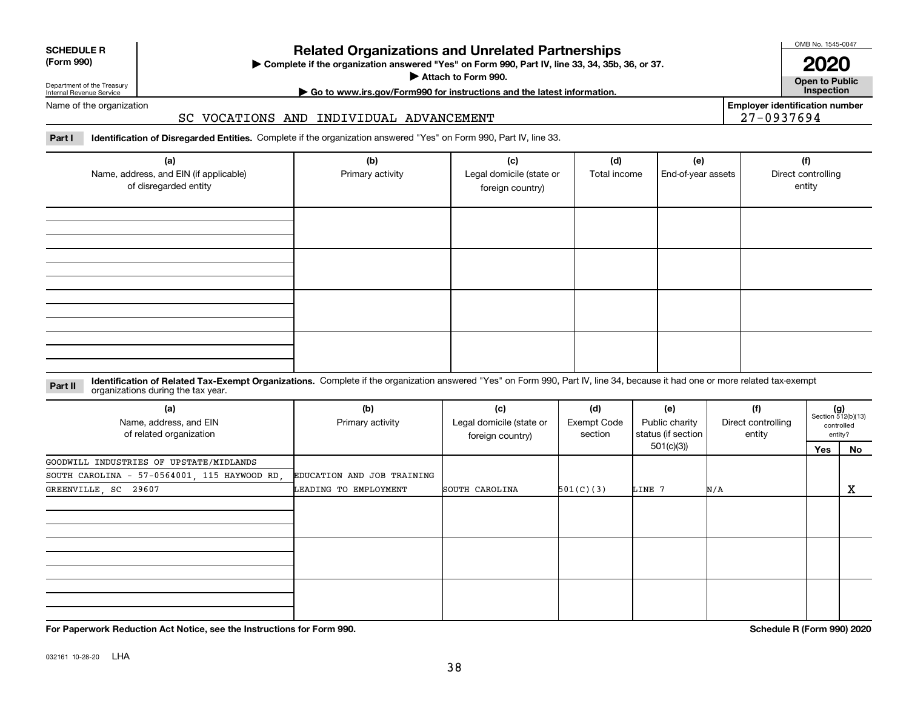**SCHEDULE R (Form 990)**

Department of the Treasury
Internal Revenue Service

# Related Organizations and Unrelated Partnerships

▶ Complete if the organization answered "Yes" on Form 990, Part IV, line 33, 34, 35b, 36, or 37.
▶ Attach to Form 990.
▶ Go to www.irs.gov/Form990 for instructions and the latest information.

OMB No. 1545-0047

**2020**

**Open to Public Inspection**

Name of the organization: SC VOCATIONS AND INDIVIDUAL ADVANCEMENT

Employer identification number: 27-0937694

**Part I** **Identification of Disregarded Entities.** Complete if the organization answered "Yes" on Form 990, Part IV, line 33.

| (a) Name, address, and EIN (if applicable) of disregarded entity | (b) Primary activity | (c) Legal domicile (state or foreign country) | (d) Total income | (e) End-of-year assets | (f) Direct controlling entity |
|---|---|---|---|---|---|
| | | | | | |
| | | | | | |
| | | | | | |
| | | | | | |

**Part II** **Identification of Related Tax-Exempt Organizations.** Complete if the organization answered "Yes" on Form 990, Part IV, line 34, because it had one or more related tax-exempt organizations during the tax year.

| (a) Name, address, and EIN of related organization | (b) Primary activity | (c) Legal domicile (state or foreign country) | (d) Exempt Code section | (e) Public charity status (if section 501(c)(3)) | (f) Direct controlling entity | (g) Section 512(b)(13) controlled entity? | |
|---|---|---|---|---|---|---|---|
| | | | | | | Yes | No |
| GOODWILL INDUSTRIES OF UPSTATE/MIDLANDS SOUTH CAROLINA - 57-0564001, 115 HAYWOOD RD, GREENVILLE, SC 29607 | EDUCATION AND JOB TRAINING LEADING TO EMPLOYMENT | SOUTH CAROLINA | 501(C)(3) | LINE 7 | N/A | | X |
| | | | | | | | |
| | | | | | | | |
| | | | | | | | |

**For Paperwork Reduction Act Notice, see the Instructions for Form 990.** **Schedule R (Form 990) 2020**

032161 10-28-20 LHA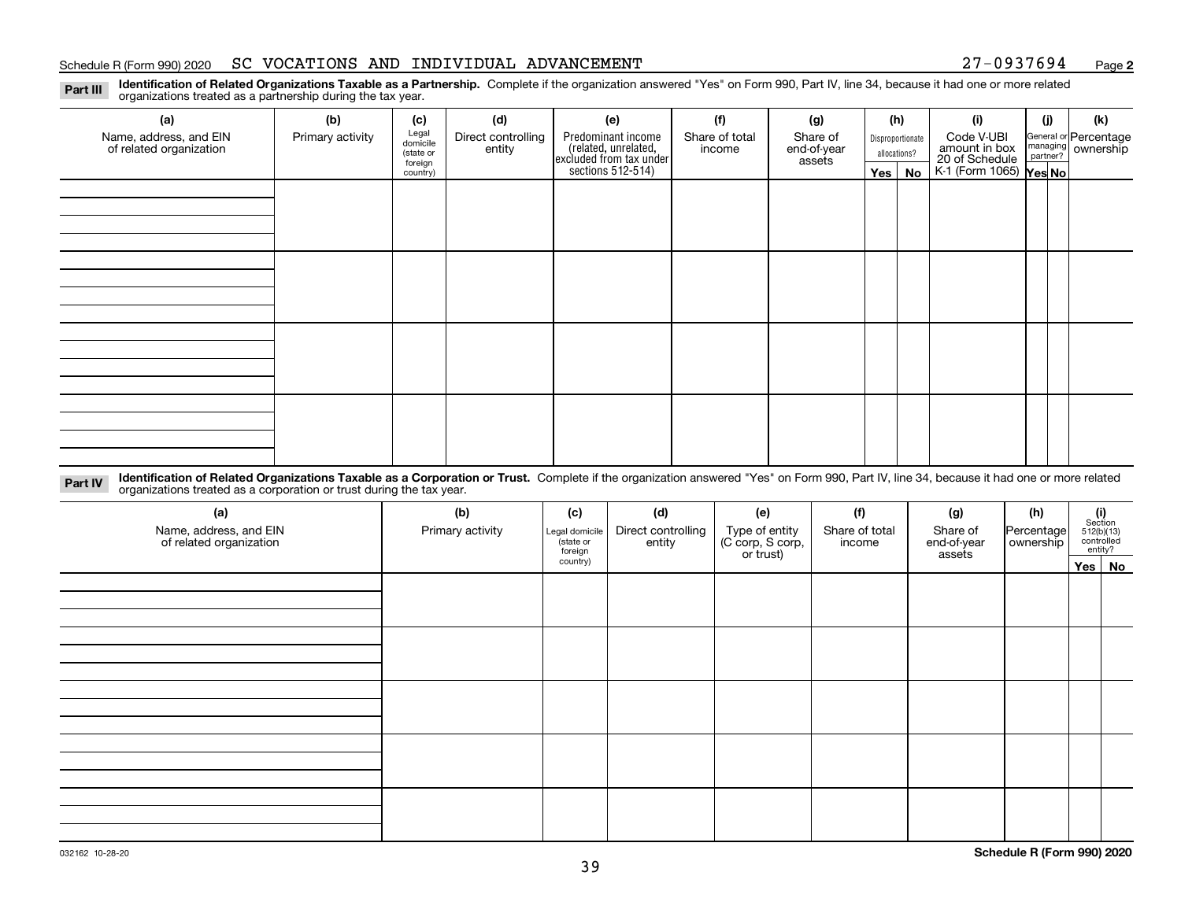Schedule R (Form 990) 2020 SC VOCATIONS AND INDIVIDUAL ADVANCEMENT 27-0937694 Page **2**

**Part III** **Identification of Related Organizations Taxable as a Partnership.** Complete if the organization answered "Yes" on Form 990, Part IV, line 34, because it had one or more related organizations treated as a partnership during the tax year.

| (a) Name, address, and EIN of related organization | (b) Primary activity | (c) Legal domicile (state or foreign country) | (d) Direct controlling entity | (e) Predominant income (related, unrelated, excluded from tax under sections 512-514) | (f) Share of total income | (g) Share of end-of-year assets | (h) Disproportionate allocations? Yes | No | (i) Code V-UBI amount in box 20 of Schedule K-1 (Form 1065) | (j) General or managing partner? Yes | No | (k) Percentage ownership |
|---|---|---|---|---|---|---|---|---|---|---|---|---|
| | | | | | | | | | | | | |
| | | | | | | | | | | | | |
| | | | | | | | | | | | | |
| | | | | | | | | | | | | |

**Part IV** **Identification of Related Organizations Taxable as a Corporation or Trust.** Complete if the organization answered "Yes" on Form 990, Part IV, line 34, because it had one or more related organizations treated as a corporation or trust during the tax year.

| (a) Name, address, and EIN of related organization | (b) Primary activity | (c) Legal domicile (state or foreign country) | (d) Direct controlling entity | (e) Type of entity (C corp, S corp, or trust) | (f) Share of total income | (g) Share of end-of-year assets | (h) Percentage ownership | (i) Section 512(b)(13) controlled entity? Yes | No |
|---|---|---|---|---|---|---|---|---|---|
| | | | | | | | | | |
| | | | | | | | | | |
| | | | | | | | | | |
| | | | | | | | | | |
| | | | | | | | | | |

032162 10-28-20 **Schedule R (Form 990) 2020**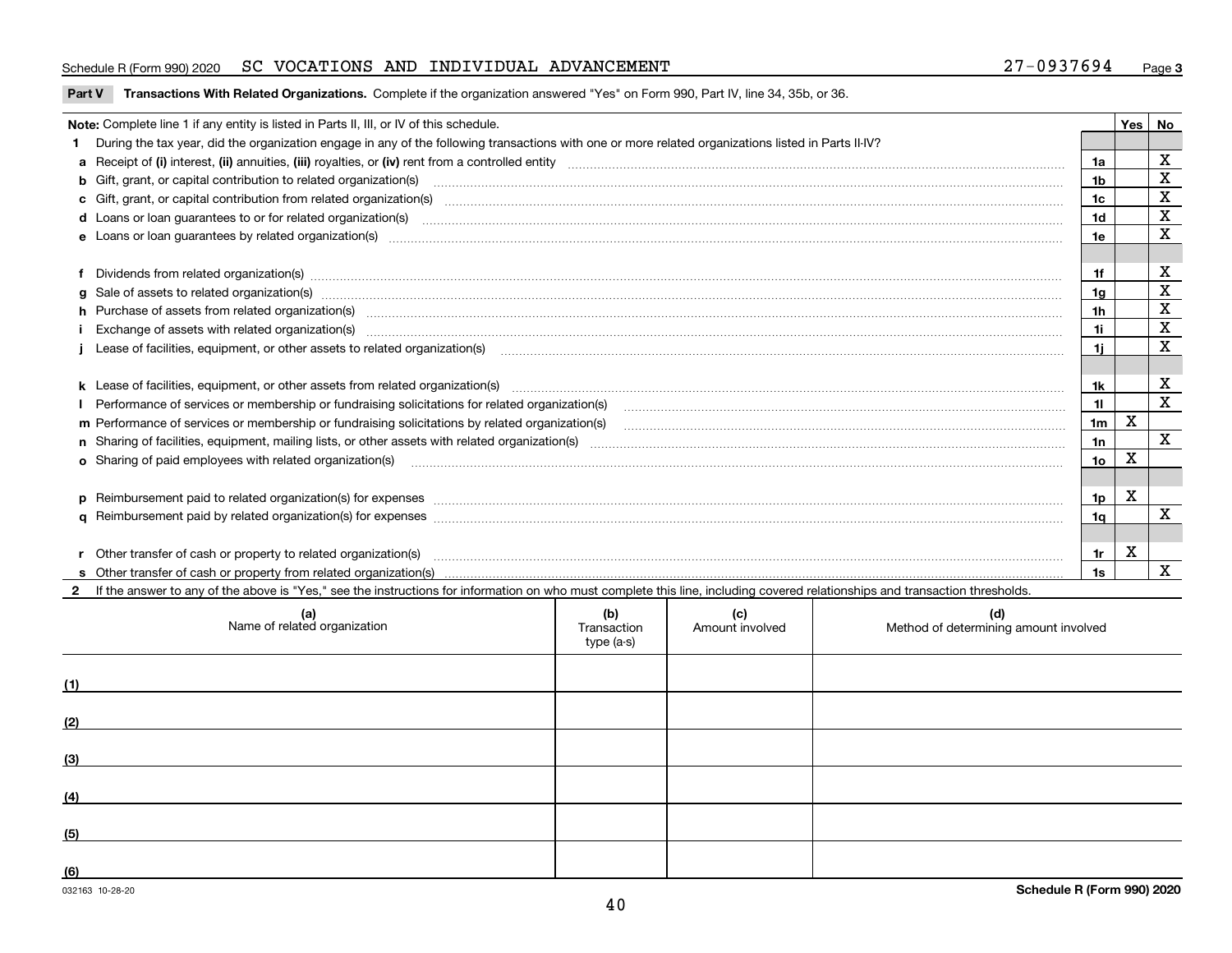Schedule R (Form 990) 2020 SC VOCATIONS AND INDIVIDUAL ADVANCEMENT 27-0937694 Page 3

**Part V Transactions With Related Organizations.** Complete if the organization answered "Yes" on Form 990, Part IV, line 34, 35b, or 36.

| Note: Complete line 1 if any entity is listed in Parts II, III, or IV of this schedule. | | Yes | No |
|---|---|---|---|
| **1** During the tax year, did the organization engage in any of the following transactions with one or more related organizations listed in Parts II-IV? | | | |
| **a** Receipt of **(i)** interest, **(ii)** annuities, **(iii)** royalties, or **(iv)** rent from a controlled entity | 1a | | X |
| **b** Gift, grant, or capital contribution to related organization(s) | 1b | | X |
| **c** Gift, grant, or capital contribution from related organization(s) | 1c | | X |
| **d** Loans or loan guarantees to or for related organization(s) | 1d | | X |
| **e** Loans or loan guarantees by related organization(s) | 1e | | X |
| **f** Dividends from related organization(s) | 1f | | X |
| **g** Sale of assets to related organization(s) | 1g | | X |
| **h** Purchase of assets from related organization(s) | 1h | | X |
| **i** Exchange of assets with related organization(s) | 1i | | X |
| **j** Lease of facilities, equipment, or other assets to related organization(s) | 1j | | X |
| **k** Lease of facilities, equipment, or other assets from related organization(s) | 1k | | X |
| **l** Performance of services or membership or fundraising solicitations for related organization(s) | 1l | | X |
| **m** Performance of services or membership or fundraising solicitations by related organization(s) | 1m | X | |
| **n** Sharing of facilities, equipment, mailing lists, or other assets with related organization(s) | 1n | | X |
| **o** Sharing of paid employees with related organization(s) | 1o | X | |
| **p** Reimbursement paid to related organization(s) for expenses | 1p | X | |
| **q** Reimbursement paid by related organization(s) for expenses | 1q | | X |
| **r** Other transfer of cash or property to related organization(s) | 1r | X | |
| **s** Other transfer of cash or property from related organization(s) | 1s | | X |

**2** If the answer to any of the above is "Yes," see the instructions for information on who must complete this line, including covered relationships and transaction thresholds.

| | (a) Name of related organization | (b) Transaction type (a-s) | (c) Amount involved | (d) Method of determining amount involved |
|---|---|---|---|---|
| (1) | | | | |
| (2) | | | | |
| (3) | | | | |
| (4) | | | | |
| (5) | | | | |
| (6) | | | | |

032163 10-28-20 **Schedule R (Form 990) 2020**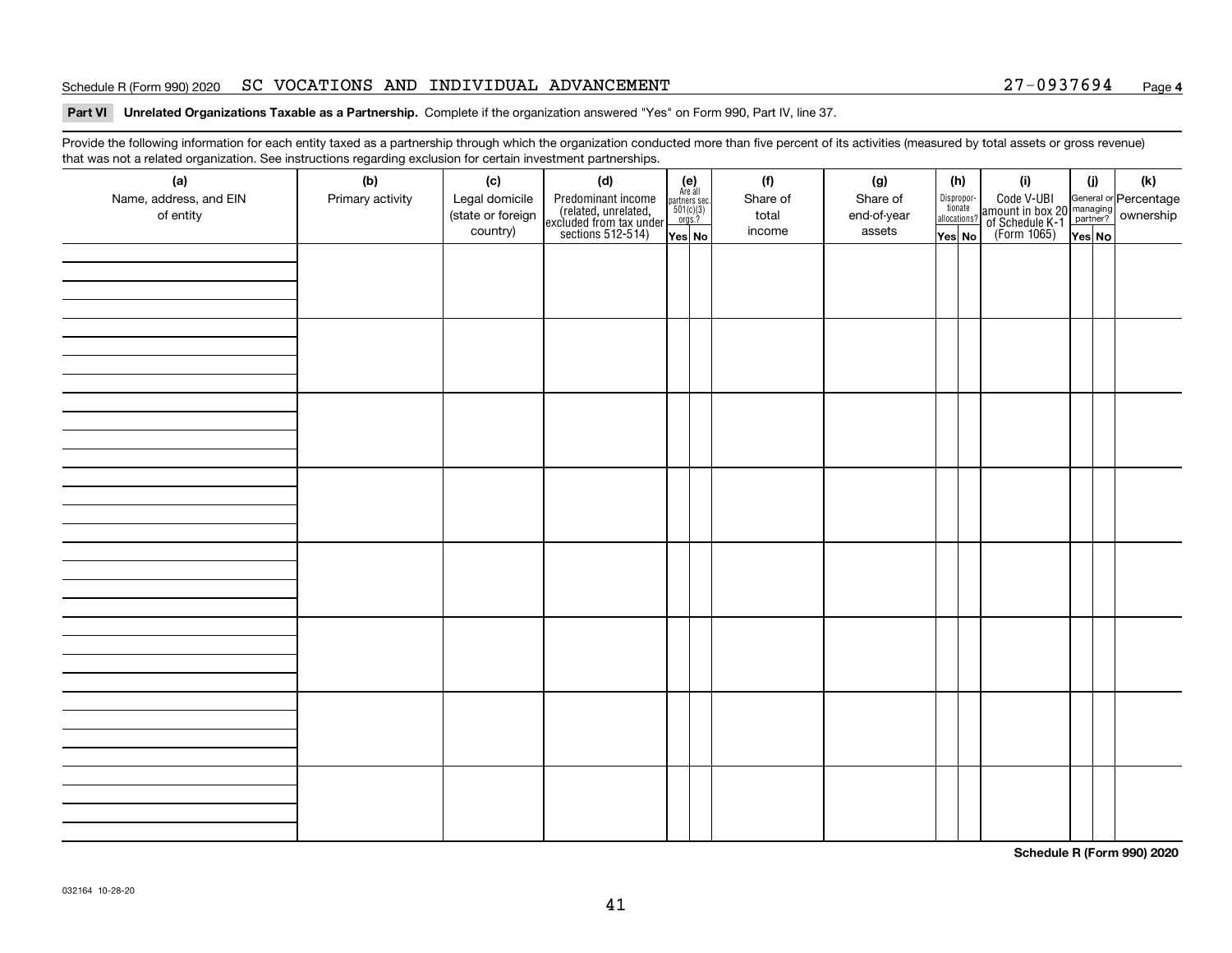Schedule R (Form 990) 2020 SC VOCATIONS AND INDIVIDUAL ADVANCEMENT 27-0937694 Page **4**

**Part VI Unrelated Organizations Taxable as a Partnership.** Complete if the organization answered "Yes" on Form 990, Part IV, line 37.

Provide the following information for each entity taxed as a partnership through which the organization conducted more than five percent of its activities (measured by total assets or gross revenue) that was not a related organization. See instructions regarding exclusion for certain investment partnerships.

| (a) Name, address, and EIN of entity | (b) Primary activity | (c) Legal domicile (state or foreign country) | (d) Predominant income (related, unrelated, excluded from tax under sections 512-514) | (e) Are all partners sec. 501(c)(3) orgs.? | | (f) Share of total income | (g) Share of end-of-year assets | (h) Disproportionate allocations? | | (i) Code V-UBI amount in box 20 of Schedule K-1 (Form 1065) | (j) General or managing partner? | | (k) Percentage ownership |
|---|---|---|---|---|---|---|---|---|---|---|---|---|---|
| | | | | Yes | No | | | Yes | No | | Yes | No | |
| | | | | | | | | | | | | | |
| | | | | | | | | | | | | | |
| | | | | | | | | | | | | | |
| | | | | | | | | | | | | | |
| | | | | | | | | | | | | | |
| | | | | | | | | | | | | | |
| | | | | | | | | | | | | | |
| | | | | | | | | | | | | | |

**Schedule R (Form 990) 2020**

032164 10-28-20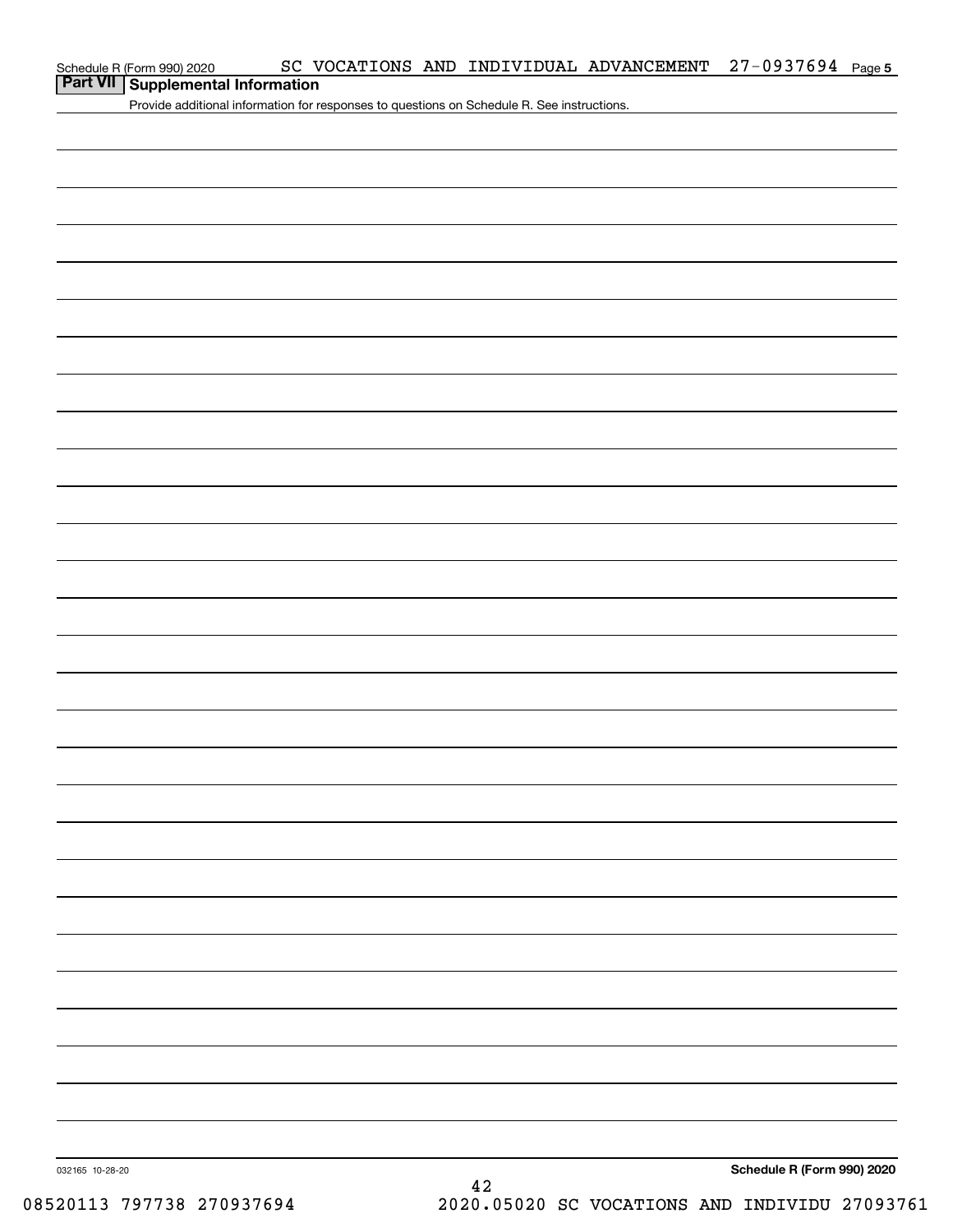Schedule R (Form 990) 2020 SC VOCATIONS AND INDIVIDUAL ADVANCEMENT 27-0937694 Page 5

## Part VII Supplemental Information

Provide additional information for responses to questions on Schedule R. See instructions.

032165 10-28-20

**Schedule R (Form 990) 2020**

08520113 797738 270937694 2020.05020 SC VOCATIONS AND INDIVIDU 27093761